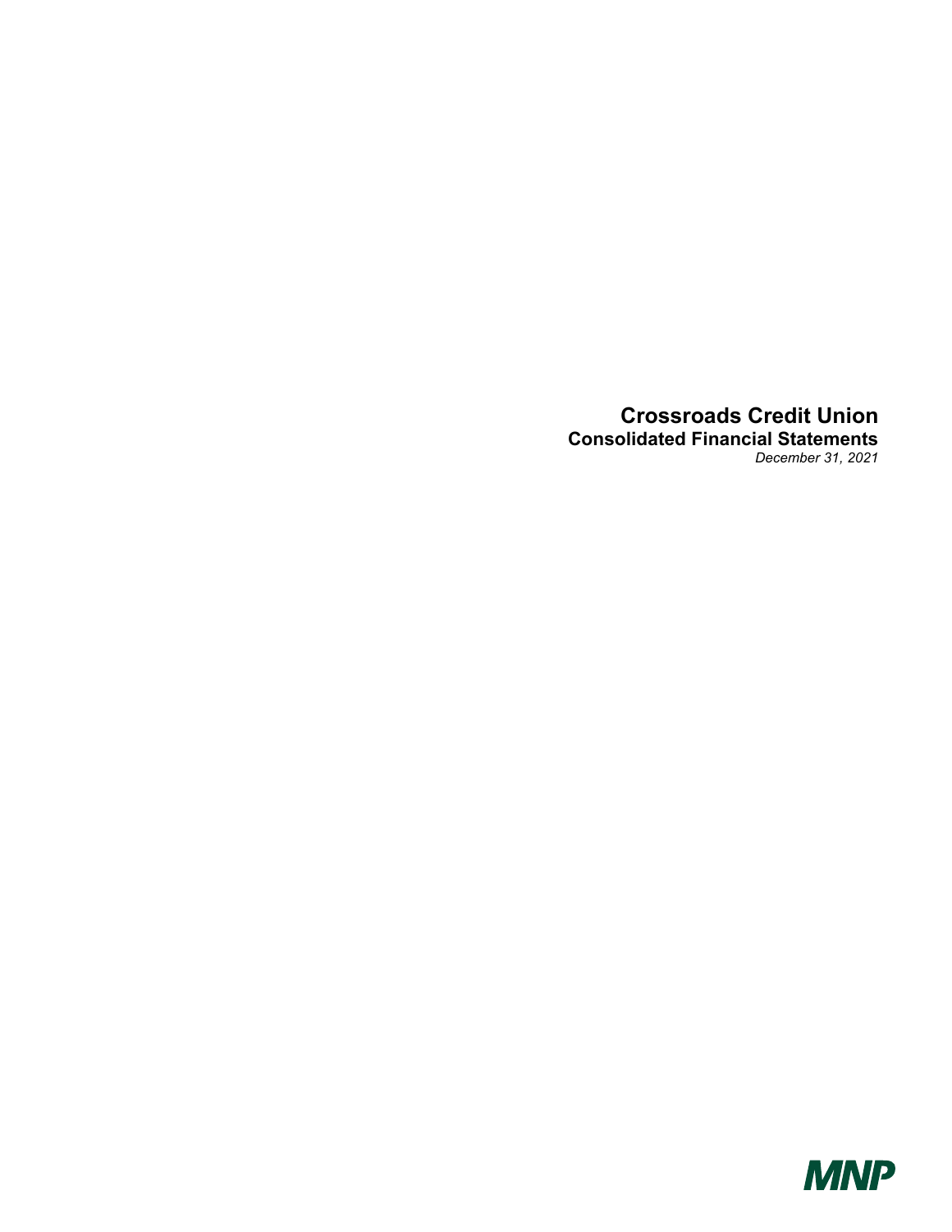# Crossroads Credit Union

## Consolidated Financial Statements

*December 31, 2021*

MNP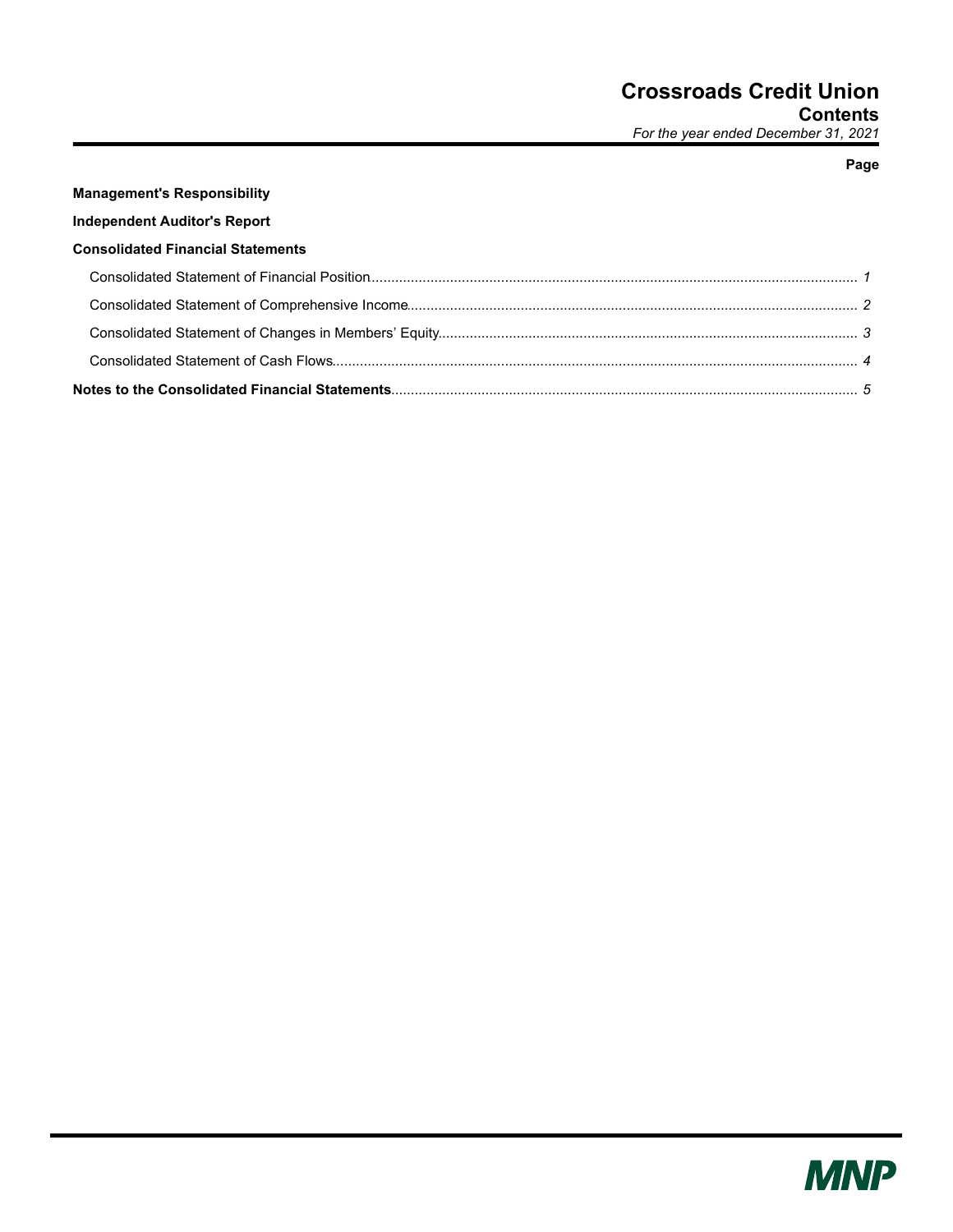# Crossroads Credit Union
## Contents
*For the year ended December 31, 2021*

| | Page |
|---|---|
| **Management's Responsibility** | |
| **Independent Auditor's Report** | |
| **Consolidated Financial Statements** | |
| Consolidated Statement of Financial Position | *1* |
| Consolidated Statement of Comprehensive Income | *2* |
| Consolidated Statement of Changes in Members' Equity | *3* |
| Consolidated Statement of Cash Flows | *4* |
| **Notes to the Consolidated Financial Statements** | *5* |

MNP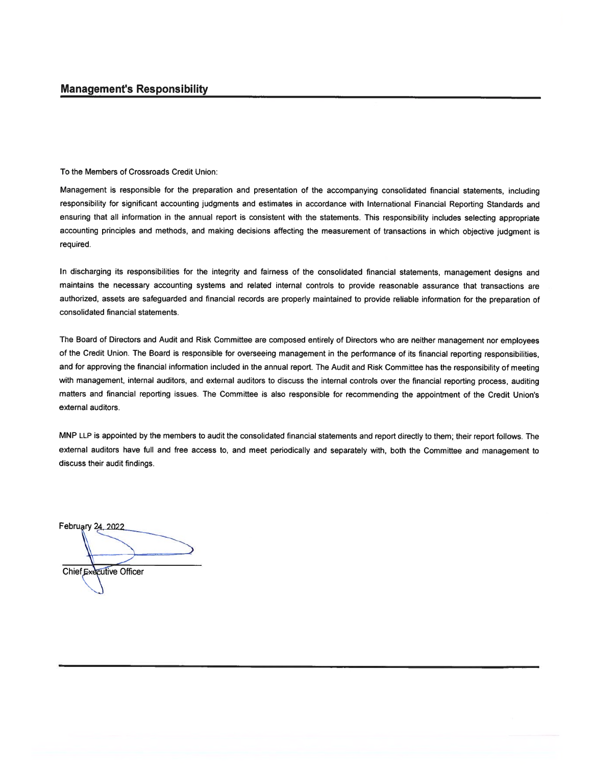## Management's Responsibility

To the Members of Crossroads Credit Union:

Management is responsible for the preparation and presentation of the accompanying consolidated financial statements, including responsibility for significant accounting judgments and estimates in accordance with International Financial Reporting Standards and ensuring that all information in the annual report is consistent with the statements. This responsibility includes selecting appropriate accounting principles and methods, and making decisions affecting the measurement of transactions in which objective judgment is required.

In discharging its responsibilities for the integrity and fairness of the consolidated financial statements, management designs and maintains the necessary accounting systems and related internal controls to provide reasonable assurance that transactions are authorized, assets are safeguarded and financial records are properly maintained to provide reliable information for the preparation of consolidated financial statements.

The Board of Directors and Audit and Risk Committee are composed entirely of Directors who are neither management nor employees of the Credit Union. The Board is responsible for overseeing management in the performance of its financial reporting responsibilities, and for approving the financial information included in the annual report. The Audit and Risk Committee has the responsibility of meeting with management, internal auditors, and external auditors to discuss the internal controls over the financial reporting process, auditing matters and financial reporting issues. The Committee is also responsible for recommending the appointment of the Credit Union's external auditors.

MNP LLP is appointed by the members to audit the consolidated financial statements and report directly to them; their report follows. The external auditors have full and free access to, and meet periodically and separately with, both the Committee and management to discuss their audit findings.

February 24, 2022

Chief Executive Officer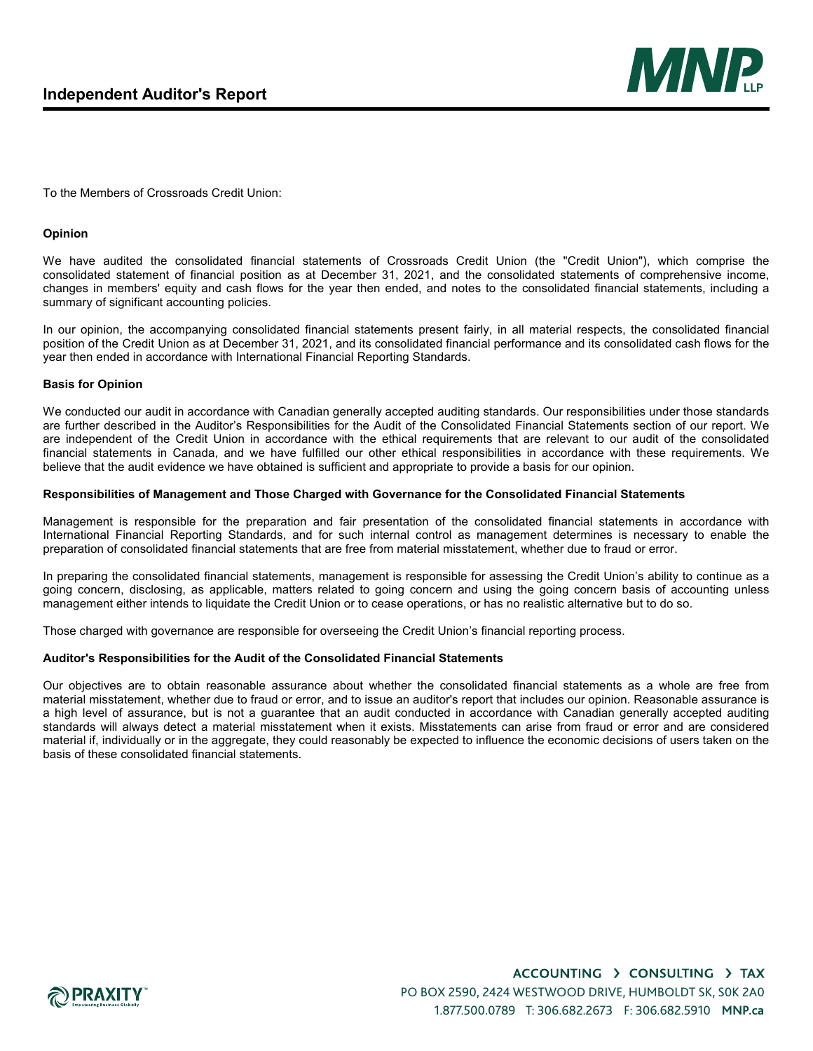# Independent Auditor's Report

To the Members of Crossroads Credit Union:

**Opinion**

We have audited the consolidated financial statements of Crossroads Credit Union (the "Credit Union"), which comprise the consolidated statement of financial position as at December 31, 2021, and the consolidated statements of comprehensive income, changes in members' equity and cash flows for the year then ended, and notes to the consolidated financial statements, including a summary of significant accounting policies.

In our opinion, the accompanying consolidated financial statements present fairly, in all material respects, the consolidated financial position of the Credit Union as at December 31, 2021, and its consolidated financial performance and its consolidated cash flows for the year then ended in accordance with International Financial Reporting Standards.

**Basis for Opinion**

We conducted our audit in accordance with Canadian generally accepted auditing standards. Our responsibilities under those standards are further described in the Auditor's Responsibilities for the Audit of the Consolidated Financial Statements section of our report. We are independent of the Credit Union in accordance with the ethical requirements that are relevant to our audit of the consolidated financial statements in Canada, and we have fulfilled our other ethical responsibilities in accordance with these requirements. We believe that the audit evidence we have obtained is sufficient and appropriate to provide a basis for our opinion.

**Responsibilities of Management and Those Charged with Governance for the Consolidated Financial Statements**

Management is responsible for the preparation and fair presentation of the consolidated financial statements in accordance with International Financial Reporting Standards, and for such internal control as management determines is necessary to enable the preparation of consolidated financial statements that are free from material misstatement, whether due to fraud or error.

In preparing the consolidated financial statements, management is responsible for assessing the Credit Union's ability to continue as a going concern, disclosing, as applicable, matters related to going concern and using the going concern basis of accounting unless management either intends to liquidate the Credit Union or to cease operations, or has no realistic alternative but to do so.

Those charged with governance are responsible for overseeing the Credit Union's financial reporting process.

**Auditor's Responsibilities for the Audit of the Consolidated Financial Statements**

Our objectives are to obtain reasonable assurance about whether the consolidated financial statements as a whole are free from material misstatement, whether due to fraud or error, and to issue an auditor's report that includes our opinion. Reasonable assurance is a high level of assurance, but is not a guarantee that an audit conducted in accordance with Canadian generally accepted auditing standards will always detect a material misstatement when it exists. Misstatements can arise from fraud or error and are considered material if, individually or in the aggregate, they could reasonably be expected to influence the economic decisions of users taken on the basis of these consolidated financial statements.

ACCOUNTING › CONSULTING › TAX
PO BOX 2590, 2424 WESTWOOD DRIVE, HUMBOLDT SK, S0K 2A0
1.877.500.0789 T: 306.682.2673 F: 306.682.5910 MNP.ca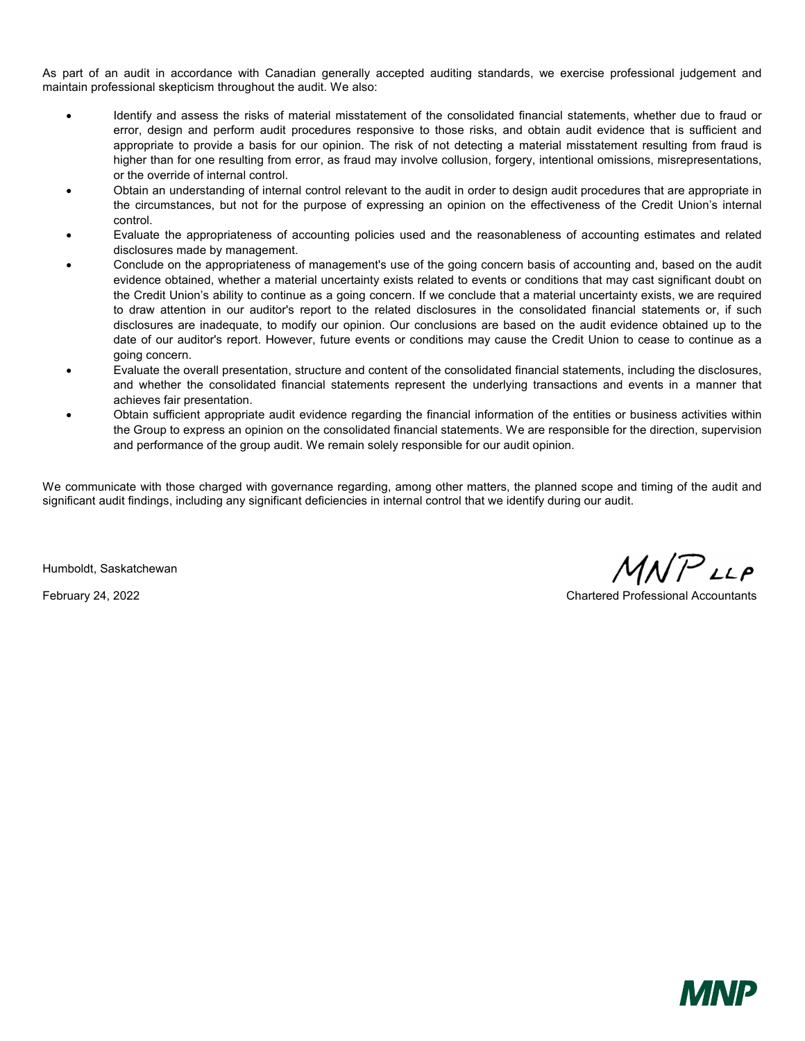As part of an audit in accordance with Canadian generally accepted auditing standards, we exercise professional judgement and maintain professional skepticism throughout the audit. We also:

- Identify and assess the risks of material misstatement of the consolidated financial statements, whether due to fraud or error, design and perform audit procedures responsive to those risks, and obtain audit evidence that is sufficient and appropriate to provide a basis for our opinion. The risk of not detecting a material misstatement resulting from fraud is higher than for one resulting from error, as fraud may involve collusion, forgery, intentional omissions, misrepresentations, or the override of internal control.
- Obtain an understanding of internal control relevant to the audit in order to design audit procedures that are appropriate in the circumstances, but not for the purpose of expressing an opinion on the effectiveness of the Credit Union's internal control.
- Evaluate the appropriateness of accounting policies used and the reasonableness of accounting estimates and related disclosures made by management.
- Conclude on the appropriateness of management's use of the going concern basis of accounting and, based on the audit evidence obtained, whether a material uncertainty exists related to events or conditions that may cast significant doubt on the Credit Union's ability to continue as a going concern. If we conclude that a material uncertainty exists, we are required to draw attention in our auditor's report to the related disclosures in the consolidated financial statements or, if such disclosures are inadequate, to modify our opinion. Our conclusions are based on the audit evidence obtained up to the date of our auditor's report. However, future events or conditions may cause the Credit Union to cease to continue as a going concern.
- Evaluate the overall presentation, structure and content of the consolidated financial statements, including the disclosures, and whether the consolidated financial statements represent the underlying transactions and events in a manner that achieves fair presentation.
- Obtain sufficient appropriate audit evidence regarding the financial information of the entities or business activities within the Group to express an opinion on the consolidated financial statements. We are responsible for the direction, supervision and performance of the group audit. We remain solely responsible for our audit opinion.

We communicate with those charged with governance regarding, among other matters, the planned scope and timing of the audit and significant audit findings, including any significant deficiencies in internal control that we identify during our audit.

Humboldt, Saskatchewan

February 24, 2022

MNP LLP

Chartered Professional Accountants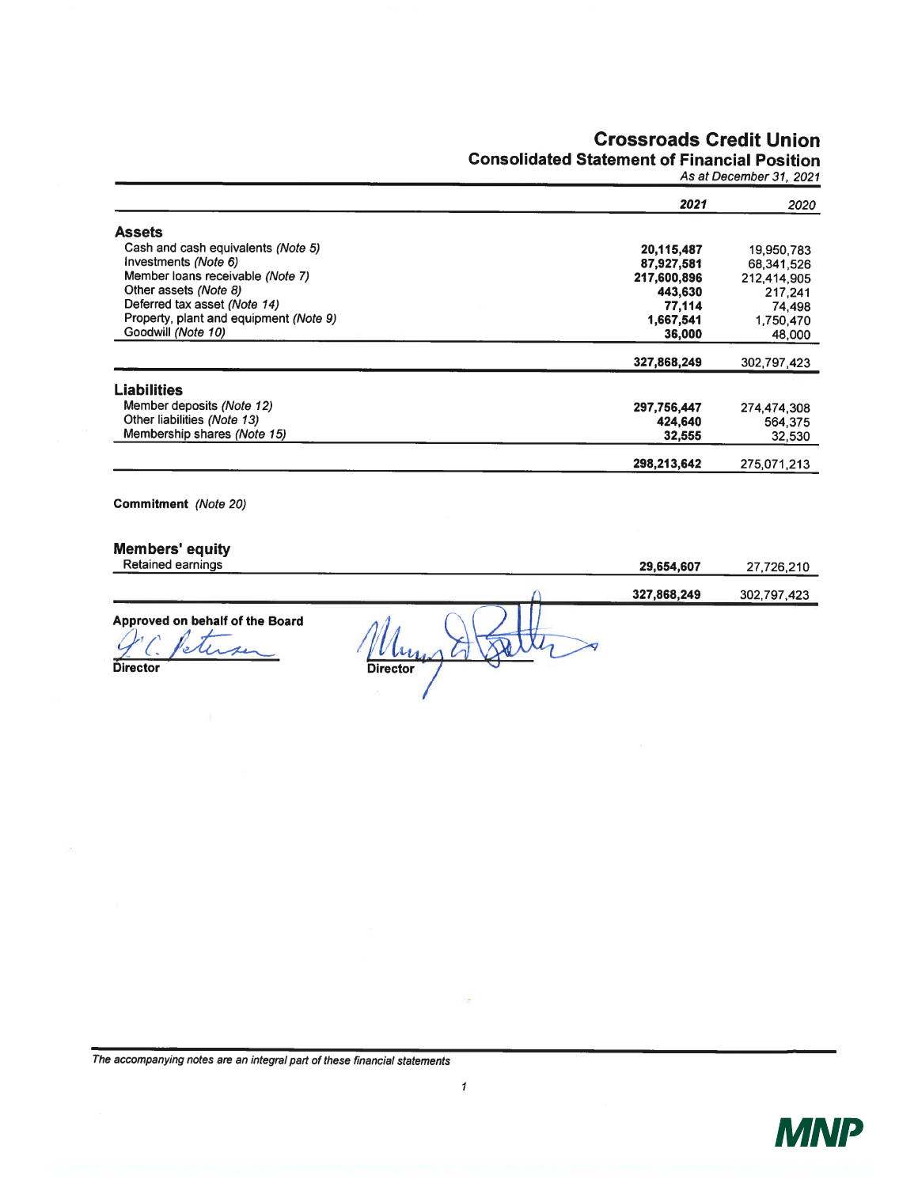# Crossroads Credit Union

## Consolidated Statement of Financial Position

*As at December 31, 2021*

| | 2021 | 2020 |
|---|---|---|
| **Assets** | | |
| Cash and cash equivalents *(Note 5)* | **20,115,487** | 19,950,783 |
| Investments *(Note 6)* | **87,927,581** | 68,341,526 |
| Member loans receivable *(Note 7)* | **217,600,896** | 212,414,905 |
| Other assets *(Note 8)* | **443,630** | 217,241 |
| Deferred tax asset *(Note 14)* | **77,114** | 74,498 |
| Property, plant and equipment *(Note 9)* | **1,667,541** | 1,750,470 |
| Goodwill *(Note 10)* | **36,000** | 48,000 |
| | **327,868,249** | 302,797,423 |
| **Liabilities** | | |
| Member deposits *(Note 12)* | **297,756,447** | 274,474,308 |
| Other liabilities *(Note 13)* | **424,640** | 564,375 |
| Membership shares *(Note 15)* | **32,555** | 32,530 |
| | **298,213,642** | 275,071,213 |

**Commitment** *(Note 20)*

| | 2021 | 2020 |
|---|---|---|
| **Members' equity** | | |
| Retained earnings | **29,654,607** | 27,726,210 |
| | **327,868,249** | 302,797,423 |

**Approved on behalf of the Board**

Director

Director

*The accompanying notes are an integral part of these financial statements*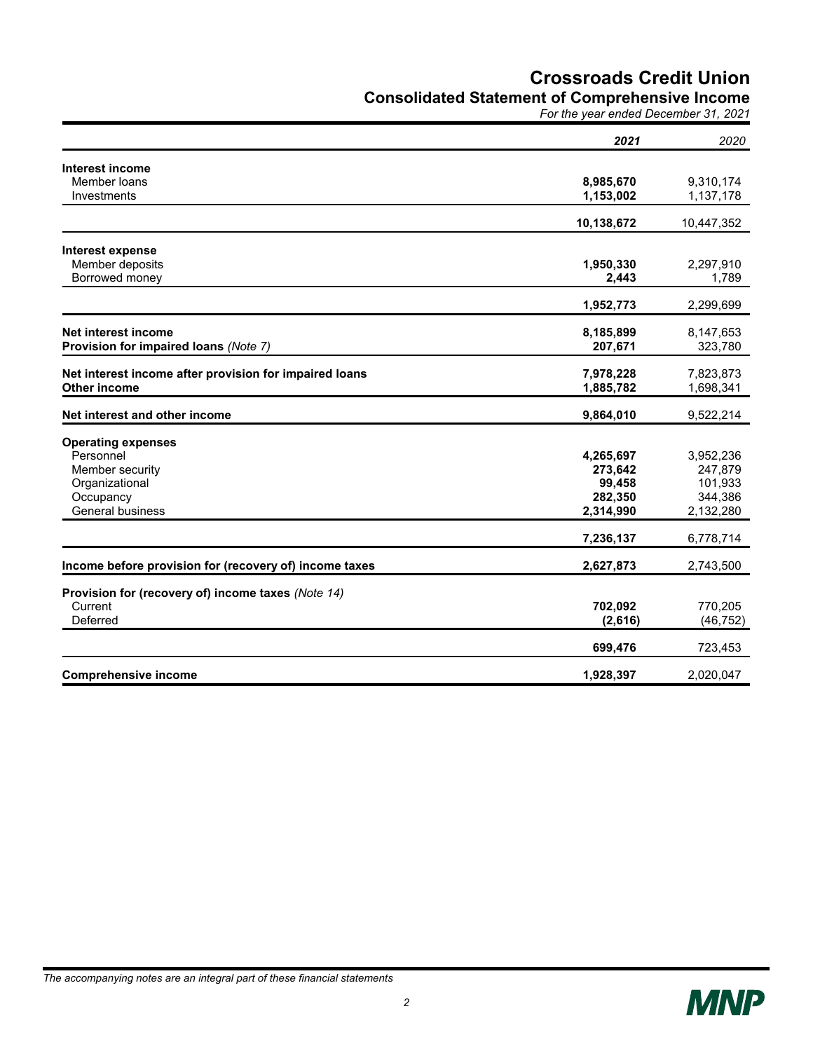# Crossroads Credit Union

## Consolidated Statement of Comprehensive Income

*For the year ended December 31, 2021*

| | ***2021*** | *2020* |
|---|---|---|
| **Interest income** | | |
| Member loans | **8,985,670** | 9,310,174 |
| Investments | **1,153,002** | 1,137,178 |
| | **10,138,672** | 10,447,352 |
| **Interest expense** | | |
| Member deposits | **1,950,330** | 2,297,910 |
| Borrowed money | **2,443** | 1,789 |
| | **1,952,773** | 2,299,699 |
| **Net interest income** | **8,185,899** | 8,147,653 |
| **Provision for impaired loans** *(Note 7)* | **207,671** | 323,780 |
| **Net interest income after provision for impaired loans** | **7,978,228** | 7,823,873 |
| **Other income** | **1,885,782** | 1,698,341 |
| **Net interest and other income** | **9,864,010** | 9,522,214 |
| **Operating expenses** | | |
| Personnel | **4,265,697** | 3,952,236 |
| Member security | **273,642** | 247,879 |
| Organizational | **99,458** | 101,933 |
| Occupancy | **282,350** | 344,386 |
| General business | **2,314,990** | 2,132,280 |
| | **7,236,137** | 6,778,714 |
| **Income before provision for (recovery of) income taxes** | **2,627,873** | 2,743,500 |
| **Provision for (recovery of) income taxes** *(Note 14)* | | |
| Current | **702,092** | 770,205 |
| Deferred | **(2,616)** | (46,752) |
| | **699,476** | 723,453 |
| **Comprehensive income** | **1,928,397** | 2,020,047 |

*The accompanying notes are an integral part of these financial statements*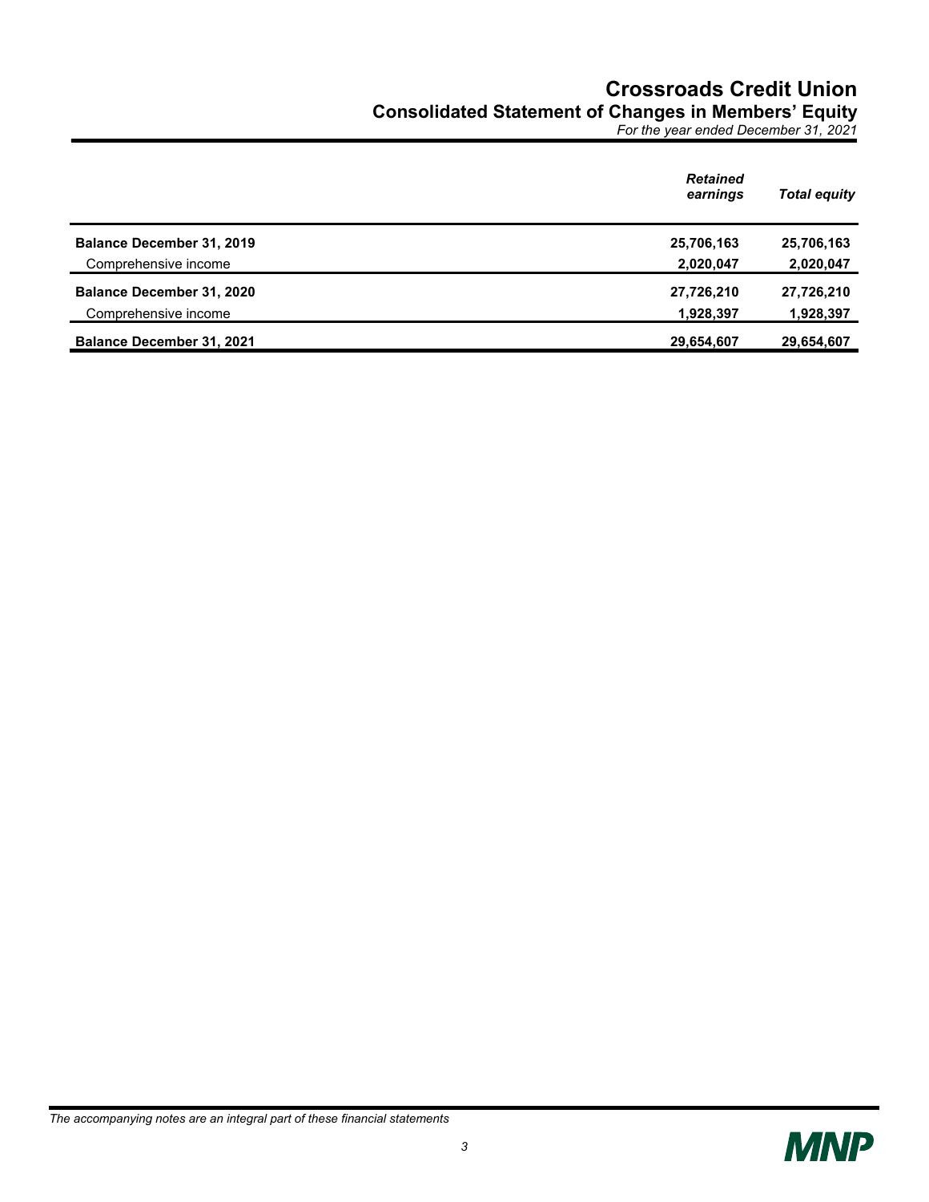# Crossroads Credit Union

## Consolidated Statement of Changes in Members' Equity

*For the year ended December 31, 2021*

| | *Retained earnings* | *Total equity* |
|---|---|---|
| **Balance December 31, 2019** | **25,706,163** | **25,706,163** |
| Comprehensive income | **2,020,047** | **2,020,047** |
| **Balance December 31, 2020** | **27,726,210** | **27,726,210** |
| Comprehensive income | **1,928,397** | **1,928,397** |
| **Balance December 31, 2021** | **29,654,607** | **29,654,607** |

*The accompanying notes are an integral part of these financial statements*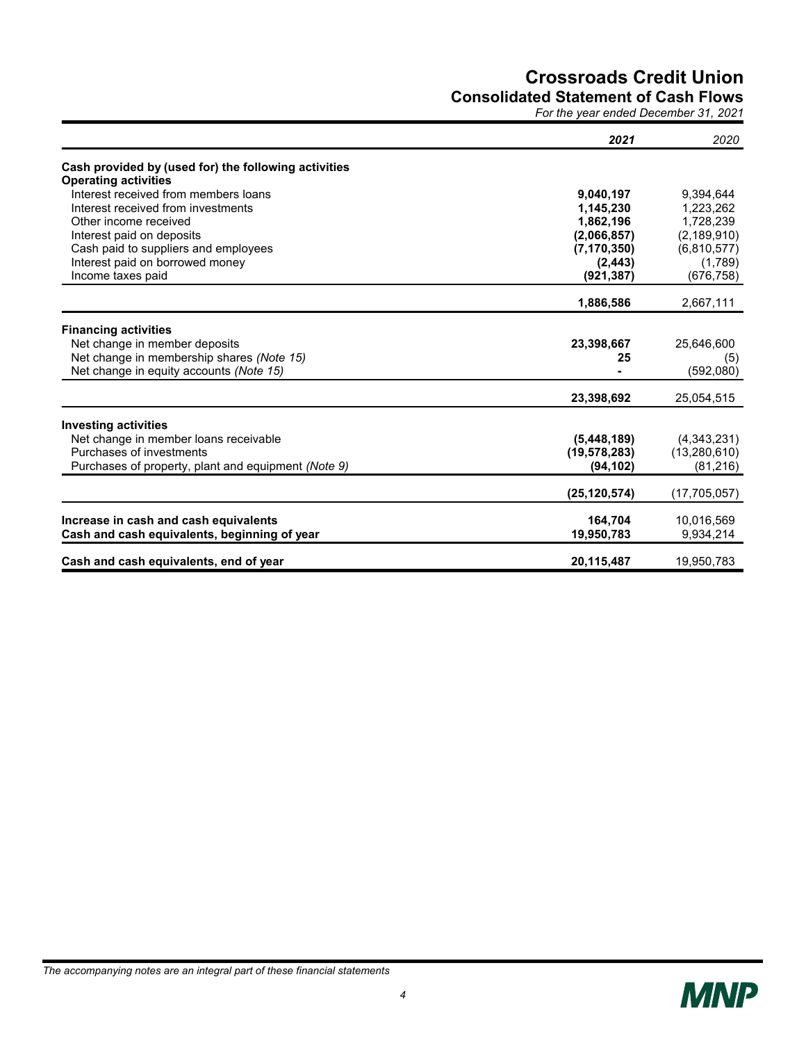# Crossroads Credit Union
## Consolidated Statement of Cash Flows
*For the year ended December 31, 2021*

| | ***2021*** | *2020* |
|---|---|---|
| **Cash provided by (used for) the following activities** | | |
| **Operating activities** | | |
| Interest received from members loans | **9,040,197** | 9,394,644 |
| Interest received from investments | **1,145,230** | 1,223,262 |
| Other income received | **1,862,196** | 1,728,239 |
| Interest paid on deposits | **(2,066,857)** | (2,189,910) |
| Cash paid to suppliers and employees | **(7,170,350)** | (6,810,577) |
| Interest paid on borrowed money | **(2,443)** | (1,789) |
| Income taxes paid | **(921,387)** | (676,758) |
| | **1,886,586** | 2,667,111 |
| **Financing activities** | | |
| Net change in member deposits | **23,398,667** | 25,646,600 |
| Net change in membership shares *(Note 15)* | **25** | (5) |
| Net change in equity accounts *(Note 15)* | **-** | (592,080) |
| | **23,398,692** | 25,054,515 |
| **Investing activities** | | |
| Net change in member loans receivable | **(5,448,189)** | (4,343,231) |
| Purchases of investments | **(19,578,283)** | (13,280,610) |
| Purchases of property, plant and equipment *(Note 9)* | **(94,102)** | (81,216) |
| | **(25,120,574)** | (17,705,057) |
| **Increase in cash and cash equivalents** | **164,704** | 10,016,569 |
| **Cash and cash equivalents, beginning of year** | **19,950,783** | 9,934,214 |
| **Cash and cash equivalents, end of year** | **20,115,487** | 19,950,783 |

*The accompanying notes are an integral part of these financial statements*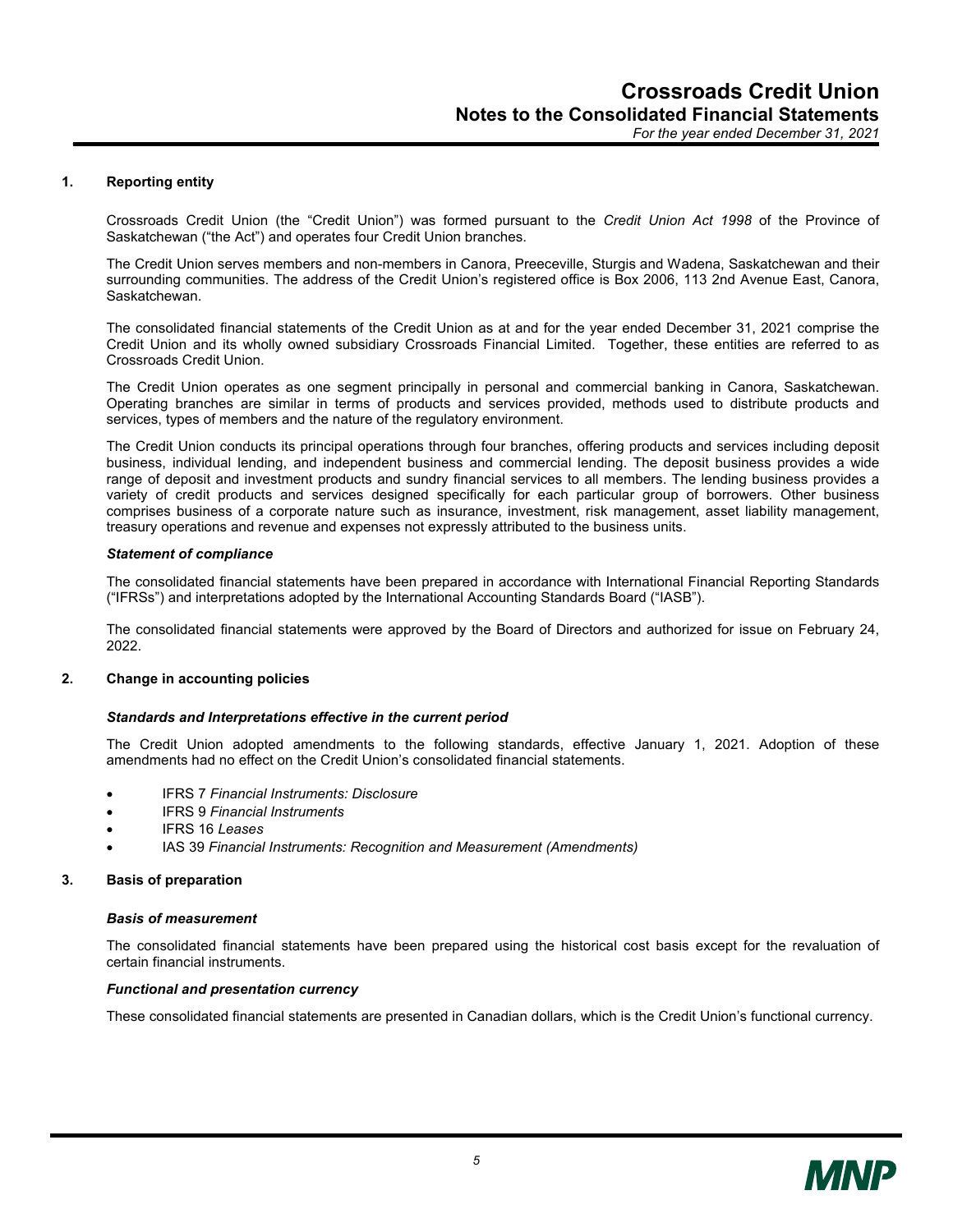## 1. Reporting entity

Crossroads Credit Union (the "Credit Union") was formed pursuant to the *Credit Union Act 1998* of the Province of Saskatchewan ("the Act") and operates four Credit Union branches.

The Credit Union serves members and non-members in Canora, Preeceville, Sturgis and Wadena, Saskatchewan and their surrounding communities. The address of the Credit Union's registered office is Box 2006, 113 2nd Avenue East, Canora, Saskatchewan.

The consolidated financial statements of the Credit Union as at and for the year ended December 31, 2021 comprise the Credit Union and its wholly owned subsidiary Crossroads Financial Limited. Together, these entities are referred to as Crossroads Credit Union.

The Credit Union operates as one segment principally in personal and commercial banking in Canora, Saskatchewan. Operating branches are similar in terms of products and services provided, methods used to distribute products and services, types of members and the nature of the regulatory environment.

The Credit Union conducts its principal operations through four branches, offering products and services including deposit business, individual lending, and independent business and commercial lending. The deposit business provides a wide range of deposit and investment products and sundry financial services to all members. The lending business provides a variety of credit products and services designed specifically for each particular group of borrowers. Other business comprises business of a corporate nature such as insurance, investment, risk management, asset liability management, treasury operations and revenue and expenses not expressly attributed to the business units.

### *Statement of compliance*

The consolidated financial statements have been prepared in accordance with International Financial Reporting Standards ("IFRSs") and interpretations adopted by the International Accounting Standards Board ("IASB").

The consolidated financial statements were approved by the Board of Directors and authorized for issue on February 24, 2022.

## 2. Change in accounting policies

### *Standards and Interpretations effective in the current period*

The Credit Union adopted amendments to the following standards, effective January 1, 2021. Adoption of these amendments had no effect on the Credit Union's consolidated financial statements.

- IFRS 7 *Financial Instruments: Disclosure*
- IFRS 9 *Financial Instruments*
- IFRS 16 *Leases*
- IAS 39 *Financial Instruments: Recognition and Measurement (Amendments)*

## 3. Basis of preparation

### *Basis of measurement*

The consolidated financial statements have been prepared using the historical cost basis except for the revaluation of certain financial instruments.

### *Functional and presentation currency*

These consolidated financial statements are presented in Canadian dollars, which is the Credit Union's functional currency.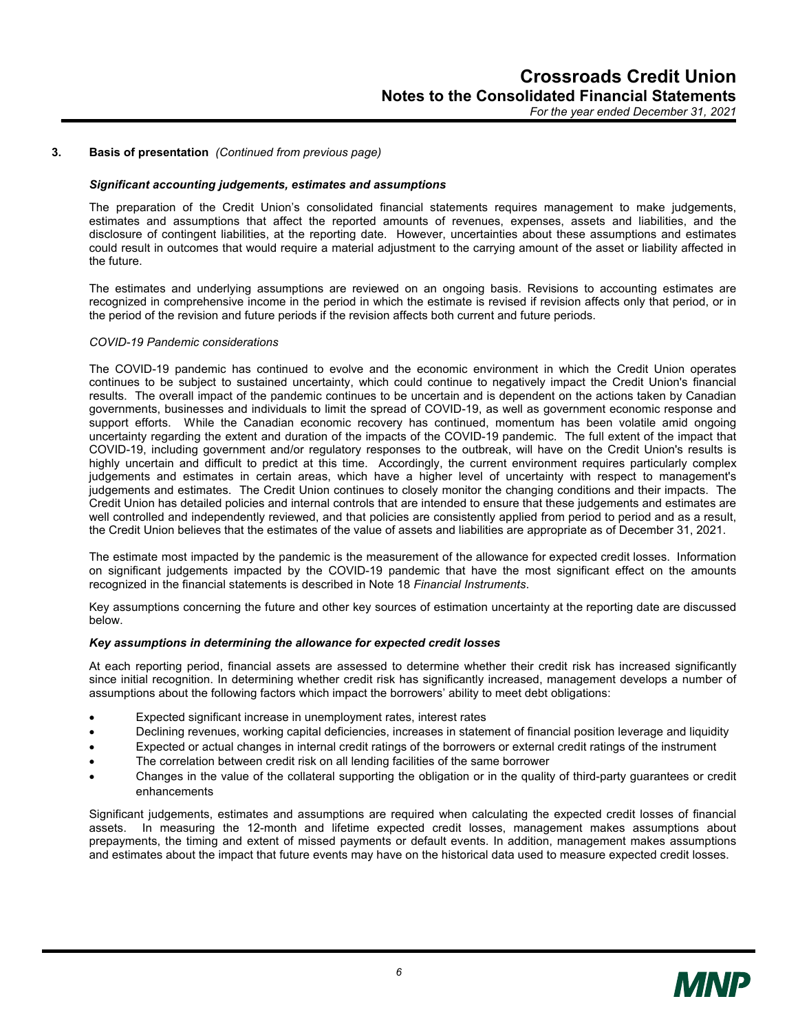## 3. Basis of presentation *(Continued from previous page)*

***Significant accounting judgements, estimates and assumptions***

The preparation of the Credit Union's consolidated financial statements requires management to make judgements, estimates and assumptions that affect the reported amounts of revenues, expenses, assets and liabilities, and the disclosure of contingent liabilities, at the reporting date. However, uncertainties about these assumptions and estimates could result in outcomes that would require a material adjustment to the carrying amount of the asset or liability affected in the future.

The estimates and underlying assumptions are reviewed on an ongoing basis. Revisions to accounting estimates are recognized in comprehensive income in the period in which the estimate is revised if revision affects only that period, or in the period of the revision and future periods if the revision affects both current and future periods.

*COVID-19 Pandemic considerations*

The COVID-19 pandemic has continued to evolve and the economic environment in which the Credit Union operates continues to be subject to sustained uncertainty, which could continue to negatively impact the Credit Union's financial results. The overall impact of the pandemic continues to be uncertain and is dependent on the actions taken by Canadian governments, businesses and individuals to limit the spread of COVID-19, as well as government economic response and support efforts. While the Canadian economic recovery has continued, momentum has been volatile amid ongoing uncertainty regarding the extent and duration of the impacts of the COVID-19 pandemic. The full extent of the impact that COVID-19, including government and/or regulatory responses to the outbreak, will have on the Credit Union's results is highly uncertain and difficult to predict at this time. Accordingly, the current environment requires particularly complex judgements and estimates in certain areas, which have a higher level of uncertainty with respect to management's judgements and estimates. The Credit Union continues to closely monitor the changing conditions and their impacts. The Credit Union has detailed policies and internal controls that are intended to ensure that these judgements and estimates are well controlled and independently reviewed, and that policies are consistently applied from period to period and as a result, the Credit Union believes that the estimates of the value of assets and liabilities are appropriate as of December 31, 2021.

The estimate most impacted by the pandemic is the measurement of the allowance for expected credit losses. Information on significant judgements impacted by the COVID-19 pandemic that have the most significant effect on the amounts recognized in the financial statements is described in Note 18 *Financial Instruments*.

Key assumptions concerning the future and other key sources of estimation uncertainty at the reporting date are discussed below.

***Key assumptions in determining the allowance for expected credit losses***

At each reporting period, financial assets are assessed to determine whether their credit risk has increased significantly since initial recognition. In determining whether credit risk has significantly increased, management develops a number of assumptions about the following factors which impact the borrowers' ability to meet debt obligations:

- Expected significant increase in unemployment rates, interest rates
- Declining revenues, working capital deficiencies, increases in statement of financial position leverage and liquidity
- Expected or actual changes in internal credit ratings of the borrowers or external credit ratings of the instrument
- The correlation between credit risk on all lending facilities of the same borrower
- Changes in the value of the collateral supporting the obligation or in the quality of third-party guarantees or credit enhancements

Significant judgements, estimates and assumptions are required when calculating the expected credit losses of financial assets. In measuring the 12-month and lifetime expected credit losses, management makes assumptions about prepayments, the timing and extent of missed payments or default events. In addition, management makes assumptions and estimates about the impact that future events may have on the historical data used to measure expected credit losses.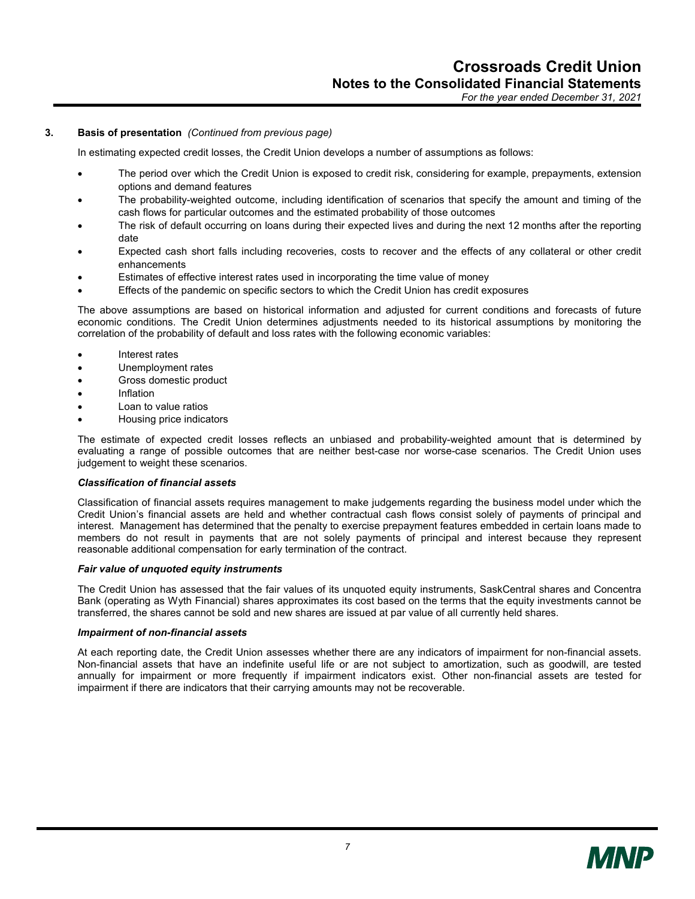**3. Basis of presentation** *(Continued from previous page)*

In estimating expected credit losses, the Credit Union develops a number of assumptions as follows:

- The period over which the Credit Union is exposed to credit risk, considering for example, prepayments, extension options and demand features
- The probability-weighted outcome, including identification of scenarios that specify the amount and timing of the cash flows for particular outcomes and the estimated probability of those outcomes
- The risk of default occurring on loans during their expected lives and during the next 12 months after the reporting date
- Expected cash short falls including recoveries, costs to recover and the effects of any collateral or other credit enhancements
- Estimates of effective interest rates used in incorporating the time value of money
- Effects of the pandemic on specific sectors to which the Credit Union has credit exposures

The above assumptions are based on historical information and adjusted for current conditions and forecasts of future economic conditions. The Credit Union determines adjustments needed to its historical assumptions by monitoring the correlation of the probability of default and loss rates with the following economic variables:

- Interest rates
- Unemployment rates
- Gross domestic product
- Inflation
- Loan to value ratios
- Housing price indicators

The estimate of expected credit losses reflects an unbiased and probability-weighted amount that is determined by evaluating a range of possible outcomes that are neither best-case nor worse-case scenarios. The Credit Union uses judgement to weight these scenarios.

***Classification of financial assets***

Classification of financial assets requires management to make judgements regarding the business model under which the Credit Union's financial assets are held and whether contractual cash flows consist solely of payments of principal and interest. Management has determined that the penalty to exercise prepayment features embedded in certain loans made to members do not result in payments that are not solely payments of principal and interest because they represent reasonable additional compensation for early termination of the contract.

***Fair value of unquoted equity instruments***

The Credit Union has assessed that the fair values of its unquoted equity instruments, SaskCentral shares and Concentra Bank (operating as Wyth Financial) shares approximates its cost based on the terms that the equity investments cannot be transferred, the shares cannot be sold and new shares are issued at par value of all currently held shares.

***Impairment of non-financial assets***

At each reporting date, the Credit Union assesses whether there are any indicators of impairment for non-financial assets. Non-financial assets that have an indefinite useful life or are not subject to amortization, such as goodwill, are tested annually for impairment or more frequently if impairment indicators exist. Other non-financial assets are tested for impairment if there are indicators that their carrying amounts may not be recoverable.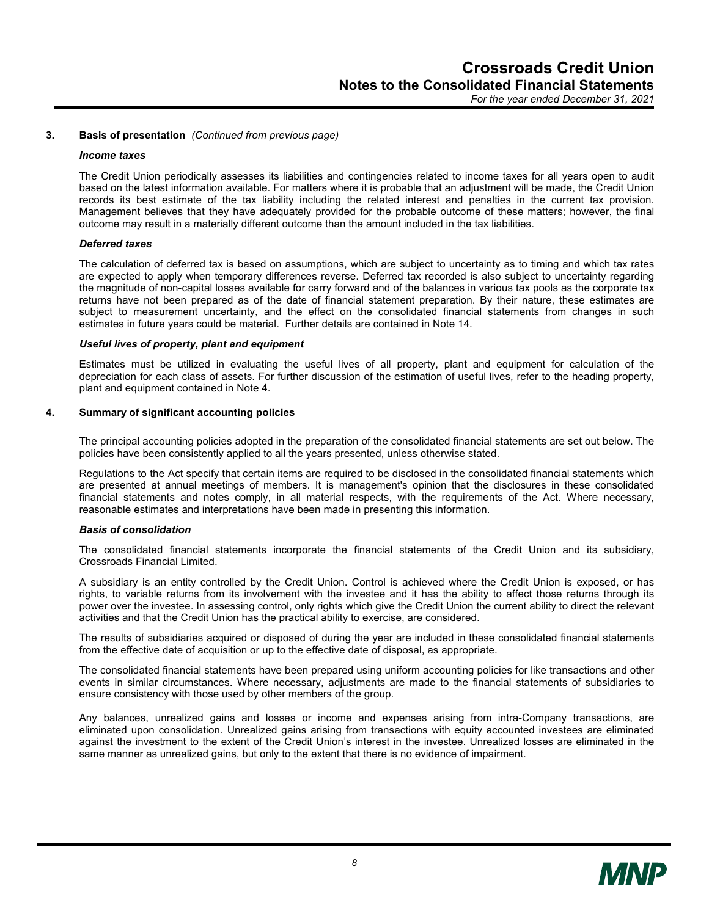## 3. Basis of presentation *(Continued from previous page)*

***Income taxes***

The Credit Union periodically assesses its liabilities and contingencies related to income taxes for all years open to audit based on the latest information available. For matters where it is probable that an adjustment will be made, the Credit Union records its best estimate of the tax liability including the related interest and penalties in the current tax provision. Management believes that they have adequately provided for the probable outcome of these matters; however, the final outcome may result in a materially different outcome than the amount included in the tax liabilities.

***Deferred taxes***

The calculation of deferred tax is based on assumptions, which are subject to uncertainty as to timing and which tax rates are expected to apply when temporary differences reverse. Deferred tax recorded is also subject to uncertainty regarding the magnitude of non-capital losses available for carry forward and of the balances in various tax pools as the corporate tax returns have not been prepared as of the date of financial statement preparation. By their nature, these estimates are subject to measurement uncertainty, and the effect on the consolidated financial statements from changes in such estimates in future years could be material. Further details are contained in Note 14.

***Useful lives of property, plant and equipment***

Estimates must be utilized in evaluating the useful lives of all property, plant and equipment for calculation of the depreciation for each class of assets. For further discussion of the estimation of useful lives, refer to the heading property, plant and equipment contained in Note 4.

## 4. Summary of significant accounting policies

The principal accounting policies adopted in the preparation of the consolidated financial statements are set out below. The policies have been consistently applied to all the years presented, unless otherwise stated.

Regulations to the Act specify that certain items are required to be disclosed in the consolidated financial statements which are presented at annual meetings of members. It is management's opinion that the disclosures in these consolidated financial statements and notes comply, in all material respects, with the requirements of the Act. Where necessary, reasonable estimates and interpretations have been made in presenting this information.

***Basis of consolidation***

The consolidated financial statements incorporate the financial statements of the Credit Union and its subsidiary, Crossroads Financial Limited.

A subsidiary is an entity controlled by the Credit Union. Control is achieved where the Credit Union is exposed, or has rights, to variable returns from its involvement with the investee and it has the ability to affect those returns through its power over the investee. In assessing control, only rights which give the Credit Union the current ability to direct the relevant activities and that the Credit Union has the practical ability to exercise, are considered.

The results of subsidiaries acquired or disposed of during the year are included in these consolidated financial statements from the effective date of acquisition or up to the effective date of disposal, as appropriate.

The consolidated financial statements have been prepared using uniform accounting policies for like transactions and other events in similar circumstances. Where necessary, adjustments are made to the financial statements of subsidiaries to ensure consistency with those used by other members of the group.

Any balances, unrealized gains and losses or income and expenses arising from intra-Company transactions, are eliminated upon consolidation. Unrealized gains arising from transactions with equity accounted investees are eliminated against the investment to the extent of the Credit Union's interest in the investee. Unrealized losses are eliminated in the same manner as unrealized gains, but only to the extent that there is no evidence of impairment.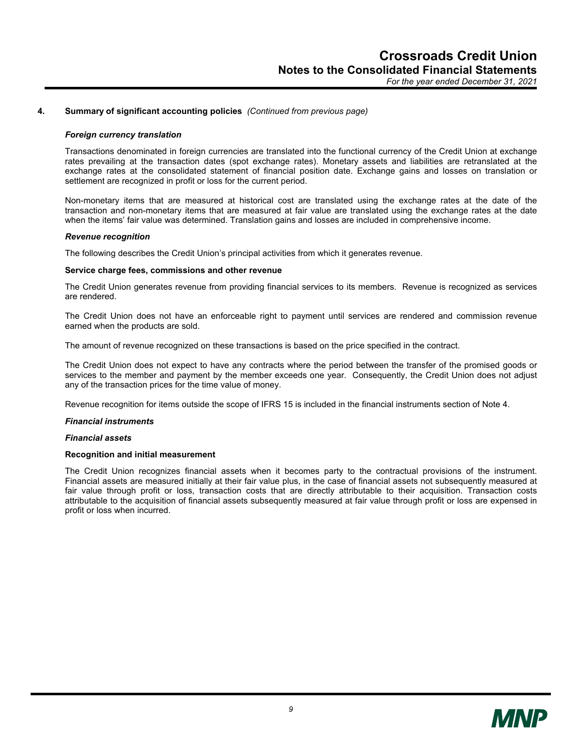**4. Summary of significant accounting policies** *(Continued from previous page)*

***Foreign currency translation***

Transactions denominated in foreign currencies are translated into the functional currency of the Credit Union at exchange rates prevailing at the transaction dates (spot exchange rates). Monetary assets and liabilities are retranslated at the exchange rates at the consolidated statement of financial position date. Exchange gains and losses on translation or settlement are recognized in profit or loss for the current period.

Non-monetary items that are measured at historical cost are translated using the exchange rates at the date of the transaction and non-monetary items that are measured at fair value are translated using the exchange rates at the date when the items' fair value was determined. Translation gains and losses are included in comprehensive income.

***Revenue recognition***

The following describes the Credit Union's principal activities from which it generates revenue.

**Service charge fees, commissions and other revenue**

The Credit Union generates revenue from providing financial services to its members. Revenue is recognized as services are rendered.

The Credit Union does not have an enforceable right to payment until services are rendered and commission revenue earned when the products are sold.

The amount of revenue recognized on these transactions is based on the price specified in the contract.

The Credit Union does not expect to have any contracts where the period between the transfer of the promised goods or services to the member and payment by the member exceeds one year. Consequently, the Credit Union does not adjust any of the transaction prices for the time value of money.

Revenue recognition for items outside the scope of IFRS 15 is included in the financial instruments section of Note 4.

***Financial instruments***

***Financial assets***

**Recognition and initial measurement**

The Credit Union recognizes financial assets when it becomes party to the contractual provisions of the instrument. Financial assets are measured initially at their fair value plus, in the case of financial assets not subsequently measured at fair value through profit or loss, transaction costs that are directly attributable to their acquisition. Transaction costs attributable to the acquisition of financial assets subsequently measured at fair value through profit or loss are expensed in profit or loss when incurred.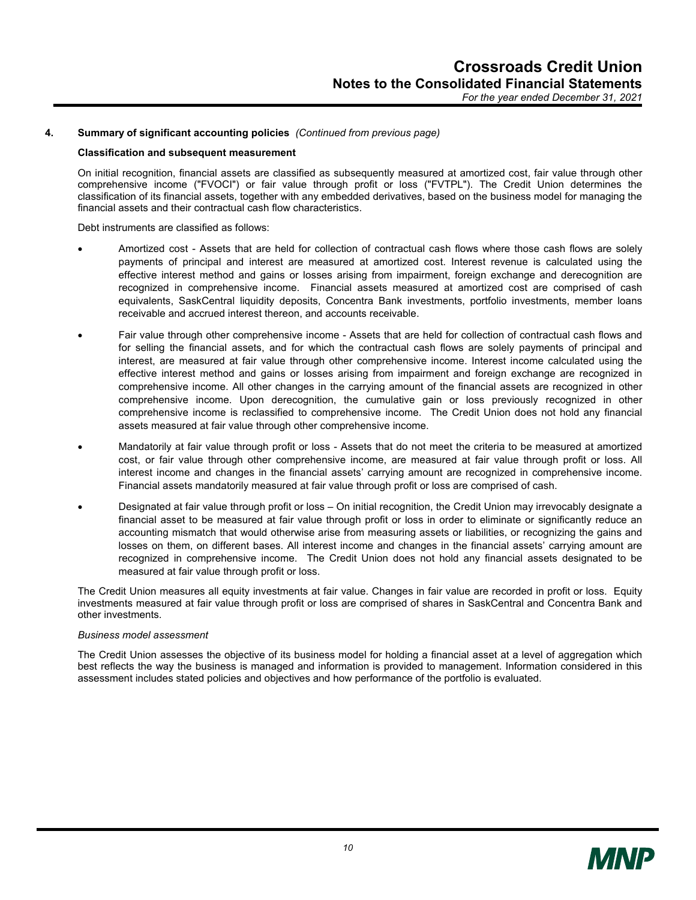## 4. Summary of significant accounting policies *(Continued from previous page)*

**Classification and subsequent measurement**

On initial recognition, financial assets are classified as subsequently measured at amortized cost, fair value through other comprehensive income ("FVOCI") or fair value through profit or loss ("FVTPL"). The Credit Union determines the classification of its financial assets, together with any embedded derivatives, based on the business model for managing the financial assets and their contractual cash flow characteristics.

Debt instruments are classified as follows:

- Amortized cost - Assets that are held for collection of contractual cash flows where those cash flows are solely payments of principal and interest are measured at amortized cost. Interest revenue is calculated using the effective interest method and gains or losses arising from impairment, foreign exchange and derecognition are recognized in comprehensive income. Financial assets measured at amortized cost are comprised of cash equivalents, SaskCentral liquidity deposits, Concentra Bank investments, portfolio investments, member loans receivable and accrued interest thereon, and accounts receivable.

- Fair value through other comprehensive income - Assets that are held for collection of contractual cash flows and for selling the financial assets, and for which the contractual cash flows are solely payments of principal and interest, are measured at fair value through other comprehensive income. Interest income calculated using the effective interest method and gains or losses arising from impairment and foreign exchange are recognized in comprehensive income. All other changes in the carrying amount of the financial assets are recognized in other comprehensive income. Upon derecognition, the cumulative gain or loss previously recognized in other comprehensive income is reclassified to comprehensive income. The Credit Union does not hold any financial assets measured at fair value through other comprehensive income.

- Mandatorily at fair value through profit or loss - Assets that do not meet the criteria to be measured at amortized cost, or fair value through other comprehensive income, are measured at fair value through profit or loss. All interest income and changes in the financial assets' carrying amount are recognized in comprehensive income. Financial assets mandatorily measured at fair value through profit or loss are comprised of cash.

- Designated at fair value through profit or loss – On initial recognition, the Credit Union may irrevocably designate a financial asset to be measured at fair value through profit or loss in order to eliminate or significantly reduce an accounting mismatch that would otherwise arise from measuring assets or liabilities, or recognizing the gains and losses on them, on different bases. All interest income and changes in the financial assets' carrying amount are recognized in comprehensive income. The Credit Union does not hold any financial assets designated to be measured at fair value through profit or loss.

The Credit Union measures all equity investments at fair value. Changes in fair value are recorded in profit or loss. Equity investments measured at fair value through profit or loss are comprised of shares in SaskCentral and Concentra Bank and other investments.

*Business model assessment*

The Credit Union assesses the objective of its business model for holding a financial asset at a level of aggregation which best reflects the way the business is managed and information is provided to management. Information considered in this assessment includes stated policies and objectives and how performance of the portfolio is evaluated.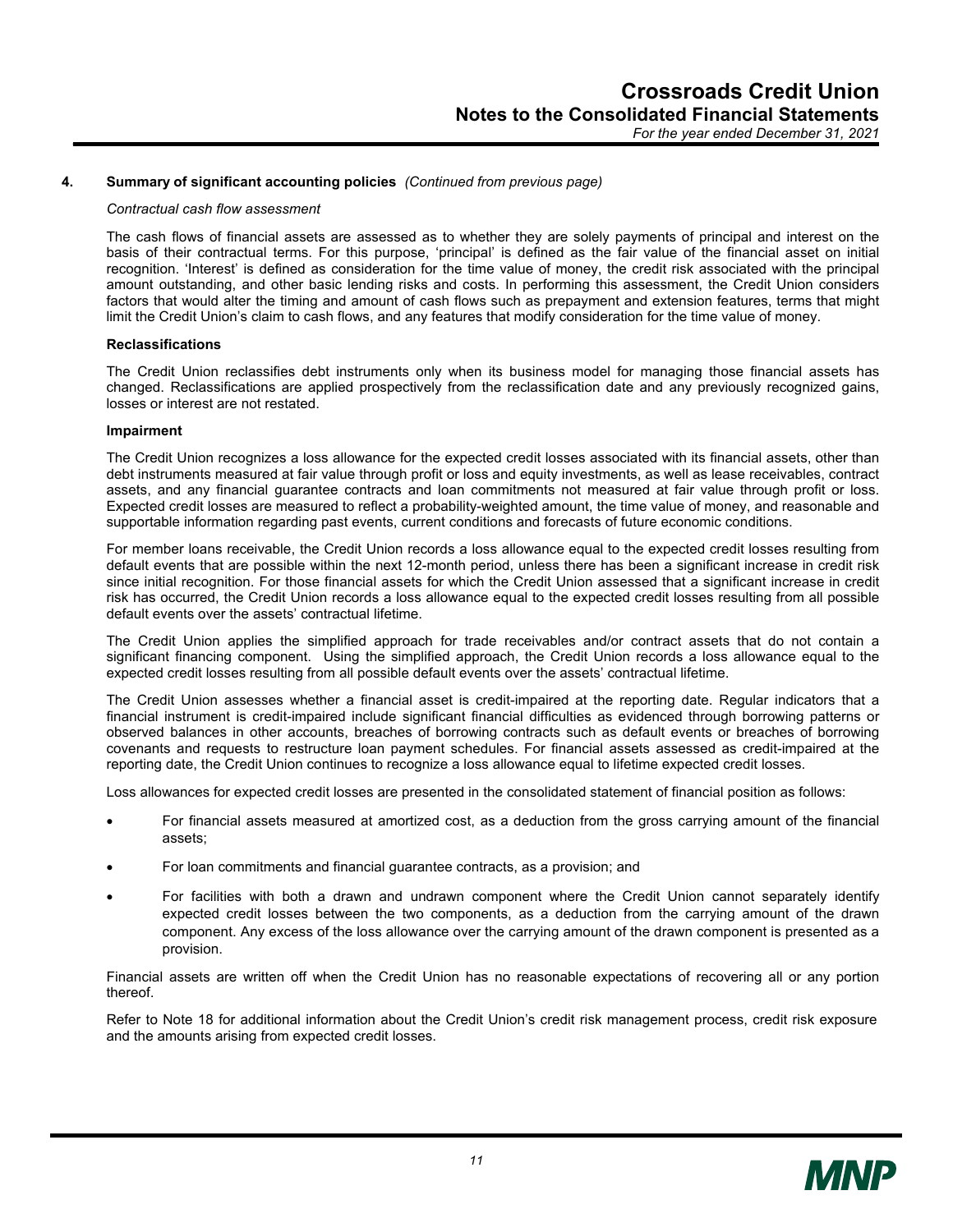## 4. Summary of significant accounting policies *(Continued from previous page)*

*Contractual cash flow assessment*

The cash flows of financial assets are assessed as to whether they are solely payments of principal and interest on the basis of their contractual terms. For this purpose, 'principal' is defined as the fair value of the financial asset on initial recognition. 'Interest' is defined as consideration for the time value of money, the credit risk associated with the principal amount outstanding, and other basic lending risks and costs. In performing this assessment, the Credit Union considers factors that would alter the timing and amount of cash flows such as prepayment and extension features, terms that might limit the Credit Union's claim to cash flows, and any features that modify consideration for the time value of money.

**Reclassifications**

The Credit Union reclassifies debt instruments only when its business model for managing those financial assets has changed. Reclassifications are applied prospectively from the reclassification date and any previously recognized gains, losses or interest are not restated.

**Impairment**

The Credit Union recognizes a loss allowance for the expected credit losses associated with its financial assets, other than debt instruments measured at fair value through profit or loss and equity investments, as well as lease receivables, contract assets, and any financial guarantee contracts and loan commitments not measured at fair value through profit or loss. Expected credit losses are measured to reflect a probability-weighted amount, the time value of money, and reasonable and supportable information regarding past events, current conditions and forecasts of future economic conditions.

For member loans receivable, the Credit Union records a loss allowance equal to the expected credit losses resulting from default events that are possible within the next 12-month period, unless there has been a significant increase in credit risk since initial recognition. For those financial assets for which the Credit Union assessed that a significant increase in credit risk has occurred, the Credit Union records a loss allowance equal to the expected credit losses resulting from all possible default events over the assets' contractual lifetime.

The Credit Union applies the simplified approach for trade receivables and/or contract assets that do not contain a significant financing component. Using the simplified approach, the Credit Union records a loss allowance equal to the expected credit losses resulting from all possible default events over the assets' contractual lifetime.

The Credit Union assesses whether a financial asset is credit-impaired at the reporting date. Regular indicators that a financial instrument is credit-impaired include significant financial difficulties as evidenced through borrowing patterns or observed balances in other accounts, breaches of borrowing contracts such as default events or breaches of borrowing covenants and requests to restructure loan payment schedules. For financial assets assessed as credit-impaired at the reporting date, the Credit Union continues to recognize a loss allowance equal to lifetime expected credit losses.

Loss allowances for expected credit losses are presented in the consolidated statement of financial position as follows:

- For financial assets measured at amortized cost, as a deduction from the gross carrying amount of the financial assets;
- For loan commitments and financial guarantee contracts, as a provision; and
- For facilities with both a drawn and undrawn component where the Credit Union cannot separately identify expected credit losses between the two components, as a deduction from the carrying amount of the drawn component. Any excess of the loss allowance over the carrying amount of the drawn component is presented as a provision.

Financial assets are written off when the Credit Union has no reasonable expectations of recovering all or any portion thereof.

Refer to Note 18 for additional information about the Credit Union's credit risk management process, credit risk exposure and the amounts arising from expected credit losses.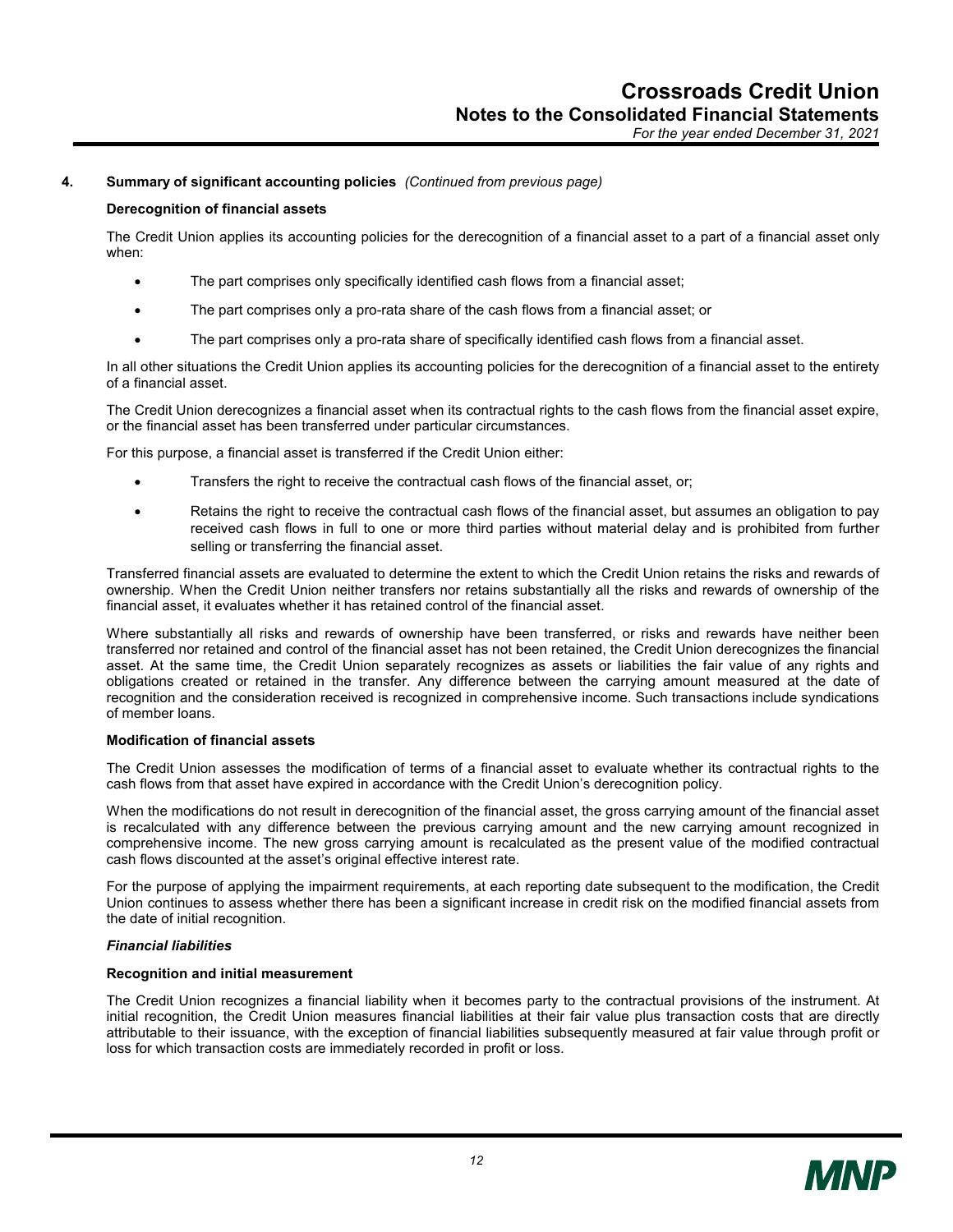**4. Summary of significant accounting policies** *(Continued from previous page)*

**Derecognition of financial assets**

The Credit Union applies its accounting policies for the derecognition of a financial asset to a part of a financial asset only when:

- The part comprises only specifically identified cash flows from a financial asset;
- The part comprises only a pro-rata share of the cash flows from a financial asset; or
- The part comprises only a pro-rata share of specifically identified cash flows from a financial asset.

In all other situations the Credit Union applies its accounting policies for the derecognition of a financial asset to the entirety of a financial asset.

The Credit Union derecognizes a financial asset when its contractual rights to the cash flows from the financial asset expire, or the financial asset has been transferred under particular circumstances.

For this purpose, a financial asset is transferred if the Credit Union either:

- Transfers the right to receive the contractual cash flows of the financial asset, or;
- Retains the right to receive the contractual cash flows of the financial asset, but assumes an obligation to pay received cash flows in full to one or more third parties without material delay and is prohibited from further selling or transferring the financial asset.

Transferred financial assets are evaluated to determine the extent to which the Credit Union retains the risks and rewards of ownership. When the Credit Union neither transfers nor retains substantially all the risks and rewards of ownership of the financial asset, it evaluates whether it has retained control of the financial asset.

Where substantially all risks and rewards of ownership have been transferred, or risks and rewards have neither been transferred nor retained and control of the financial asset has not been retained, the Credit Union derecognizes the financial asset. At the same time, the Credit Union separately recognizes as assets or liabilities the fair value of any rights and obligations created or retained in the transfer. Any difference between the carrying amount measured at the date of recognition and the consideration received is recognized in comprehensive income. Such transactions include syndications of member loans.

**Modification of financial assets**

The Credit Union assesses the modification of terms of a financial asset to evaluate whether its contractual rights to the cash flows from that asset have expired in accordance with the Credit Union's derecognition policy.

When the modifications do not result in derecognition of the financial asset, the gross carrying amount of the financial asset is recalculated with any difference between the previous carrying amount and the new carrying amount recognized in comprehensive income. The new gross carrying amount is recalculated as the present value of the modified contractual cash flows discounted at the asset's original effective interest rate.

For the purpose of applying the impairment requirements, at each reporting date subsequent to the modification, the Credit Union continues to assess whether there has been a significant increase in credit risk on the modified financial assets from the date of initial recognition.

***Financial liabilities***

**Recognition and initial measurement**

The Credit Union recognizes a financial liability when it becomes party to the contractual provisions of the instrument. At initial recognition, the Credit Union measures financial liabilities at their fair value plus transaction costs that are directly attributable to their issuance, with the exception of financial liabilities subsequently measured at fair value through profit or loss for which transaction costs are immediately recorded in profit or loss.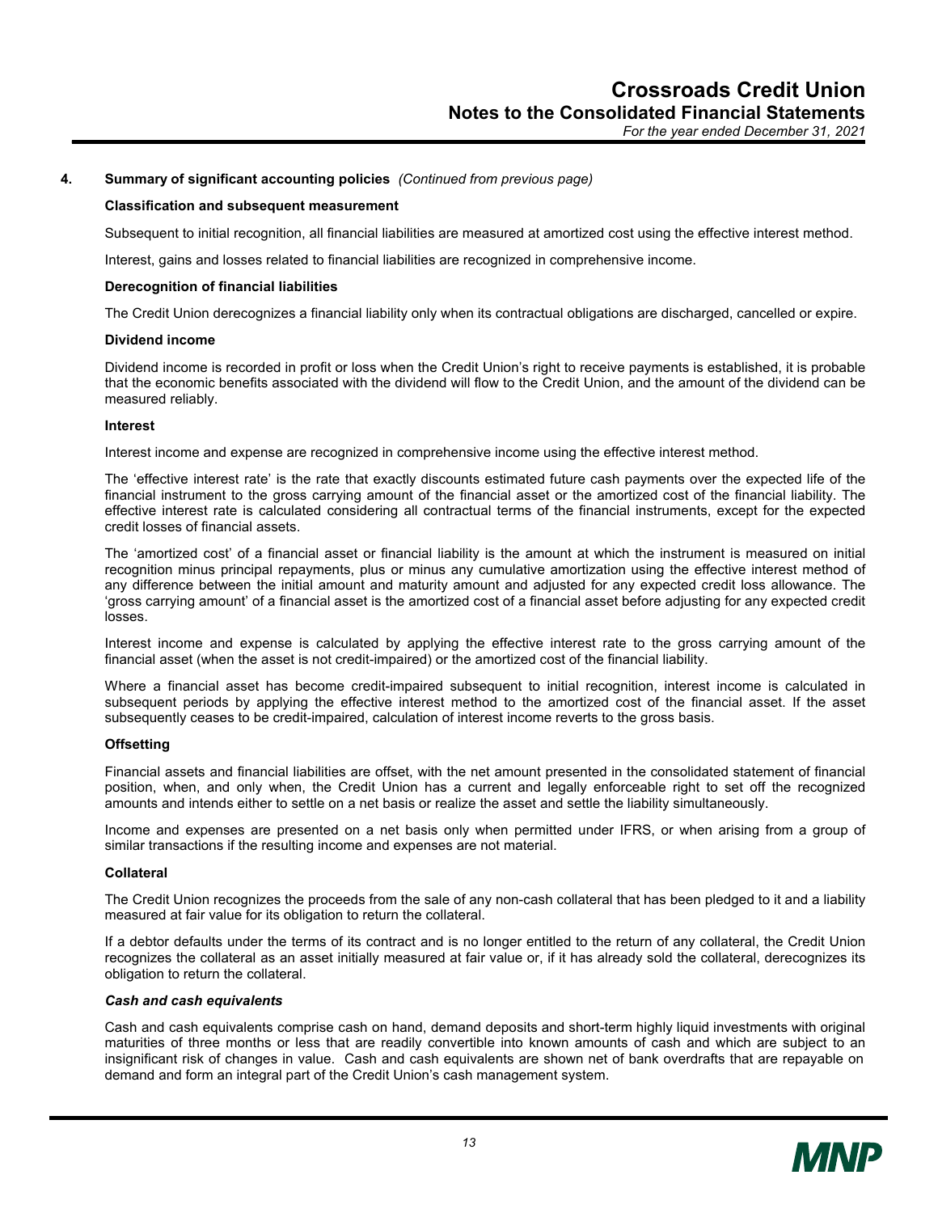## 4. Summary of significant accounting policies *(Continued from previous page)*

**Classification and subsequent measurement**

Subsequent to initial recognition, all financial liabilities are measured at amortized cost using the effective interest method.

Interest, gains and losses related to financial liabilities are recognized in comprehensive income.

**Derecognition of financial liabilities**

The Credit Union derecognizes a financial liability only when its contractual obligations are discharged, cancelled or expire.

**Dividend income**

Dividend income is recorded in profit or loss when the Credit Union's right to receive payments is established, it is probable that the economic benefits associated with the dividend will flow to the Credit Union, and the amount of the dividend can be measured reliably.

**Interest**

Interest income and expense are recognized in comprehensive income using the effective interest method.

The 'effective interest rate' is the rate that exactly discounts estimated future cash payments over the expected life of the financial instrument to the gross carrying amount of the financial asset or the amortized cost of the financial liability. The effective interest rate is calculated considering all contractual terms of the financial instruments, except for the expected credit losses of financial assets.

The 'amortized cost' of a financial asset or financial liability is the amount at which the instrument is measured on initial recognition minus principal repayments, plus or minus any cumulative amortization using the effective interest method of any difference between the initial amount and maturity amount and adjusted for any expected credit loss allowance. The 'gross carrying amount' of a financial asset is the amortized cost of a financial asset before adjusting for any expected credit losses.

Interest income and expense is calculated by applying the effective interest rate to the gross carrying amount of the financial asset (when the asset is not credit-impaired) or the amortized cost of the financial liability.

Where a financial asset has become credit-impaired subsequent to initial recognition, interest income is calculated in subsequent periods by applying the effective interest method to the amortized cost of the financial asset. If the asset subsequently ceases to be credit-impaired, calculation of interest income reverts to the gross basis.

**Offsetting**

Financial assets and financial liabilities are offset, with the net amount presented in the consolidated statement of financial position, when, and only when, the Credit Union has a current and legally enforceable right to set off the recognized amounts and intends either to settle on a net basis or realize the asset and settle the liability simultaneously.

Income and expenses are presented on a net basis only when permitted under IFRS, or when arising from a group of similar transactions if the resulting income and expenses are not material.

**Collateral**

The Credit Union recognizes the proceeds from the sale of any non-cash collateral that has been pledged to it and a liability measured at fair value for its obligation to return the collateral.

If a debtor defaults under the terms of its contract and is no longer entitled to the return of any collateral, the Credit Union recognizes the collateral as an asset initially measured at fair value or, if it has already sold the collateral, derecognizes its obligation to return the collateral.

***Cash and cash equivalents***

Cash and cash equivalents comprise cash on hand, demand deposits and short-term highly liquid investments with original maturities of three months or less that are readily convertible into known amounts of cash and which are subject to an insignificant risk of changes in value. Cash and cash equivalents are shown net of bank overdrafts that are repayable on demand and form an integral part of the Credit Union's cash management system.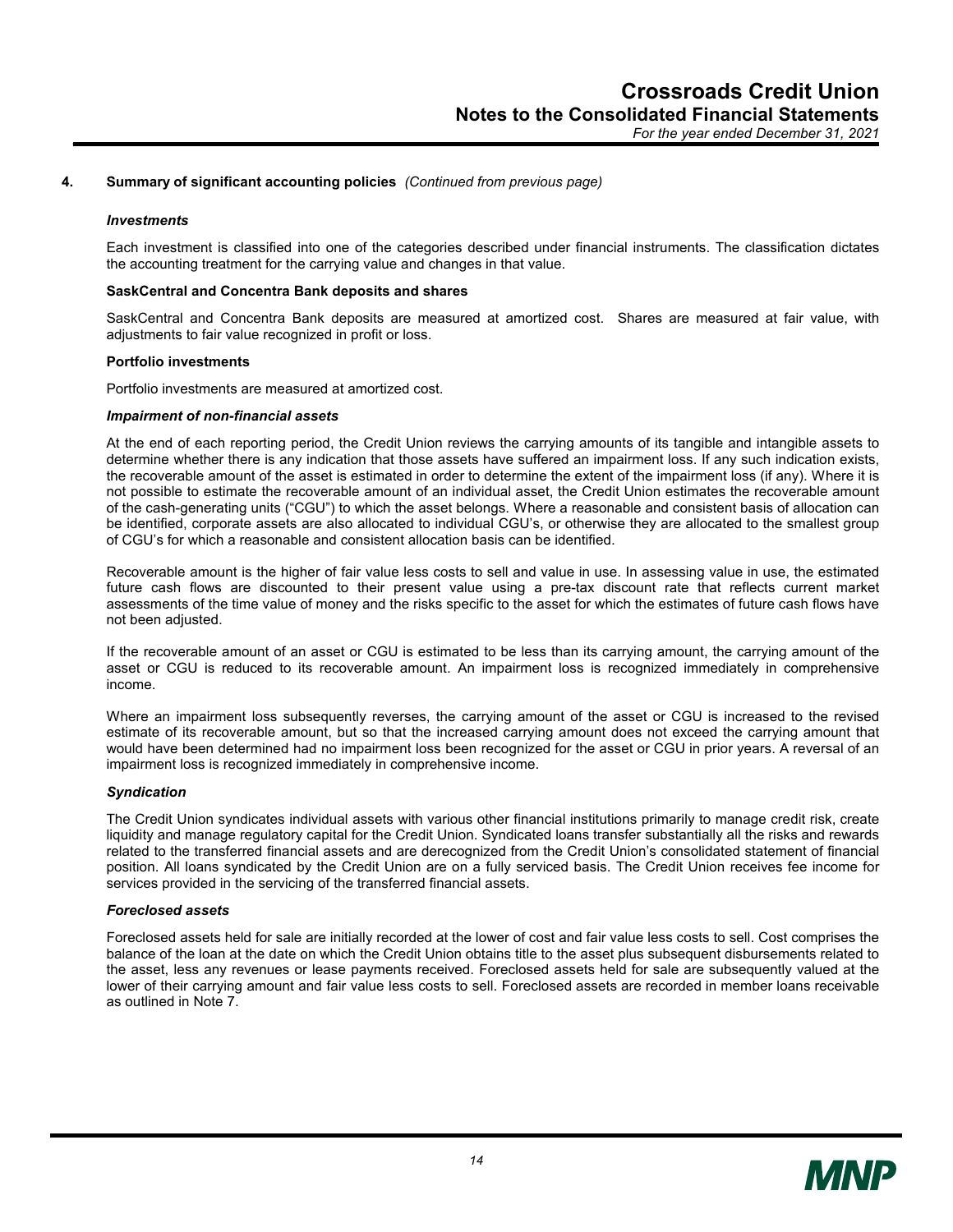## 4. Summary of significant accounting policies *(Continued from previous page)*

### *Investments*

Each investment is classified into one of the categories described under financial instruments. The classification dictates the accounting treatment for the carrying value and changes in that value.

**SaskCentral and Concentra Bank deposits and shares**

SaskCentral and Concentra Bank deposits are measured at amortized cost. Shares are measured at fair value, with adjustments to fair value recognized in profit or loss.

**Portfolio investments**

Portfolio investments are measured at amortized cost.

### *Impairment of non-financial assets*

At the end of each reporting period, the Credit Union reviews the carrying amounts of its tangible and intangible assets to determine whether there is any indication that those assets have suffered an impairment loss. If any such indication exists, the recoverable amount of the asset is estimated in order to determine the extent of the impairment loss (if any). Where it is not possible to estimate the recoverable amount of an individual asset, the Credit Union estimates the recoverable amount of the cash-generating units ("CGU") to which the asset belongs. Where a reasonable and consistent basis of allocation can be identified, corporate assets are also allocated to individual CGU's, or otherwise they are allocated to the smallest group of CGU's for which a reasonable and consistent allocation basis can be identified.

Recoverable amount is the higher of fair value less costs to sell and value in use. In assessing value in use, the estimated future cash flows are discounted to their present value using a pre-tax discount rate that reflects current market assessments of the time value of money and the risks specific to the asset for which the estimates of future cash flows have not been adjusted.

If the recoverable amount of an asset or CGU is estimated to be less than its carrying amount, the carrying amount of the asset or CGU is reduced to its recoverable amount. An impairment loss is recognized immediately in comprehensive income.

Where an impairment loss subsequently reverses, the carrying amount of the asset or CGU is increased to the revised estimate of its recoverable amount, but so that the increased carrying amount does not exceed the carrying amount that would have been determined had no impairment loss been recognized for the asset or CGU in prior years. A reversal of an impairment loss is recognized immediately in comprehensive income.

### *Syndication*

The Credit Union syndicates individual assets with various other financial institutions primarily to manage credit risk, create liquidity and manage regulatory capital for the Credit Union. Syndicated loans transfer substantially all the risks and rewards related to the transferred financial assets and are derecognized from the Credit Union's consolidated statement of financial position. All loans syndicated by the Credit Union are on a fully serviced basis. The Credit Union receives fee income for services provided in the servicing of the transferred financial assets.

### *Foreclosed assets*

Foreclosed assets held for sale are initially recorded at the lower of cost and fair value less costs to sell. Cost comprises the balance of the loan at the date on which the Credit Union obtains title to the asset plus subsequent disbursements related to the asset, less any revenues or lease payments received. Foreclosed assets held for sale are subsequently valued at the lower of their carrying amount and fair value less costs to sell. Foreclosed assets are recorded in member loans receivable as outlined in Note 7.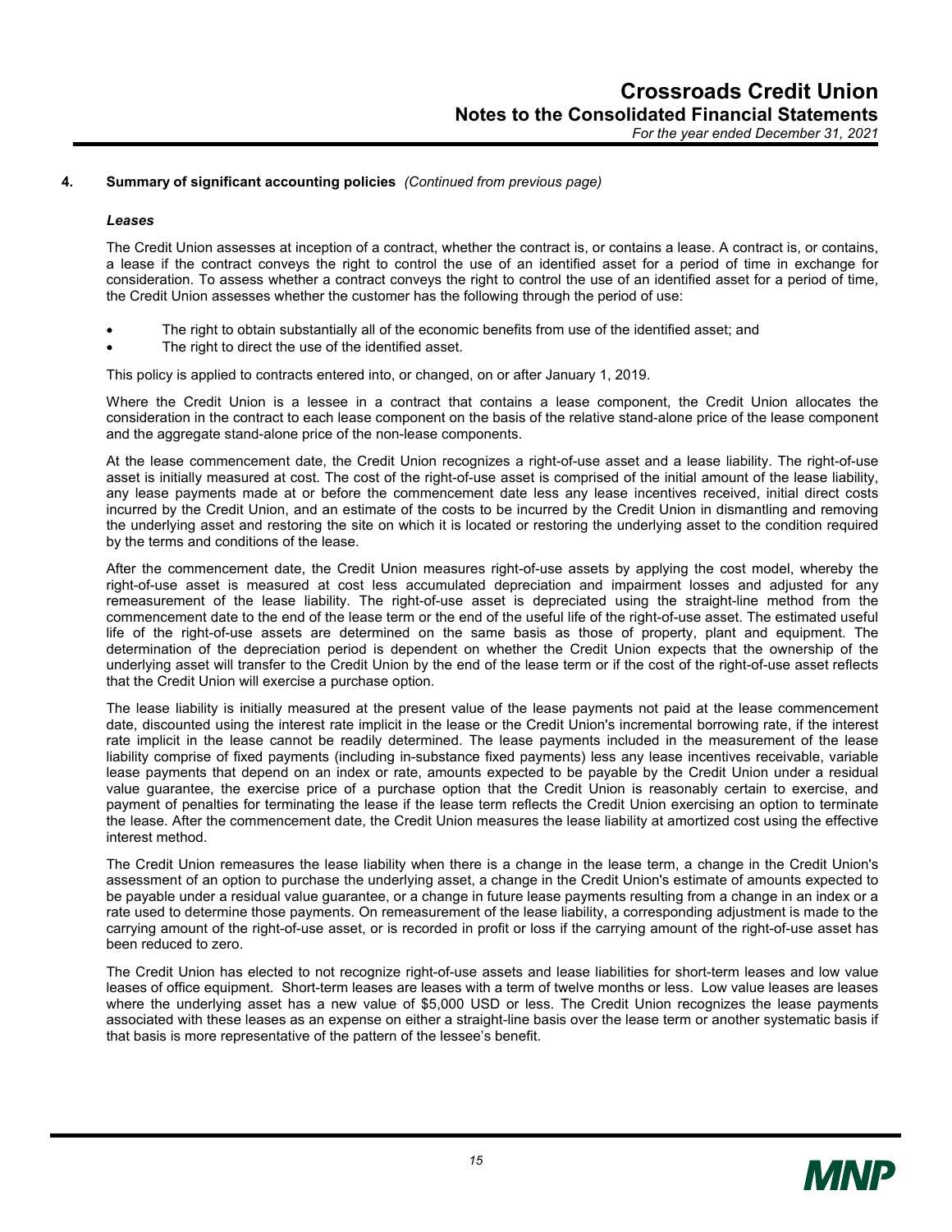## 4. Summary of significant accounting policies *(Continued from previous page)*

### *Leases*

The Credit Union assesses at inception of a contract, whether the contract is, or contains a lease. A contract is, or contains, a lease if the contract conveys the right to control the use of an identified asset for a period of time in exchange for consideration. To assess whether a contract conveys the right to control the use of an identified asset for a period of time, the Credit Union assesses whether the customer has the following through the period of use:

- The right to obtain substantially all of the economic benefits from use of the identified asset; and
- The right to direct the use of the identified asset.

This policy is applied to contracts entered into, or changed, on or after January 1, 2019.

Where the Credit Union is a lessee in a contract that contains a lease component, the Credit Union allocates the consideration in the contract to each lease component on the basis of the relative stand-alone price of the lease component and the aggregate stand-alone price of the non-lease components.

At the lease commencement date, the Credit Union recognizes a right-of-use asset and a lease liability. The right-of-use asset is initially measured at cost. The cost of the right-of-use asset is comprised of the initial amount of the lease liability, any lease payments made at or before the commencement date less any lease incentives received, initial direct costs incurred by the Credit Union, and an estimate of the costs to be incurred by the Credit Union in dismantling and removing the underlying asset and restoring the site on which it is located or restoring the underlying asset to the condition required by the terms and conditions of the lease.

After the commencement date, the Credit Union measures right-of-use assets by applying the cost model, whereby the right-of-use asset is measured at cost less accumulated depreciation and impairment losses and adjusted for any remeasurement of the lease liability. The right-of-use asset is depreciated using the straight-line method from the commencement date to the end of the lease term or the end of the useful life of the right-of-use asset. The estimated useful life of the right-of-use assets are determined on the same basis as those of property, plant and equipment. The determination of the depreciation period is dependent on whether the Credit Union expects that the ownership of the underlying asset will transfer to the Credit Union by the end of the lease term or if the cost of the right-of-use asset reflects that the Credit Union will exercise a purchase option.

The lease liability is initially measured at the present value of the lease payments not paid at the lease commencement date, discounted using the interest rate implicit in the lease or the Credit Union's incremental borrowing rate, if the interest rate implicit in the lease cannot be readily determined. The lease payments included in the measurement of the lease liability comprise of fixed payments (including in-substance fixed payments) less any lease incentives receivable, variable lease payments that depend on an index or rate, amounts expected to be payable by the Credit Union under a residual value guarantee, the exercise price of a purchase option that the Credit Union is reasonably certain to exercise, and payment of penalties for terminating the lease if the lease term reflects the Credit Union exercising an option to terminate the lease. After the commencement date, the Credit Union measures the lease liability at amortized cost using the effective interest method.

The Credit Union remeasures the lease liability when there is a change in the lease term, a change in the Credit Union's assessment of an option to purchase the underlying asset, a change in the Credit Union's estimate of amounts expected to be payable under a residual value guarantee, or a change in future lease payments resulting from a change in an index or a rate used to determine those payments. On remeasurement of the lease liability, a corresponding adjustment is made to the carrying amount of the right-of-use asset, or is recorded in profit or loss if the carrying amount of the right-of-use asset has been reduced to zero.

The Credit Union has elected to not recognize right-of-use assets and lease liabilities for short-term leases and low value leases of office equipment. Short-term leases are leases with a term of twelve months or less. Low value leases are leases where the underlying asset has a new value of $5,000 USD or less. The Credit Union recognizes the lease payments associated with these leases as an expense on either a straight-line basis over the lease term or another systematic basis if that basis is more representative of the pattern of the lessee's benefit.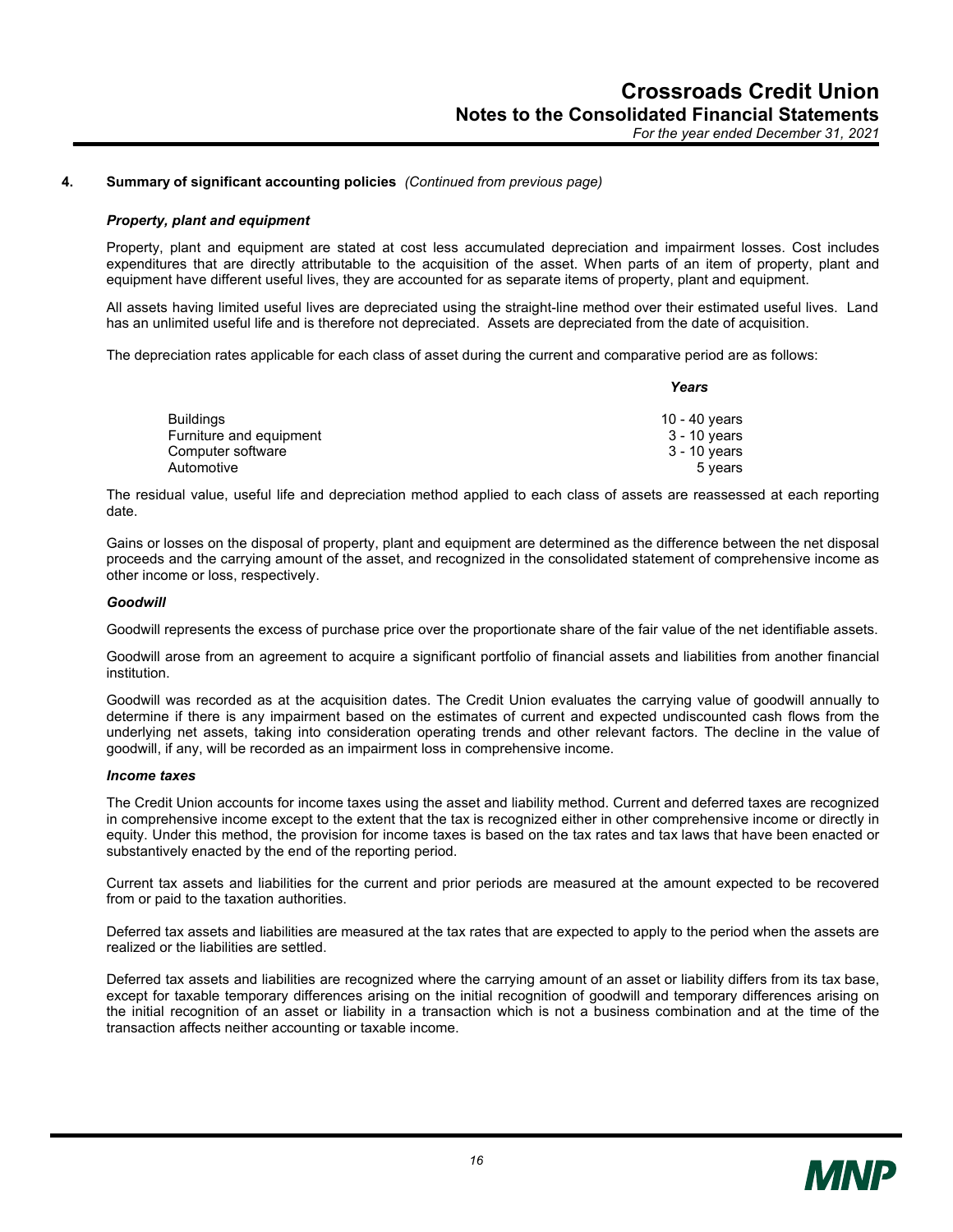## 4. Summary of significant accounting policies *(Continued from previous page)*

***Property, plant and equipment***

Property, plant and equipment are stated at cost less accumulated depreciation and impairment losses. Cost includes expenditures that are directly attributable to the acquisition of the asset. When parts of an item of property, plant and equipment have different useful lives, they are accounted for as separate items of property, plant and equipment.

All assets having limited useful lives are depreciated using the straight-line method over their estimated useful lives. Land has an unlimited useful life and is therefore not depreciated. Assets are depreciated from the date of acquisition.

The depreciation rates applicable for each class of asset during the current and comparative period are as follows:

| | *Years* |
|---|---|
| Buildings | 10 - 40 years |
| Furniture and equipment | 3 - 10 years |
| Computer software | 3 - 10 years |
| Automotive | 5 years |

The residual value, useful life and depreciation method applied to each class of assets are reassessed at each reporting date.

Gains or losses on the disposal of property, plant and equipment are determined as the difference between the net disposal proceeds and the carrying amount of the asset, and recognized in the consolidated statement of comprehensive income as other income or loss, respectively.

***Goodwill***

Goodwill represents the excess of purchase price over the proportionate share of the fair value of the net identifiable assets.

Goodwill arose from an agreement to acquire a significant portfolio of financial assets and liabilities from another financial institution.

Goodwill was recorded as at the acquisition dates. The Credit Union evaluates the carrying value of goodwill annually to determine if there is any impairment based on the estimates of current and expected undiscounted cash flows from the underlying net assets, taking into consideration operating trends and other relevant factors. The decline in the value of goodwill, if any, will be recorded as an impairment loss in comprehensive income.

***Income taxes***

The Credit Union accounts for income taxes using the asset and liability method. Current and deferred taxes are recognized in comprehensive income except to the extent that the tax is recognized either in other comprehensive income or directly in equity. Under this method, the provision for income taxes is based on the tax rates and tax laws that have been enacted or substantively enacted by the end of the reporting period.

Current tax assets and liabilities for the current and prior periods are measured at the amount expected to be recovered from or paid to the taxation authorities.

Deferred tax assets and liabilities are measured at the tax rates that are expected to apply to the period when the assets are realized or the liabilities are settled.

Deferred tax assets and liabilities are recognized where the carrying amount of an asset or liability differs from its tax base, except for taxable temporary differences arising on the initial recognition of goodwill and temporary differences arising on the initial recognition of an asset or liability in a transaction which is not a business combination and at the time of the transaction affects neither accounting or taxable income.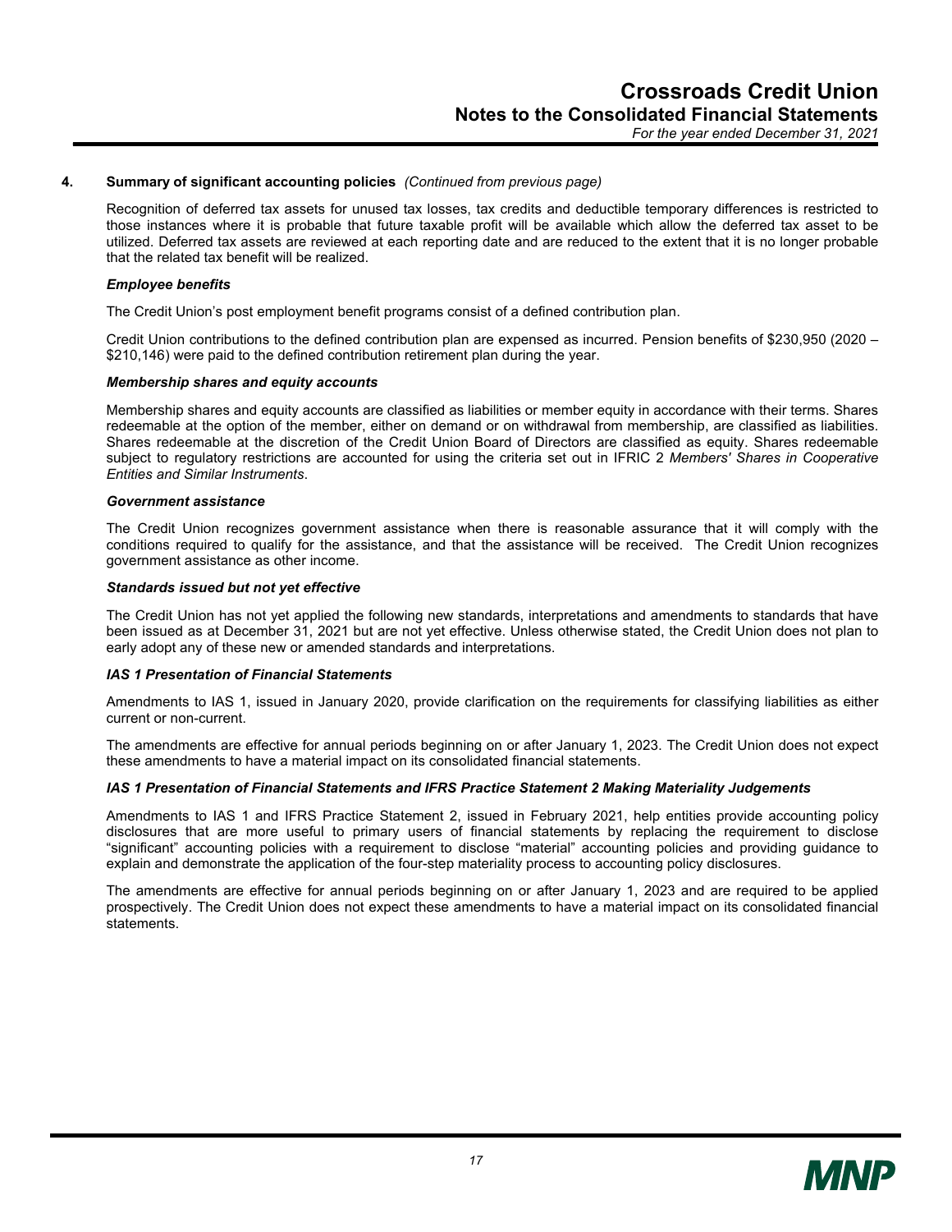## 4. Summary of significant accounting policies *(Continued from previous page)*

Recognition of deferred tax assets for unused tax losses, tax credits and deductible temporary differences is restricted to those instances where it is probable that future taxable profit will be available which allow the deferred tax asset to be utilized. Deferred tax assets are reviewed at each reporting date and are reduced to the extent that it is no longer probable that the related tax benefit will be realized.

***Employee benefits***

The Credit Union's post employment benefit programs consist of a defined contribution plan.

Credit Union contributions to the defined contribution plan are expensed as incurred. Pension benefits of $230,950 (2020 – $210,146) were paid to the defined contribution retirement plan during the year.

***Membership shares and equity accounts***

Membership shares and equity accounts are classified as liabilities or member equity in accordance with their terms. Shares redeemable at the option of the member, either on demand or on withdrawal from membership, are classified as liabilities. Shares redeemable at the discretion of the Credit Union Board of Directors are classified as equity. Shares redeemable subject to regulatory restrictions are accounted for using the criteria set out in IFRIC 2 *Members' Shares in Cooperative Entities and Similar Instruments*.

***Government assistance***

The Credit Union recognizes government assistance when there is reasonable assurance that it will comply with the conditions required to qualify for the assistance, and that the assistance will be received. The Credit Union recognizes government assistance as other income.

***Standards issued but not yet effective***

The Credit Union has not yet applied the following new standards, interpretations and amendments to standards that have been issued as at December 31, 2021 but are not yet effective. Unless otherwise stated, the Credit Union does not plan to early adopt any of these new or amended standards and interpretations.

***IAS 1 Presentation of Financial Statements***

Amendments to IAS 1, issued in January 2020, provide clarification on the requirements for classifying liabilities as either current or non-current.

The amendments are effective for annual periods beginning on or after January 1, 2023. The Credit Union does not expect these amendments to have a material impact on its consolidated financial statements.

***IAS 1 Presentation of Financial Statements and IFRS Practice Statement 2 Making Materiality Judgements***

Amendments to IAS 1 and IFRS Practice Statement 2, issued in February 2021, help entities provide accounting policy disclosures that are more useful to primary users of financial statements by replacing the requirement to disclose "significant" accounting policies with a requirement to disclose "material" accounting policies and providing guidance to explain and demonstrate the application of the four-step materiality process to accounting policy disclosures.

The amendments are effective for annual periods beginning on or after January 1, 2023 and are required to be applied prospectively. The Credit Union does not expect these amendments to have a material impact on its consolidated financial statements.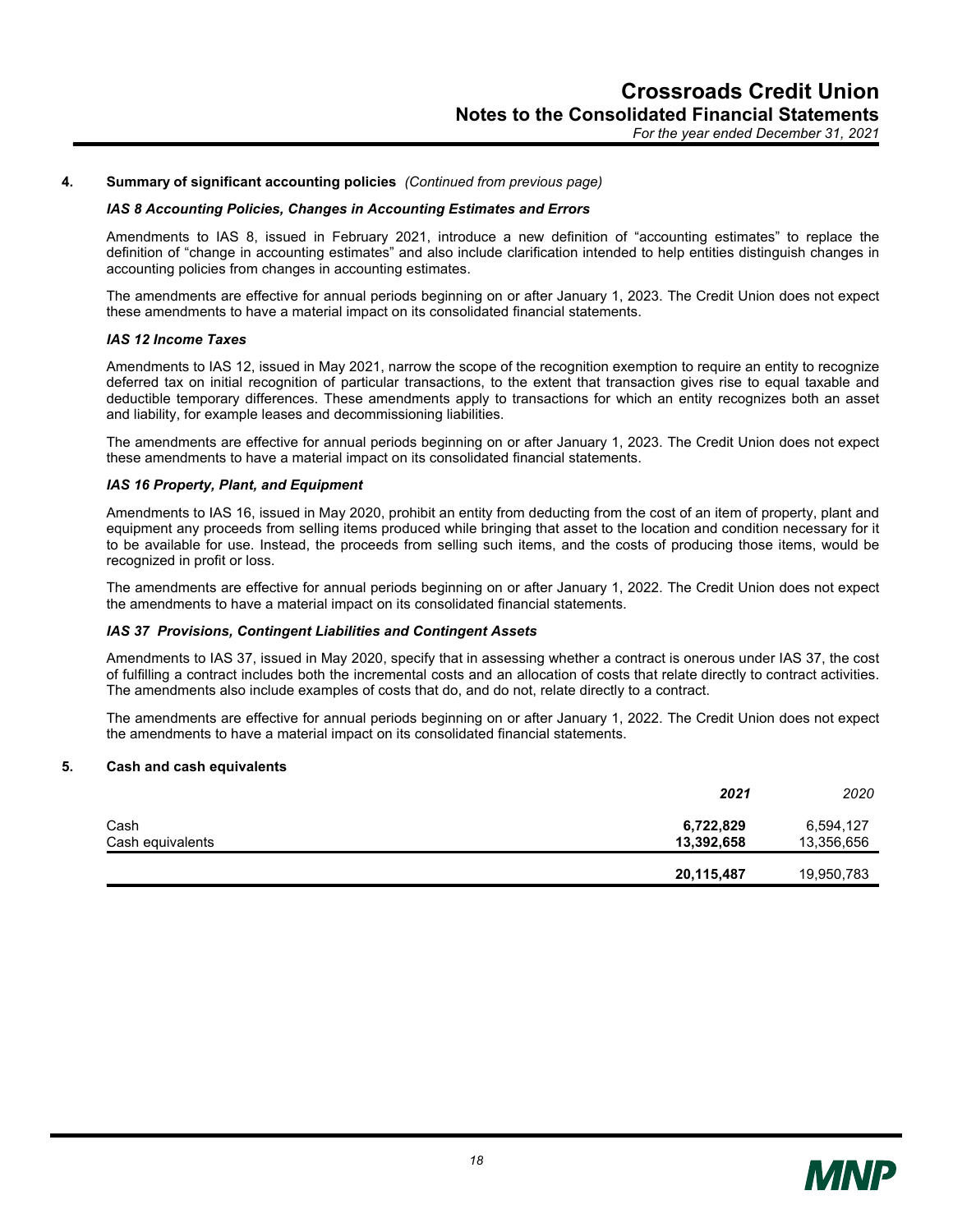## 4. Summary of significant accounting policies *(Continued from previous page)*

### *IAS 8 Accounting Policies, Changes in Accounting Estimates and Errors*

Amendments to IAS 8, issued in February 2021, introduce a new definition of "accounting estimates" to replace the definition of "change in accounting estimates" and also include clarification intended to help entities distinguish changes in accounting policies from changes in accounting estimates.

The amendments are effective for annual periods beginning on or after January 1, 2023. The Credit Union does not expect these amendments to have a material impact on its consolidated financial statements.

### *IAS 12 Income Taxes*

Amendments to IAS 12, issued in May 2021, narrow the scope of the recognition exemption to require an entity to recognize deferred tax on initial recognition of particular transactions, to the extent that transaction gives rise to equal taxable and deductible temporary differences. These amendments apply to transactions for which an entity recognizes both an asset and liability, for example leases and decommissioning liabilities.

The amendments are effective for annual periods beginning on or after January 1, 2023. The Credit Union does not expect these amendments to have a material impact on its consolidated financial statements.

### *IAS 16 Property, Plant, and Equipment*

Amendments to IAS 16, issued in May 2020, prohibit an entity from deducting from the cost of an item of property, plant and equipment any proceeds from selling items produced while bringing that asset to the location and condition necessary for it to be available for use. Instead, the proceeds from selling such items, and the costs of producing those items, would be recognized in profit or loss.

The amendments are effective for annual periods beginning on or after January 1, 2022. The Credit Union does not expect the amendments to have a material impact on its consolidated financial statements.

### *IAS 37 Provisions, Contingent Liabilities and Contingent Assets*

Amendments to IAS 37, issued in May 2020, specify that in assessing whether a contract is onerous under IAS 37, the cost of fulfilling a contract includes both the incremental costs and an allocation of costs that relate directly to contract activities. The amendments also include examples of costs that do, and do not, relate directly to a contract.

The amendments are effective for annual periods beginning on or after January 1, 2022. The Credit Union does not expect the amendments to have a material impact on its consolidated financial statements.

## 5. Cash and cash equivalents

| | ***2021*** | *2020* |
|---|---|---|
| Cash | **6,722,829** | 6,594,127 |
| Cash equivalents | **13,392,658** | 13,356,656 |
| | **20,115,487** | 19,950,783 |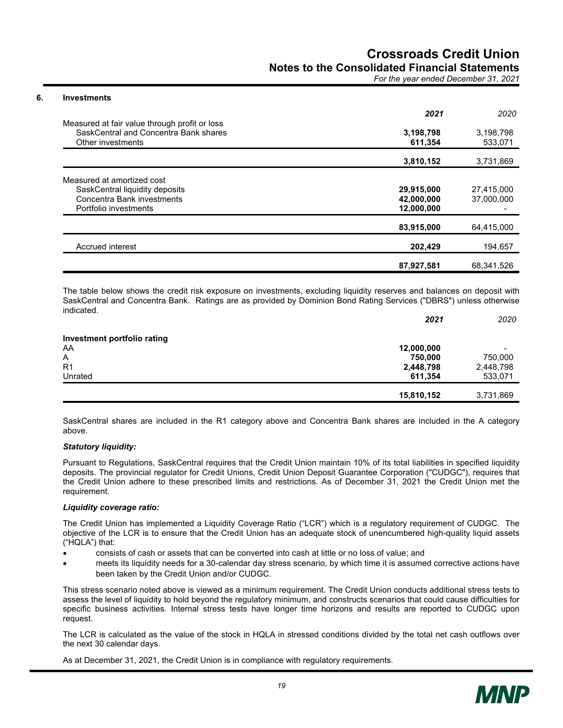## 6. Investments

| | 2021 | 2020 |
|---|---|---|
| Measured at fair value through profit or loss | | |
| SaskCentral and Concentra Bank shares | **3,198,798** | 3,198,798 |
| Other investments | **611,354** | 533,071 |
| | **3,810,152** | 3,731,869 |
| Measured at amortized cost | | |
| SaskCentral liquidity deposits | **29,915,000** | 27,415,000 |
| Concentra Bank investments | **42,000,000** | 37,000,000 |
| Portfolio investments | **12,000,000** | - |
| | **83,915,000** | 64,415,000 |
| Accrued interest | **202,429** | 194,657 |
| | **87,927,581** | 68,341,526 |

The table below shows the credit risk exposure on investments, excluding liquidity reserves and balances on deposit with SaskCentral and Concentra Bank. Ratings are as provided by Dominion Bond Rating Services ("DBRS") unless otherwise indicated.

| | 2021 | 2020 |
|---|---|---|
| **Investment portfolio rating** | | |
| AA | **12,000,000** | - |
| A | **750,000** | 750,000 |
| R1 | **2,448,798** | 2,448,798 |
| Unrated | **611,354** | 533,071 |
| | **15,810,152** | 3,731,869 |

SaskCentral shares are included in the R1 category above and Concentra Bank shares are included in the A category above.

***Statutory liquidity:***

Pursuant to Regulations, SaskCentral requires that the Credit Union maintain 10% of its total liabilities in specified liquidity deposits. The provincial regulator for Credit Unions, Credit Union Deposit Guarantee Corporation ("CUDGC"), requires that the Credit Union adhere to these prescribed limits and restrictions. As of December 31, 2021 the Credit Union met the requirement.

***Liquidity coverage ratio:***

The Credit Union has implemented a Liquidity Coverage Ratio ("LCR") which is a regulatory requirement of CUDGC. The objective of the LCR is to ensure that the Credit Union has an adequate stock of unencumbered high-quality liquid assets ("HQLA") that:

- consists of cash or assets that can be converted into cash at little or no loss of value; and
- meets its liquidity needs for a 30-calendar day stress scenario, by which time it is assumed corrective actions have been taken by the Credit Union and/or CUDGC.

This stress scenario noted above is viewed as a minimum requirement. The Credit Union conducts additional stress tests to assess the level of liquidity to hold beyond the regulatory minimum, and constructs scenarios that could cause difficulties for specific business activities. Internal stress tests have longer time horizons and results are reported to CUDGC upon request.

The LCR is calculated as the value of the stock in HQLA in stressed conditions divided by the total net cash outflows over the next 30 calendar days.

As at December 31, 2021, the Credit Union is in compliance with regulatory requirements.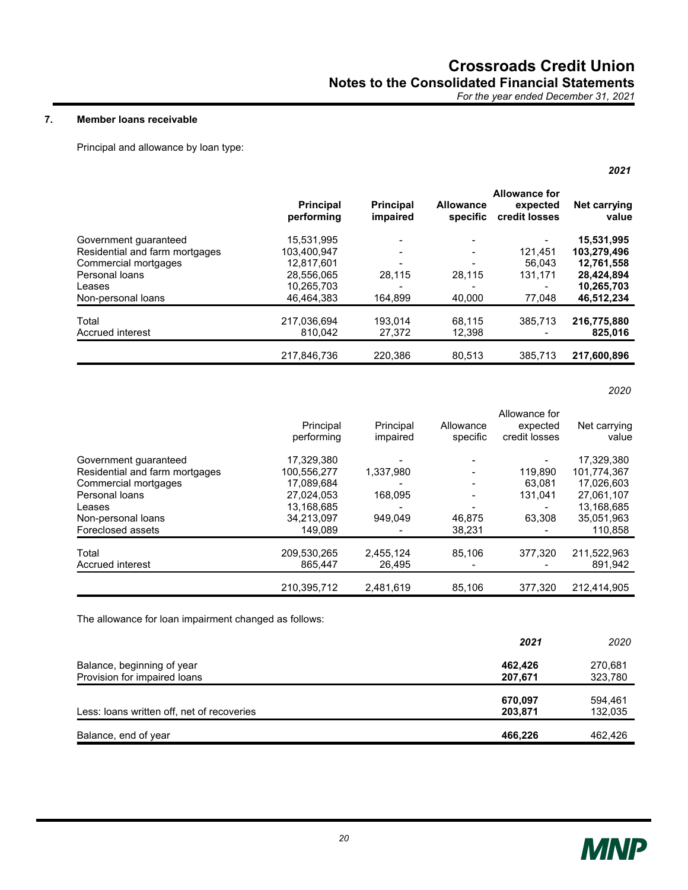## 7. Member loans receivable

Principal and allowance by loan type:

***2021***

| | **Principal performing** | **Principal impaired** | **Allowance specific** | **Allowance for expected credit losses** | **Net carrying value** |
|---|---|---|---|---|---|
| Government guaranteed | 15,531,995 | - | - | - | **15,531,995** |
| Residential and farm mortgages | 103,400,947 | - | - | 121,451 | **103,279,496** |
| Commercial mortgages | 12,817,601 | - | - | 56,043 | **12,761,558** |
| Personal loans | 28,556,065 | 28,115 | 28,115 | 131,171 | **28,424,894** |
| Leases | 10,265,703 | - | - | - | **10,265,703** |
| Non-personal loans | 46,464,383 | 164,899 | 40,000 | 77,048 | **46,512,234** |
| Total | 217,036,694 | 193,014 | 68,115 | 385,713 | **216,775,880** |
| Accrued interest | 810,042 | 27,372 | 12,398 | - | **825,016** |
| | 217,846,736 | 220,386 | 80,513 | 385,713 | **217,600,896** |

*2020*

| | Principal performing | Principal impaired | Allowance specific | Allowance for expected credit losses | Net carrying value |
|---|---|---|---|---|---|
| Government guaranteed | 17,329,380 | - | - | - | 17,329,380 |
| Residential and farm mortgages | 100,556,277 | 1,337,980 | - | 119,890 | 101,774,367 |
| Commercial mortgages | 17,089,684 | - | - | 63,081 | 17,026,603 |
| Personal loans | 27,024,053 | 168,095 | - | 131,041 | 27,061,107 |
| Leases | 13,168,685 | - | - | - | 13,168,685 |
| Non-personal loans | 34,213,097 | 949,049 | 46,875 | 63,308 | 35,051,963 |
| Foreclosed assets | 149,089 | - | 38,231 | - | 110,858 |
| Total | 209,530,265 | 2,455,124 | 85,106 | 377,320 | 211,522,963 |
| Accrued interest | 865,447 | 26,495 | - | - | 891,942 |
| | 210,395,712 | 2,481,619 | 85,106 | 377,320 | 212,414,905 |

The allowance for loan impairment changed as follows:

| | ***2021*** | *2020* |
|---|---|---|
| Balance, beginning of year | **462,426** | 462,426 |
| Provision for impaired loans | **207,671** | 323,780 |
| | **670,097** | 594,461 |
| Less: loans written off, net of recoveries | **203,871** | 132,035 |
| Balance, end of year | **466,226** | 462,426 |

## 7. Member loans receivable

Principal and allowance by loan type:

***2021***

| | **Principal performing** | **Principal impaired** | **Allowance specific** | **Allowance for expected credit losses** | **Net carrying value** |
|---|---|---|---|---|---|
| Government guaranteed | 15,531,995 | - | - | - | **15,531,995** |
| Residential and farm mortgages | 103,400,947 | - | - | 121,451 | **103,279,496** |
| Commercial mortgages | 12,817,601 | - | - | 56,043 | **12,761,558** |
| Personal loans | 28,556,065 | 28,115 | 28,115 | 131,171 | **28,424,894** |
| Leases | 10,265,703 | - | - | - | **10,265,703** |
| Non-personal loans | 46,464,383 | 164,899 | 40,000 | 77,048 | **46,512,234** |
| Total | 217,036,694 | 193,014 | 68,115 | 385,713 | **216,775,880** |
| Accrued interest | 810,042 | 27,372 | 12,398 | - | **825,016** |
| | 217,846,736 | 220,386 | 80,513 | 385,713 | **217,600,896** |

*2020*

| | Principal performing | Principal impaired | Allowance specific | Allowance for expected credit losses | Net carrying value |
|---|---|---|---|---|---|
| Government guaranteed | 17,329,380 | - | - | - | 17,329,380 |
| Residential and farm mortgages | 100,556,277 | 1,337,980 | - | 119,890 | 101,774,367 |
| Commercial mortgages | 17,089,684 | - | - | 63,081 | 17,026,603 |
| Personal loans | 27,024,053 | 168,095 | - | 131,041 | 27,061,107 |
| Leases | 13,168,685 | - | - | - | 13,168,685 |
| Non-personal loans | 34,213,097 | 949,049 | 46,875 | 63,308 | 35,051,963 |
| Foreclosed assets | 149,089 | - | 38,231 | - | 110,858 |
| Total | 209,530,265 | 2,455,124 | 85,106 | 377,320 | 211,522,963 |
| Accrued interest | 865,447 | 26,495 | - | - | 891,942 |
| | 210,395,712 | 2,481,619 | 85,106 | 377,320 | 212,414,905 |

The allowance for loan impairment changed as follows:

| | ***2021*** | *2020* |
|---|---|---|
| Balance, beginning of year | **462,426** | 270,681 |
| Provision for impaired loans | **207,671** | 323,780 |
| | **670,097** | 594,461 |
| Less: loans written off, net of recoveries | **203,871** | 132,035 |
| Balance, end of year | **466,226** | 462,426 |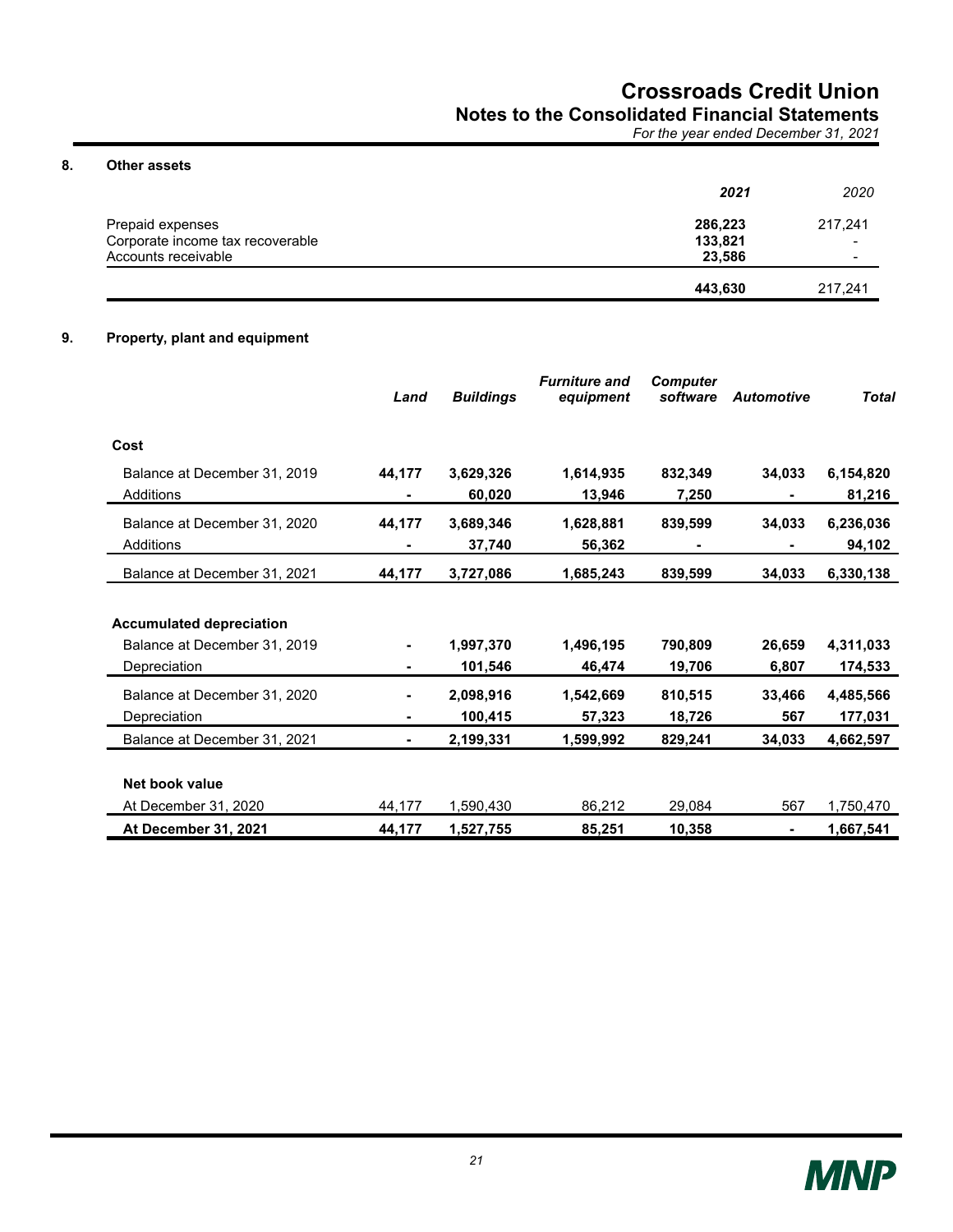## 8. Other assets

| | 2021 | 2020 |
|---|---|---|
| Prepaid expenses | **286,223** | 217,241 |
| Corporate income tax recoverable | **133,821** | - |
| Accounts receivable | **23,586** | - |
| | **443,630** | 217,241 |

## 9. Property, plant and equipment

| | Land | Buildings | Furniture and equipment | Computer software | Automotive | Total |
|---|---|---|---|---|---|---|
| **Cost** | | | | | | |
| Balance at December 31, 2019 | **44,177** | **3,629,326** | **1,614,935** | **832,349** | **34,033** | **6,154,820** |
| Additions | **-** | **60,020** | **13,946** | **7,250** | **-** | **81,216** |
| Balance at December 31, 2020 | **44,177** | **3,689,346** | **1,628,881** | **839,599** | **34,033** | **6,236,036** |
| Additions | **-** | **37,740** | **56,362** | **-** | **-** | **94,102** |
| Balance at December 31, 2021 | **44,177** | **3,727,086** | **1,685,243** | **839,599** | **34,033** | **6,330,138** |
| **Accumulated depreciation** | | | | | | |
| Balance at December 31, 2019 | **-** | **1,997,370** | **1,496,195** | **790,809** | **26,659** | **4,311,033** |
| Depreciation | **-** | **101,546** | **46,474** | **19,706** | **6,807** | **174,533** |
| Balance at December 31, 2020 | **-** | **2,098,916** | **1,542,669** | **810,515** | **33,466** | **4,485,566** |
| Depreciation | **-** | **100,415** | **57,323** | **18,726** | **567** | **177,031** |
| Balance at December 31, 2021 | **-** | **2,199,331** | **1,599,992** | **829,241** | **34,033** | **4,662,597** |
| **Net book value** | | | | | | |
| At December 31, 2020 | 44,177 | 1,590,430 | 86,212 | 29,084 | 567 | 1,750,470 |
| **At December 31, 2021** | **44,177** | **1,527,755** | **85,251** | **10,358** | **-** | **1,667,541** |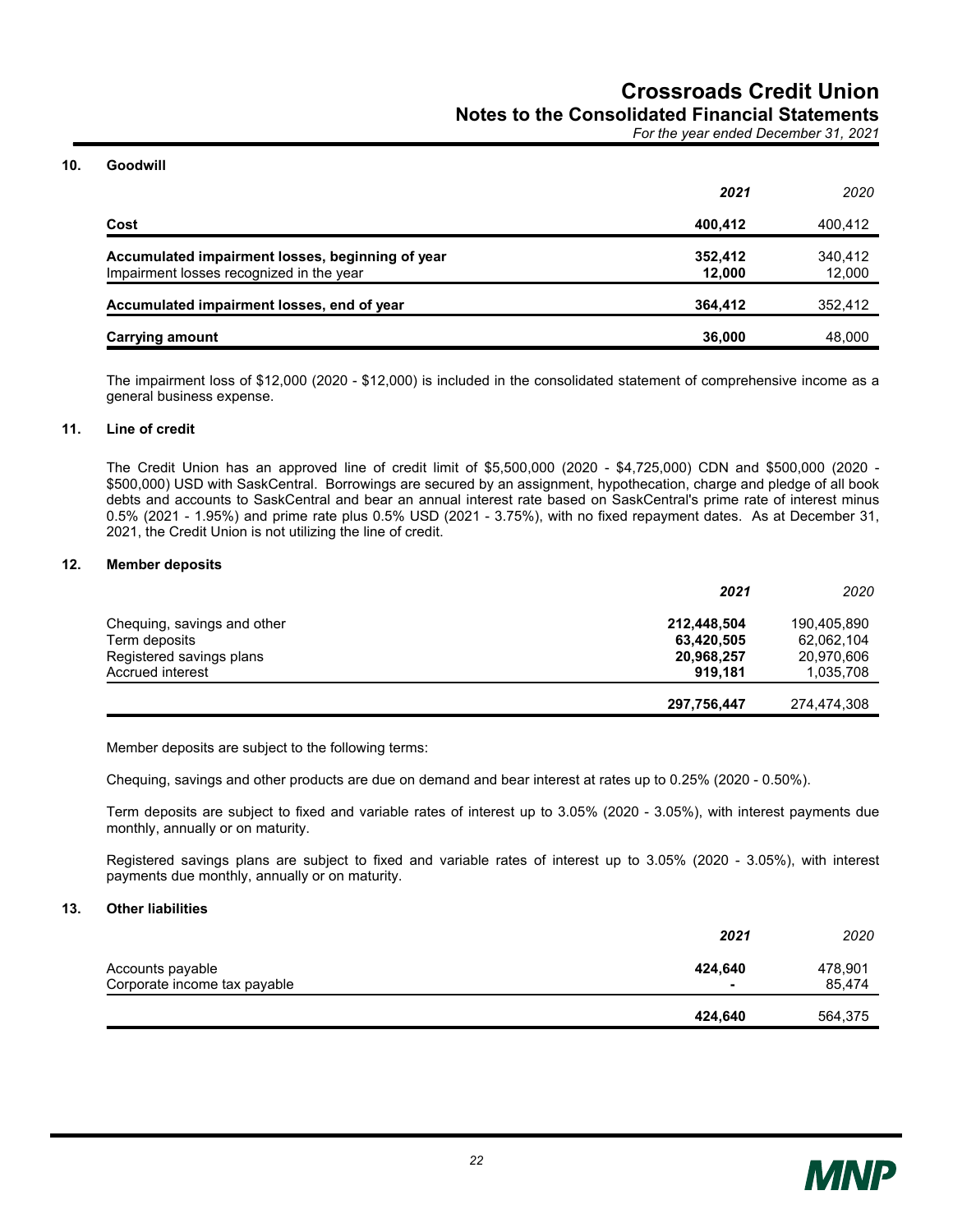## 10. Goodwill

| | **2021** | 2020 |
|---|---|---|
| **Cost** | **400,412** | 400,412 |
| **Accumulated impairment losses, beginning of year** | **352,412** | 340,412 |
| Impairment losses recognized in the year | **12,000** | 12,000 |
| **Accumulated impairment losses, end of year** | **364,412** | 352,412 |
| **Carrying amount** | **36,000** | 48,000 |

The impairment loss of $12,000 (2020 - $12,000) is included in the consolidated statement of comprehensive income as a general business expense.

## 11. Line of credit

The Credit Union has an approved line of credit limit of $5,500,000 (2020 - $4,725,000) CDN and $500,000 (2020 - $500,000) USD with SaskCentral. Borrowings are secured by an assignment, hypothecation, charge and pledge of all book debts and accounts to SaskCentral and bear an annual interest rate based on SaskCentral's prime rate of interest minus 0.5% (2021 - 1.95%) and prime rate plus 0.5% USD (2021 - 3.75%), with no fixed repayment dates. As at December 31, 2021, the Credit Union is not utilizing the line of credit.

## 12. Member deposits

| | **2021** | 2020 |
|---|---|---|
| Chequing, savings and other | **212,448,504** | 190,405,890 |
| Term deposits | **63,420,505** | 62,062,104 |
| Registered savings plans | **20,968,257** | 20,970,606 |
| Accrued interest | **919,181** | 1,035,708 |
| | **297,756,447** | 274,474,308 |

Member deposits are subject to the following terms:

Chequing, savings and other products are due on demand and bear interest at rates up to 0.25% (2020 - 0.50%).

Term deposits are subject to fixed and variable rates of interest up to 3.05% (2020 - 3.05%), with interest payments due monthly, annually or on maturity.

Registered savings plans are subject to fixed and variable rates of interest up to 3.05% (2020 - 3.05%), with interest payments due monthly, annually or on maturity.

## 13. Other liabilities

| | **2021** | 2020 |
|---|---|---|
| Accounts payable | **424,640** | 478,901 |
| Corporate income tax payable | **-** | 85,474 |
| | **424,640** | 564,375 |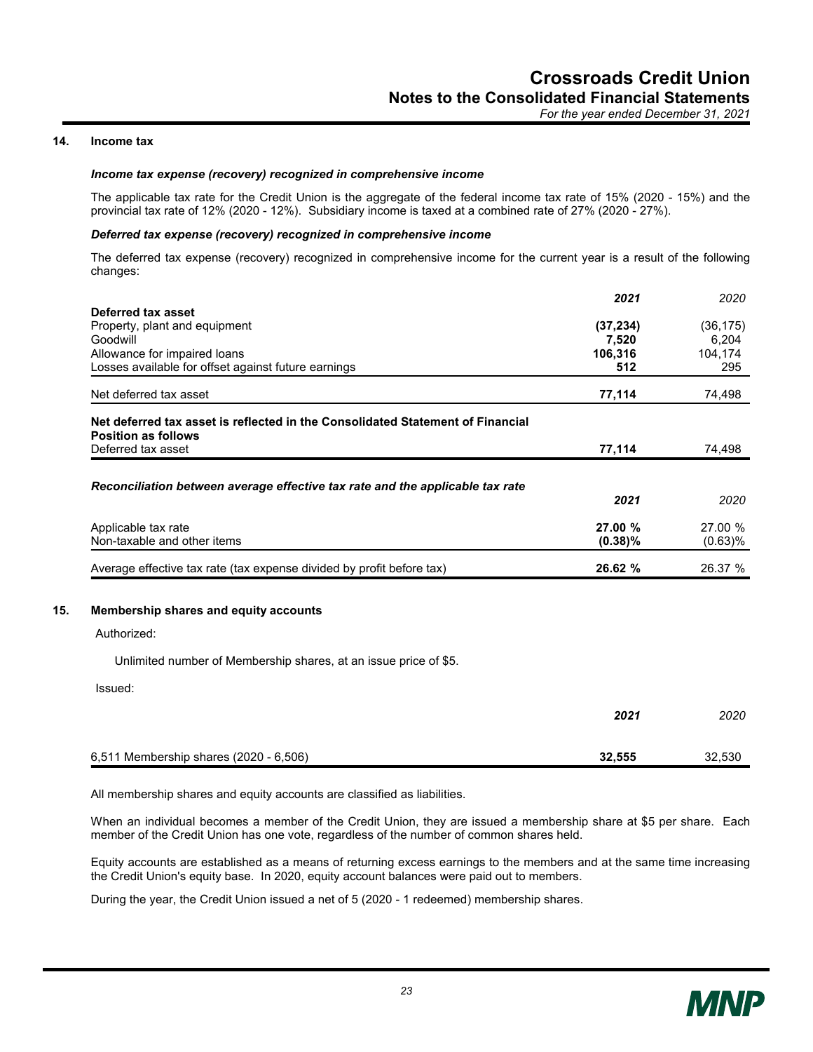## 14. Income tax

***Income tax expense (recovery) recognized in comprehensive income***

The applicable tax rate for the Credit Union is the aggregate of the federal income tax rate of 15% (2020 - 15%) and the provincial tax rate of 12% (2020 - 12%). Subsidiary income is taxed at a combined rate of 27% (2020 - 27%).

***Deferred tax expense (recovery) recognized in comprehensive income***

The deferred tax expense (recovery) recognized in comprehensive income for the current year is a result of the following changes:

| | ***2021*** | *2020* |
|---|---|---|
| **Deferred tax asset** | | |
| Property, plant and equipment | **(37,234)** | (36,175) |
| Goodwill | **7,520** | 6,204 |
| Allowance for impaired loans | **106,316** | 104,174 |
| Losses available for offset against future earnings | **512** | 295 |
| Net deferred tax asset | **77,114** | 74,498 |
| **Net deferred tax asset is reflected in the Consolidated Statement of Financial Position as follows** | | |
| Deferred tax asset | **77,114** | 74,498 |

***Reconciliation between average effective tax rate and the applicable tax rate***

| | ***2021*** | *2020* |
|---|---|---|
| Applicable tax rate | **27.00 %** | 27.00 % |
| Non-taxable and other items | **(0.38)%** | (0.63)% |
| Average effective tax rate (tax expense divided by profit before tax) | **26.62 %** | 26.37 % |

## 15. Membership shares and equity accounts

Authorized:

Unlimited number of Membership shares, at an issue price of $5.

Issued:

| | ***2021*** | *2020* |
|---|---|---|
| 6,511 Membership shares (2020 - 6,506) | **32,555** | 32,530 |

All membership shares and equity accounts are classified as liabilities.

When an individual becomes a member of the Credit Union, they are issued a membership share at $5 per share. Each member of the Credit Union has one vote, regardless of the number of common shares held.

Equity accounts are established as a means of returning excess earnings to the members and at the same time increasing the Credit Union's equity base. In 2020, equity account balances were paid out to members.

During the year, the Credit Union issued a net of 5 (2020 - 1 redeemed) membership shares.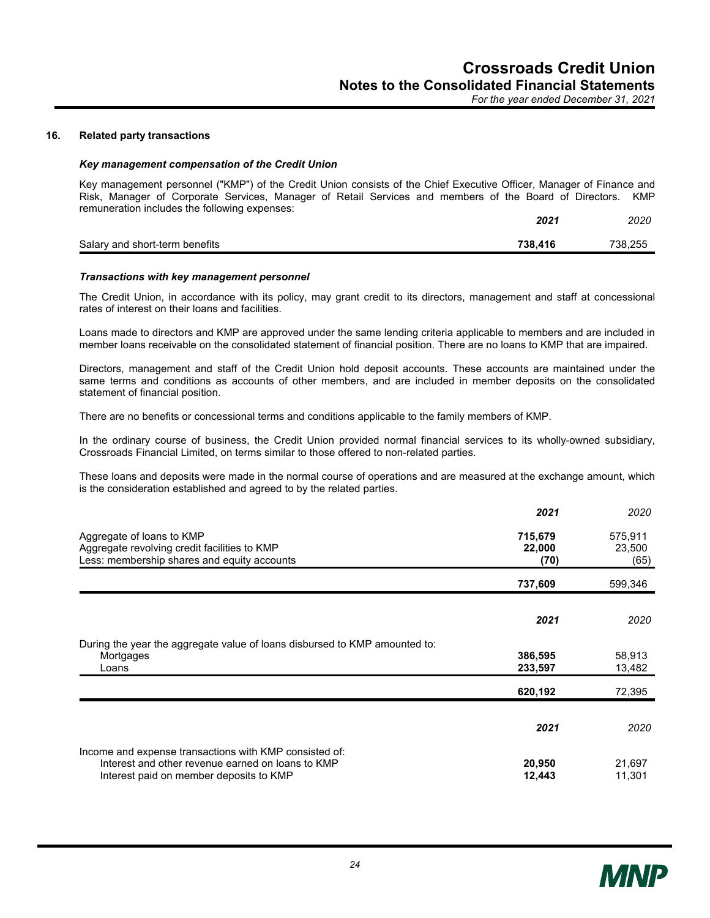## 16. Related party transactions

### *Key management compensation of the Credit Union*

Key management personnel ("KMP") of the Credit Union consists of the Chief Executive Officer, Manager of Finance and Risk, Manager of Corporate Services, Manager of Retail Services and members of the Board of Directors. KMP remuneration includes the following expenses:

| | ***2021*** | *2020* |
|---|---|---|
| Salary and short-term benefits | **738,416** | 738,255 |

### *Transactions with key management personnel*

The Credit Union, in accordance with its policy, may grant credit to its directors, management and staff at concessional rates of interest on their loans and facilities.

Loans made to directors and KMP are approved under the same lending criteria applicable to members and are included in member loans receivable on the consolidated statement of financial position. There are no loans to KMP that are impaired.

Directors, management and staff of the Credit Union hold deposit accounts. These accounts are maintained under the same terms and conditions as accounts of other members, and are included in member deposits on the consolidated statement of financial position.

There are no benefits or concessional terms and conditions applicable to the family members of KMP.

In the ordinary course of business, the Credit Union provided normal financial services to its wholly-owned subsidiary, Crossroads Financial Limited, on terms similar to those offered to non-related parties.

These loans and deposits were made in the normal course of operations and are measured at the exchange amount, which is the consideration established and agreed to by the related parties.

| | ***2021*** | *2020* |
|---|---|---|
| Aggregate of loans to KMP | **715,679** | 575,911 |
| Aggregate revolving credit facilities to KMP | **22,000** | 23,500 |
| Less: membership shares and equity accounts | **(70)** | (65) |
| | **737,609** | 599,346 |

| | ***2021*** | *2020* |
|---|---|---|
| During the year the aggregate value of loans disbursed to KMP amounted to: | | |
| Mortgages | **386,595** | 58,913 |
| Loans | **233,597** | 13,482 |
| | **620,192** | 72,395 |

| | ***2021*** | *2020* |
|---|---|---|
| Income and expense transactions with KMP consisted of: | | |
| Interest and other revenue earned on loans to KMP | **20,950** | 21,697 |
| Interest paid on member deposits to KMP | **12,443** | 11,301 |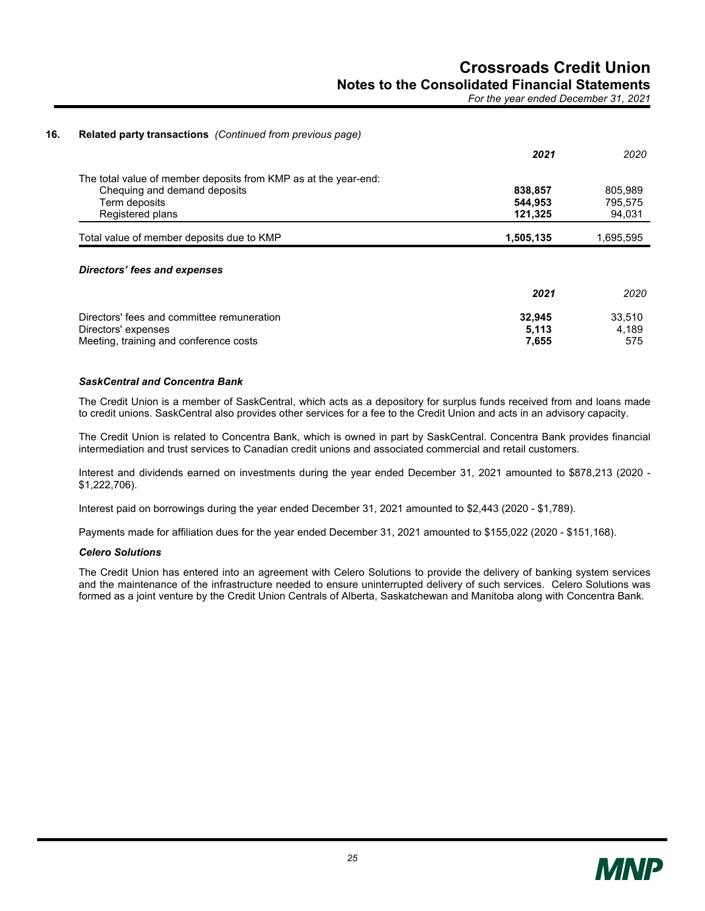## 16. Related party transactions *(Continued from previous page)*

| | **2021** | 2020 |
|---|---|---|
| The total value of member deposits from KMP as at the year-end: | | |
| Chequing and demand deposits | **838,857** | 805,989 |
| Term deposits | **544,953** | 795,575 |
| Registered plans | **121,325** | 94,031 |
| Total value of member deposits due to KMP | **1,505,135** | 1,695,595 |

### *Directors' fees and expenses*

| | **2021** | 2020 |
|---|---|---|
| Directors' fees and committee remuneration | **32,945** | 33,510 |
| Directors' expenses | **5,113** | 4,189 |
| Meeting, training and conference costs | **7,655** | 575 |

### *SaskCentral and Concentra Bank*

The Credit Union is a member of SaskCentral, which acts as a depository for surplus funds received from and loans made to credit unions. SaskCentral also provides other services for a fee to the Credit Union and acts in an advisory capacity.

The Credit Union is related to Concentra Bank, which is owned in part by SaskCentral. Concentra Bank provides financial intermediation and trust services to Canadian credit unions and associated commercial and retail customers.

Interest and dividends earned on investments during the year ended December 31, 2021 amounted to $878,213 (2020 - $1,222,706).

Interest paid on borrowings during the year ended December 31, 2021 amounted to $2,443 (2020 - $1,789).

Payments made for affiliation dues for the year ended December 31, 2021 amounted to $155,022 (2020 - $151,168).

### *Celero Solutions*

The Credit Union has entered into an agreement with Celero Solutions to provide the delivery of banking system services and the maintenance of the infrastructure needed to ensure uninterrupted delivery of such services. Celero Solutions was formed as a joint venture by the Credit Union Centrals of Alberta, Saskatchewan and Manitoba along with Concentra Bank.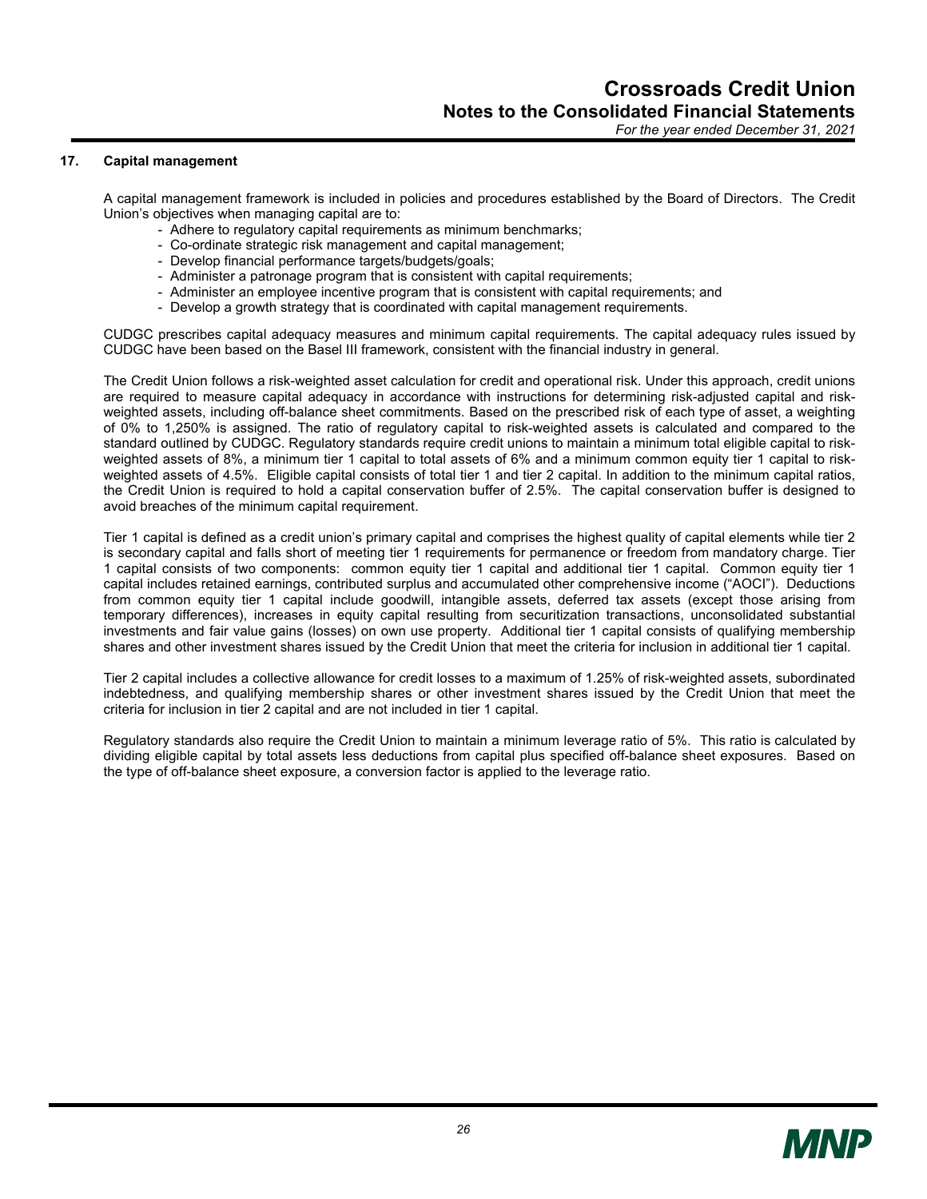## 17. Capital management

A capital management framework is included in policies and procedures established by the Board of Directors. The Credit Union's objectives when managing capital are to:

- Adhere to regulatory capital requirements as minimum benchmarks;
- Co-ordinate strategic risk management and capital management;
- Develop financial performance targets/budgets/goals;
- Administer a patronage program that is consistent with capital requirements;
- Administer an employee incentive program that is consistent with capital requirements; and
- Develop a growth strategy that is coordinated with capital management requirements.

CUDGC prescribes capital adequacy measures and minimum capital requirements. The capital adequacy rules issued by CUDGC have been based on the Basel III framework, consistent with the financial industry in general.

The Credit Union follows a risk-weighted asset calculation for credit and operational risk. Under this approach, credit unions are required to measure capital adequacy in accordance with instructions for determining risk-adjusted capital and risk-weighted assets, including off-balance sheet commitments. Based on the prescribed risk of each type of asset, a weighting of 0% to 1,250% is assigned. The ratio of regulatory capital to risk-weighted assets is calculated and compared to the standard outlined by CUDGC. Regulatory standards require credit unions to maintain a minimum total eligible capital to risk-weighted assets of 8%, a minimum tier 1 capital to total assets of 6% and a minimum common equity tier 1 capital to risk-weighted assets of 4.5%. Eligible capital consists of total tier 1 and tier 2 capital. In addition to the minimum capital ratios, the Credit Union is required to hold a capital conservation buffer of 2.5%. The capital conservation buffer is designed to avoid breaches of the minimum capital requirement.

Tier 1 capital is defined as a credit union's primary capital and comprises the highest quality of capital elements while tier 2 is secondary capital and falls short of meeting tier 1 requirements for permanence or freedom from mandatory charge. Tier 1 capital consists of two components: common equity tier 1 capital and additional tier 1 capital. Common equity tier 1 capital includes retained earnings, contributed surplus and accumulated other comprehensive income ("AOCI"). Deductions from common equity tier 1 capital include goodwill, intangible assets, deferred tax assets (except those arising from temporary differences), increases in equity capital resulting from securitization transactions, unconsolidated substantial investments and fair value gains (losses) on own use property. Additional tier 1 capital consists of qualifying membership shares and other investment shares issued by the Credit Union that meet the criteria for inclusion in additional tier 1 capital.

Tier 2 capital includes a collective allowance for credit losses to a maximum of 1.25% of risk-weighted assets, subordinated indebtedness, and qualifying membership shares or other investment shares issued by the Credit Union that meet the criteria for inclusion in tier 2 capital and are not included in tier 1 capital.

Regulatory standards also require the Credit Union to maintain a minimum leverage ratio of 5%. This ratio is calculated by dividing eligible capital by total assets less deductions from capital plus specified off-balance sheet exposures. Based on the type of off-balance sheet exposure, a conversion factor is applied to the leverage ratio.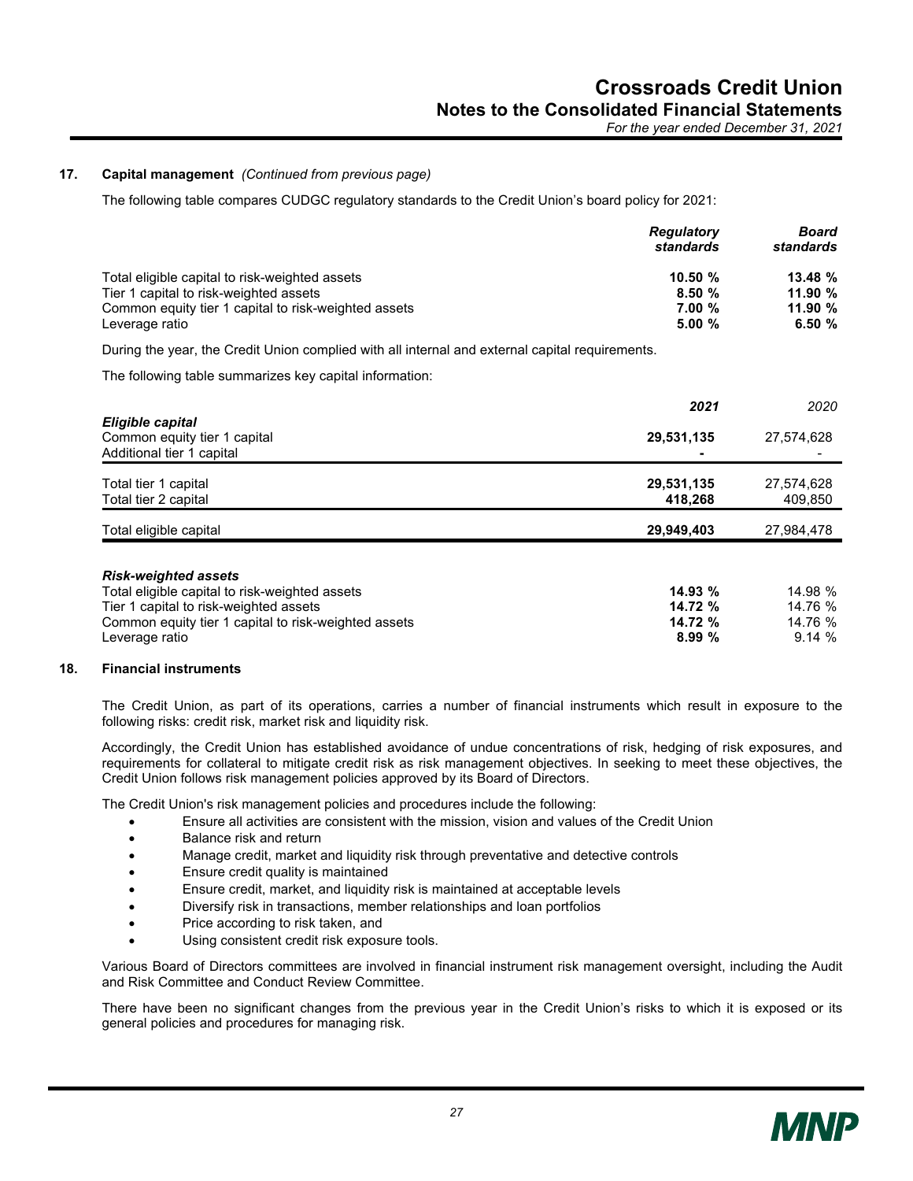## 17. Capital management *(Continued from previous page)*

The following table compares CUDGC regulatory standards to the Credit Union's board policy for 2021:

| | *Regulatory standards* | *Board standards* |
|---|---|---|
| Total eligible capital to risk-weighted assets | **10.50 %** | **13.48 %** |
| Tier 1 capital to risk-weighted assets | **8.50 %** | **11.90 %** |
| Common equity tier 1 capital to risk-weighted assets | **7.00 %** | **11.90 %** |
| Leverage ratio | **5.00 %** | **6.50 %** |

During the year, the Credit Union complied with all internal and external capital requirements.

The following table summarizes key capital information:

| | *2021* | *2020* |
|---|---|---|
| ***Eligible capital*** | | |
| Common equity tier 1 capital | **29,531,135** | 27,574,628 |
| Additional tier 1 capital | **-** | - |
| Total tier 1 capital | **29,531,135** | 27,574,628 |
| Total tier 2 capital | **418,268** | 409,850 |
| Total eligible capital | **29,949,403** | 27,984,478 |
| ***Risk-weighted assets*** | | |
| Total eligible capital to risk-weighted assets | **14.93 %** | 14.98 % |
| Tier 1 capital to risk-weighted assets | **14.72 %** | 14.76 % |
| Common equity tier 1 capital to risk-weighted assets | **14.72 %** | 14.76 % |
| Leverage ratio | **8.99 %** | 9.14 % |

## 18. Financial instruments

The Credit Union, as part of its operations, carries a number of financial instruments which result in exposure to the following risks: credit risk, market risk and liquidity risk.

Accordingly, the Credit Union has established avoidance of undue concentrations of risk, hedging of risk exposures, and requirements for collateral to mitigate credit risk as risk management objectives. In seeking to meet these objectives, the Credit Union follows risk management policies approved by its Board of Directors.

The Credit Union's risk management policies and procedures include the following:

- Ensure all activities are consistent with the mission, vision and values of the Credit Union
- Balance risk and return
- Manage credit, market and liquidity risk through preventative and detective controls
- Ensure credit quality is maintained
- Ensure credit, market, and liquidity risk is maintained at acceptable levels
- Diversify risk in transactions, member relationships and loan portfolios
- Price according to risk taken, and
- Using consistent credit risk exposure tools.

Various Board of Directors committees are involved in financial instrument risk management oversight, including the Audit and Risk Committee and Conduct Review Committee.

There have been no significant changes from the previous year in the Credit Union's risks to which it is exposed or its general policies and procedures for managing risk.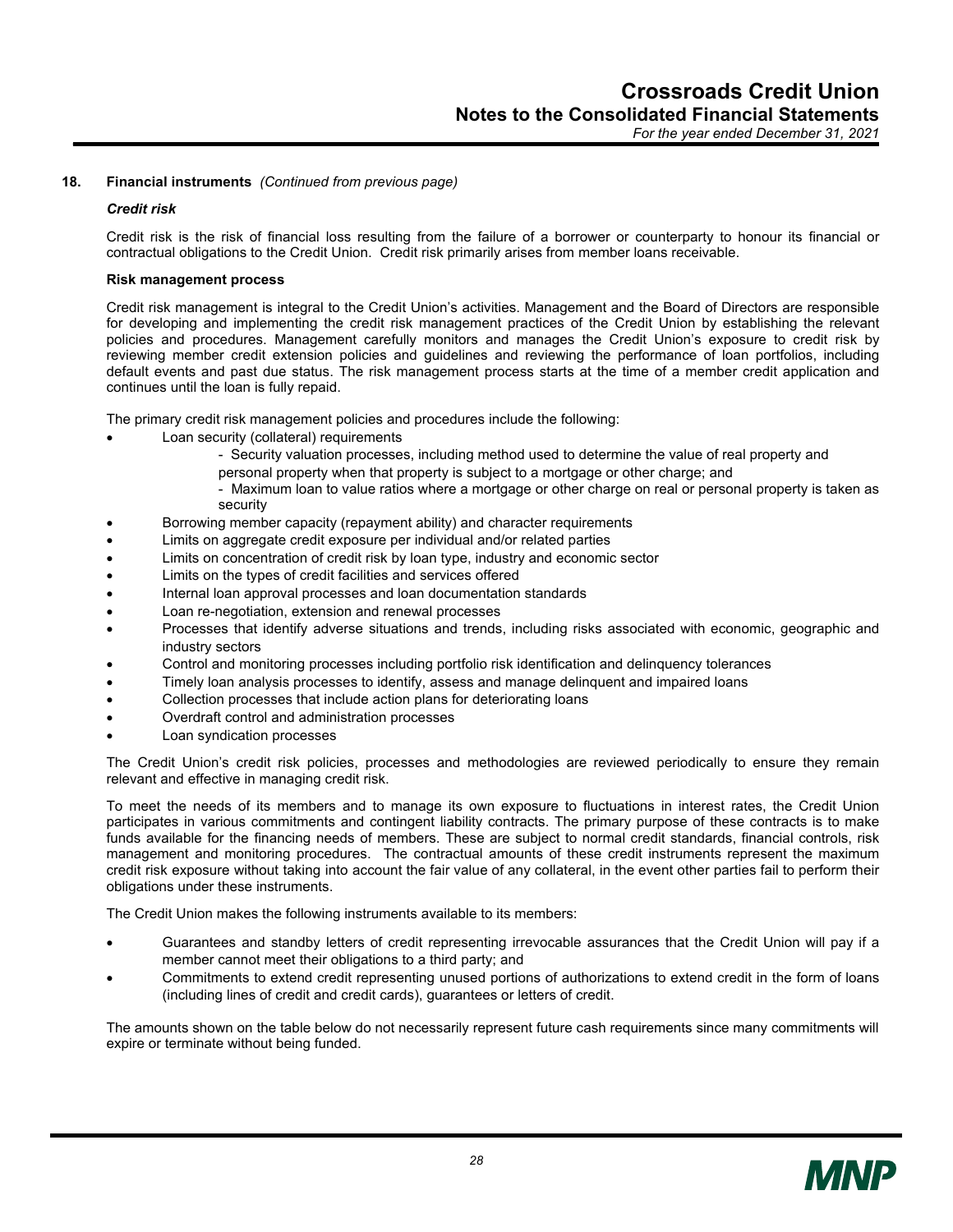## 18. Financial instruments *(Continued from previous page)*

### *Credit risk*

Credit risk is the risk of financial loss resulting from the failure of a borrower or counterparty to honour its financial or contractual obligations to the Credit Union. Credit risk primarily arises from member loans receivable.

**Risk management process**

Credit risk management is integral to the Credit Union's activities. Management and the Board of Directors are responsible for developing and implementing the credit risk management practices of the Credit Union by establishing the relevant policies and procedures. Management carefully monitors and manages the Credit Union's exposure to credit risk by reviewing member credit extension policies and guidelines and reviewing the performance of loan portfolios, including default events and past due status. The risk management process starts at the time of a member credit application and continues until the loan is fully repaid.

The primary credit risk management policies and procedures include the following:

- Loan security (collateral) requirements
  - Security valuation processes, including method used to determine the value of real property and personal property when that property is subject to a mortgage or other charge; and
  - Maximum loan to value ratios where a mortgage or other charge on real or personal property is taken as security
- Borrowing member capacity (repayment ability) and character requirements
- Limits on aggregate credit exposure per individual and/or related parties
- Limits on concentration of credit risk by loan type, industry and economic sector
- Limits on the types of credit facilities and services offered
- Internal loan approval processes and loan documentation standards
- Loan re-negotiation, extension and renewal processes
- Processes that identify adverse situations and trends, including risks associated with economic, geographic and industry sectors
- Control and monitoring processes including portfolio risk identification and delinquency tolerances
- Timely loan analysis processes to identify, assess and manage delinquent and impaired loans
- Collection processes that include action plans for deteriorating loans
- Overdraft control and administration processes
- Loan syndication processes

The Credit Union's credit risk policies, processes and methodologies are reviewed periodically to ensure they remain relevant and effective in managing credit risk.

To meet the needs of its members and to manage its own exposure to fluctuations in interest rates, the Credit Union participates in various commitments and contingent liability contracts. The primary purpose of these contracts is to make funds available for the financing needs of members. These are subject to normal credit standards, financial controls, risk management and monitoring procedures. The contractual amounts of these credit instruments represent the maximum credit risk exposure without taking into account the fair value of any collateral, in the event other parties fail to perform their obligations under these instruments.

The Credit Union makes the following instruments available to its members:

- Guarantees and standby letters of credit representing irrevocable assurances that the Credit Union will pay if a member cannot meet their obligations to a third party; and
- Commitments to extend credit representing unused portions of authorizations to extend credit in the form of loans (including lines of credit and credit cards), guarantees or letters of credit.

The amounts shown on the table below do not necessarily represent future cash requirements since many commitments will expire or terminate without being funded.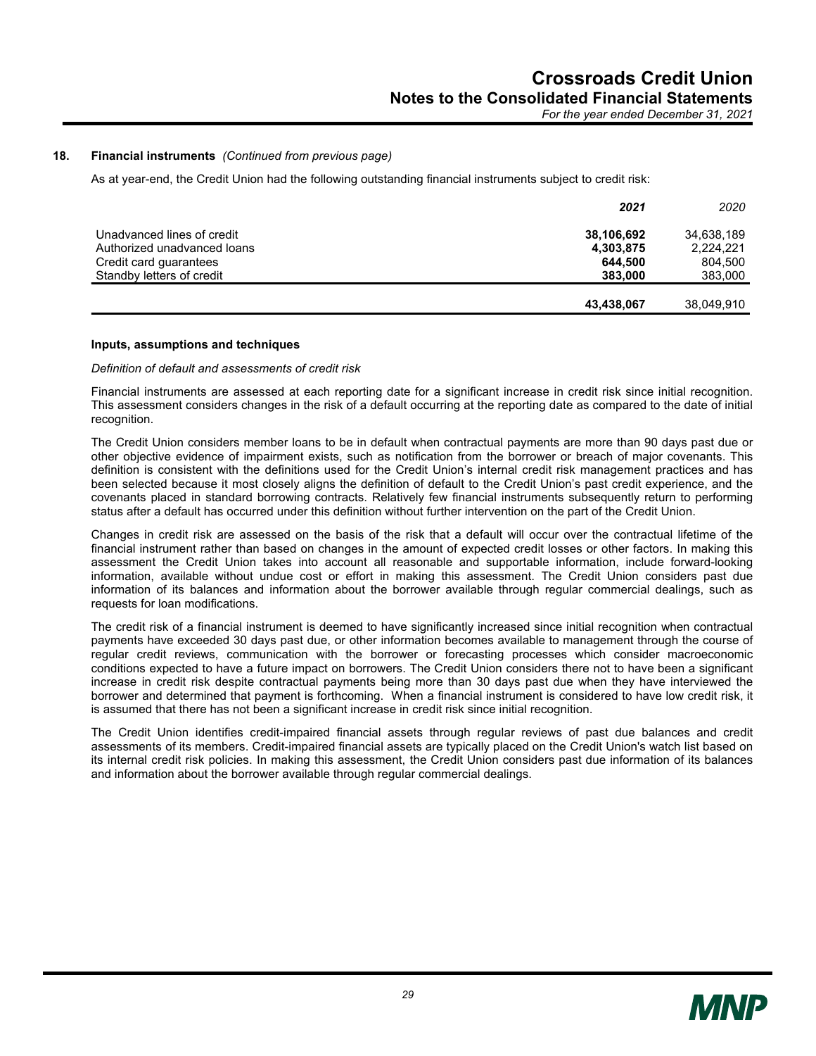## 18. Financial instruments *(Continued from previous page)*

As at year-end, the Credit Union had the following outstanding financial instruments subject to credit risk:

| | **2021** | *2020* |
|---|---|---|
| Unadvanced lines of credit | **38,106,692** | 34,638,189 |
| Authorized unadvanced loans | **4,303,875** | 2,224,221 |
| Credit card guarantees | **644,500** | 804,500 |
| Standby letters of credit | **383,000** | 383,000 |
| | **43,438,067** | 38,049,910 |

### Inputs, assumptions and techniques

*Definition of default and assessments of credit risk*

Financial instruments are assessed at each reporting date for a significant increase in credit risk since initial recognition. This assessment considers changes in the risk of a default occurring at the reporting date as compared to the date of initial recognition.

The Credit Union considers member loans to be in default when contractual payments are more than 90 days past due or other objective evidence of impairment exists, such as notification from the borrower or breach of major covenants. This definition is consistent with the definitions used for the Credit Union's internal credit risk management practices and has been selected because it most closely aligns the definition of default to the Credit Union's past credit experience, and the covenants placed in standard borrowing contracts. Relatively few financial instruments subsequently return to performing status after a default has occurred under this definition without further intervention on the part of the Credit Union.

Changes in credit risk are assessed on the basis of the risk that a default will occur over the contractual lifetime of the financial instrument rather than based on changes in the amount of expected credit losses or other factors. In making this assessment the Credit Union takes into account all reasonable and supportable information, include forward-looking information, available without undue cost or effort in making this assessment. The Credit Union considers past due information of its balances and information about the borrower available through regular commercial dealings, such as requests for loan modifications.

The credit risk of a financial instrument is deemed to have significantly increased since initial recognition when contractual payments have exceeded 30 days past due, or other information becomes available to management through the course of regular credit reviews, communication with the borrower or forecasting processes which consider macroeconomic conditions expected to have a future impact on borrowers. The Credit Union considers there not to have been a significant increase in credit risk despite contractual payments being more than 30 days past due when they have interviewed the borrower and determined that payment is forthcoming. When a financial instrument is considered to have low credit risk, it is assumed that there has not been a significant increase in credit risk since initial recognition.

The Credit Union identifies credit-impaired financial assets through regular reviews of past due balances and credit assessments of its members. Credit-impaired financial assets are typically placed on the Credit Union's watch list based on its internal credit risk policies. In making this assessment, the Credit Union considers past due information of its balances and information about the borrower available through regular commercial dealings.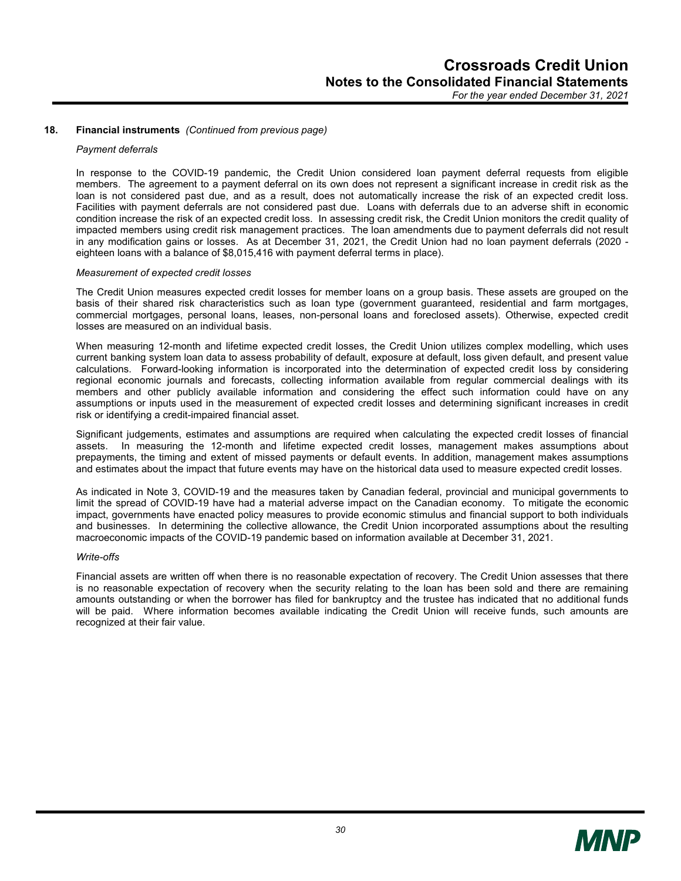## 18. Financial instruments *(Continued from previous page)*

*Payment deferrals*

In response to the COVID-19 pandemic, the Credit Union considered loan payment deferral requests from eligible members. The agreement to a payment deferral on its own does not represent a significant increase in credit risk as the loan is not considered past due, and as a result, does not automatically increase the risk of an expected credit loss. Facilities with payment deferrals are not considered past due. Loans with deferrals due to an adverse shift in economic condition increase the risk of an expected credit loss. In assessing credit risk, the Credit Union monitors the credit quality of impacted members using credit risk management practices. The loan amendments due to payment deferrals did not result in any modification gains or losses. As at December 31, 2021, the Credit Union had no loan payment deferrals (2020 - eighteen loans with a balance of $8,015,416 with payment deferral terms in place).

*Measurement of expected credit losses*

The Credit Union measures expected credit losses for member loans on a group basis. These assets are grouped on the basis of their shared risk characteristics such as loan type (government guaranteed, residential and farm mortgages, commercial mortgages, personal loans, leases, non-personal loans and foreclosed assets). Otherwise, expected credit losses are measured on an individual basis.

When measuring 12-month and lifetime expected credit losses, the Credit Union utilizes complex modelling, which uses current banking system loan data to assess probability of default, exposure at default, loss given default, and present value calculations. Forward-looking information is incorporated into the determination of expected credit loss by considering regional economic journals and forecasts, collecting information available from regular commercial dealings with its members and other publicly available information and considering the effect such information could have on any assumptions or inputs used in the measurement of expected credit losses and determining significant increases in credit risk or identifying a credit-impaired financial asset.

Significant judgements, estimates and assumptions are required when calculating the expected credit losses of financial assets. In measuring the 12-month and lifetime expected credit losses, management makes assumptions about prepayments, the timing and extent of missed payments or default events. In addition, management makes assumptions and estimates about the impact that future events may have on the historical data used to measure expected credit losses.

As indicated in Note 3, COVID-19 and the measures taken by Canadian federal, provincial and municipal governments to limit the spread of COVID-19 have had a material adverse impact on the Canadian economy. To mitigate the economic impact, governments have enacted policy measures to provide economic stimulus and financial support to both individuals and businesses. In determining the collective allowance, the Credit Union incorporated assumptions about the resulting macroeconomic impacts of the COVID-19 pandemic based on information available at December 31, 2021.

*Write-offs*

Financial assets are written off when there is no reasonable expectation of recovery. The Credit Union assesses that there is no reasonable expectation of recovery when the security relating to the loan has been sold and there are remaining amounts outstanding or when the borrower has filed for bankruptcy and the trustee has indicated that no additional funds will be paid. Where information becomes available indicating the Credit Union will receive funds, such amounts are recognized at their fair value.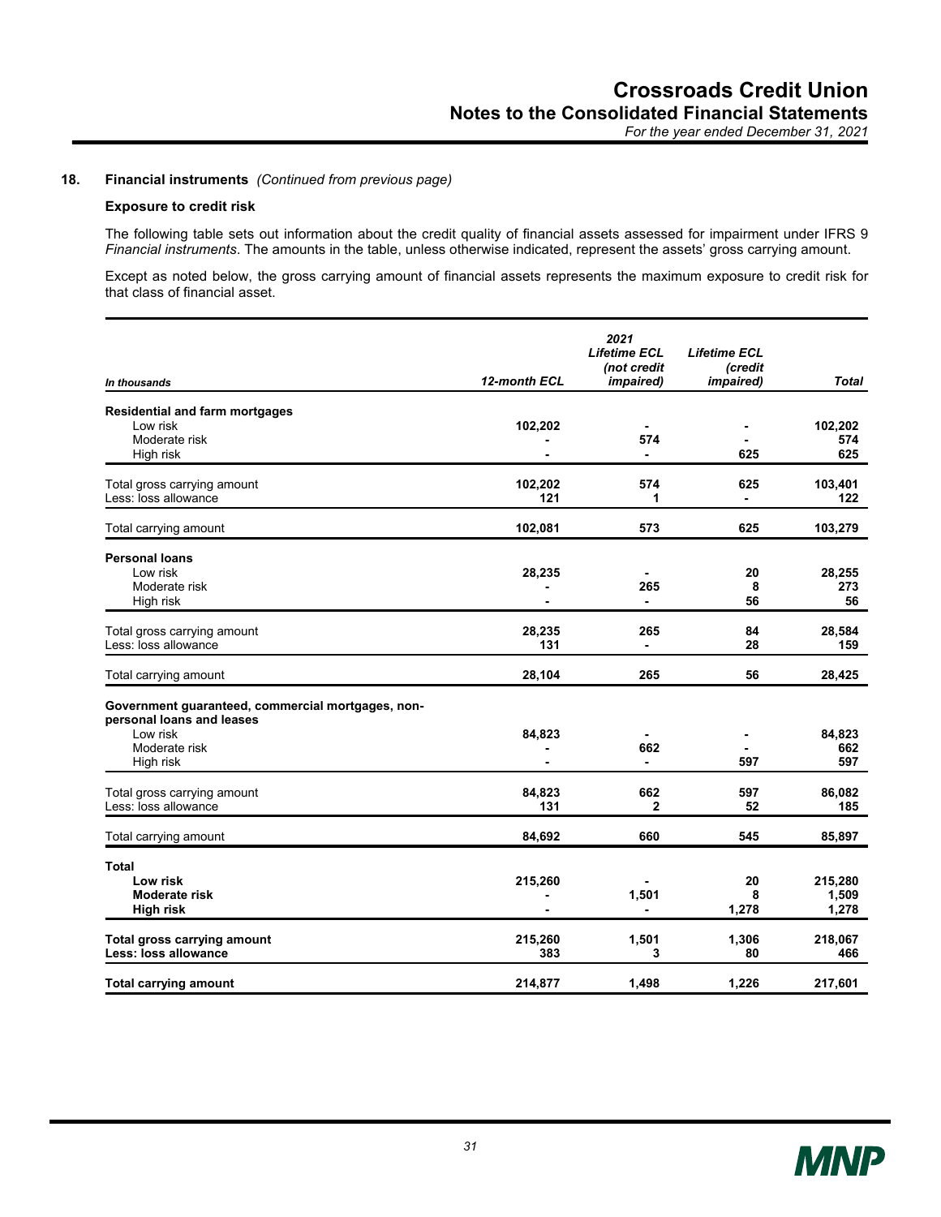### 18. Financial instruments *(Continued from previous page)*

**Exposure to credit risk**

The following table sets out information about the credit quality of financial assets assessed for impairment under IFRS 9 *Financial instruments*. The amounts in the table, unless otherwise indicated, represent the assets' gross carrying amount.

Except as noted below, the gross carrying amount of financial assets represents the maximum exposure to credit risk for that class of financial asset.

| *In thousands* | *12-month ECL* | *2021 Lifetime ECL (not credit impaired)* | *Lifetime ECL (credit impaired)* | *Total* |
|---|---|---|---|---|
| **Residential and farm mortgages** | | | | |
| Low risk | 102,202 | - | - | 102,202 |
| Moderate risk | - | 574 | - | 574 |
| High risk | - | - | 625 | 625 |
| Total gross carrying amount | 102,202 | 574 | 625 | 103,401 |
| Less: loss allowance | 121 | 1 | - | 122 |
| Total carrying amount | 102,081 | 573 | 625 | 103,279 |
| **Personal loans** | | | | |
| Low risk | 28,235 | - | 20 | 28,255 |
| Moderate risk | - | 265 | 8 | 273 |
| High risk | - | - | 56 | 56 |
| Total gross carrying amount | 28,235 | 265 | 84 | 28,584 |
| Less: loss allowance | 131 | - | 28 | 159 |
| Total carrying amount | 28,104 | 265 | 56 | 28,425 |
| **Government guaranteed, commercial mortgages, non-personal loans and leases** | | | | |
| Low risk | 84,823 | - | - | 84,823 |
| Moderate risk | - | 662 | - | 662 |
| High risk | - | - | 597 | 597 |
| Total gross carrying amount | 84,823 | 662 | 597 | 86,082 |
| Less: loss allowance | 131 | 2 | 52 | 185 |
| Total carrying amount | 84,692 | 660 | 545 | 85,897 |
| **Total** | | | | |
| **Low risk** | 215,260 | - | 20 | 215,280 |
| **Moderate risk** | - | 1,501 | 8 | 1,509 |
| **High risk** | - | - | 1,278 | 1,278 |
| **Total gross carrying amount** | 215,260 | 1,501 | 1,306 | 218,067 |
| **Less: loss allowance** | 383 | 3 | 80 | 466 |
| **Total carrying amount** | 214,877 | 1,498 | 1,226 | 217,601 |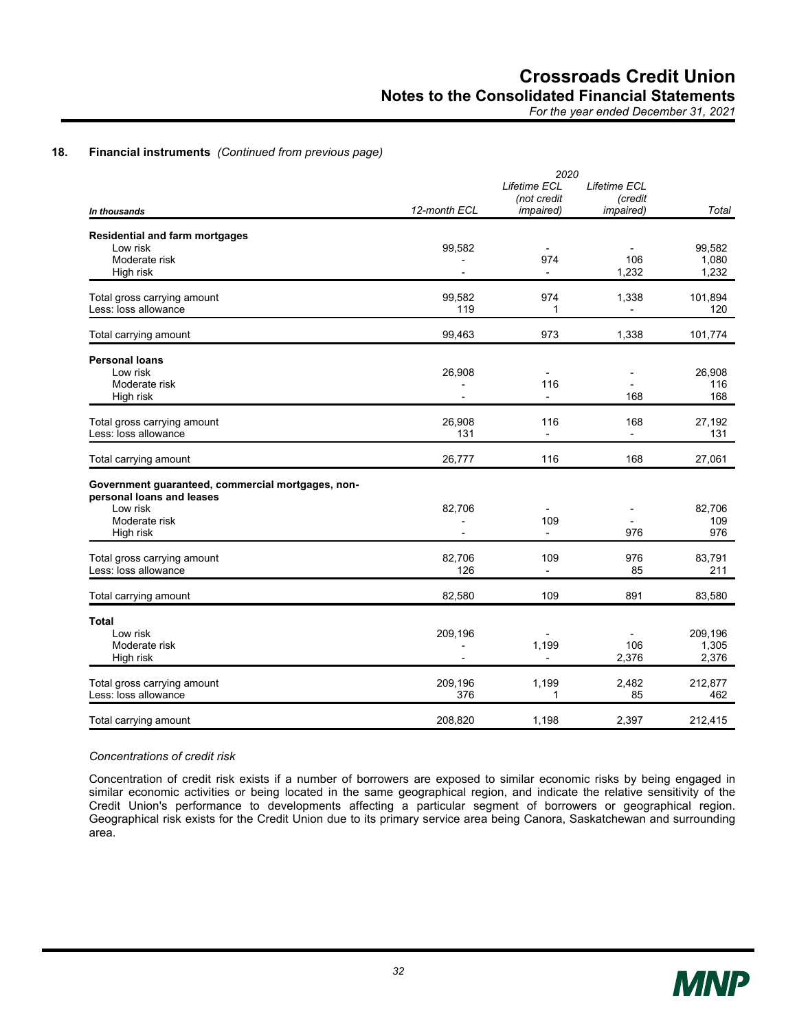## 18. Financial instruments *(Continued from previous page)*

| *In thousands* | *12-month ECL* | *Lifetime ECL (not credit impaired)* | *Lifetime ECL (credit impaired)* | *Total* |
|---|---|---|---|---|
| | | *2020* | | |
| **Residential and farm mortgages** | | | | |
| Low risk | 99,582 | - | - | 99,582 |
| Moderate risk | - | 974 | 106 | 1,080 |
| High risk | - | - | 1,232 | 1,232 |
| Total gross carrying amount | 99,582 | 974 | 1,338 | 101,894 |
| Less: loss allowance | 119 | 1 | - | 120 |
| Total carrying amount | 99,463 | 973 | 1,338 | 101,774 |
| **Personal loans** | | | | |
| Low risk | 26,908 | - | - | 26,908 |
| Moderate risk | - | 116 | - | 116 |
| High risk | - | - | 168 | 168 |
| Total gross carrying amount | 26,908 | 116 | 168 | 27,192 |
| Less: loss allowance | 131 | - | - | 131 |
| Total carrying amount | 26,777 | 116 | 168 | 27,061 |
| **Government guaranteed, commercial mortgages, non-personal loans and leases** | | | | |
| Low risk | 82,706 | - | - | 82,706 |
| Moderate risk | - | 109 | - | 109 |
| High risk | - | - | 976 | 976 |
| Total gross carrying amount | 82,706 | 109 | 976 | 83,791 |
| Less: loss allowance | 126 | - | 85 | 211 |
| Total carrying amount | 82,580 | 109 | 891 | 83,580 |
| **Total** | | | | |
| Low risk | 209,196 | - | - | 209,196 |
| Moderate risk | - | 1,199 | 106 | 1,305 |
| High risk | - | - | 2,376 | 2,376 |
| Total gross carrying amount | 209,196 | 1,199 | 2,482 | 212,877 |
| Less: loss allowance | 376 | 1 | 85 | 462 |
| Total carrying amount | 208,820 | 1,198 | 2,397 | 212,415 |

*Concentrations of credit risk*

Concentration of credit risk exists if a number of borrowers are exposed to similar economic risks by being engaged in similar economic activities or being located in the same geographical region, and indicate the relative sensitivity of the Credit Union's performance to developments affecting a particular segment of borrowers or geographical region. Geographical risk exists for the Credit Union due to its primary service area being Canora, Saskatchewan and surrounding area.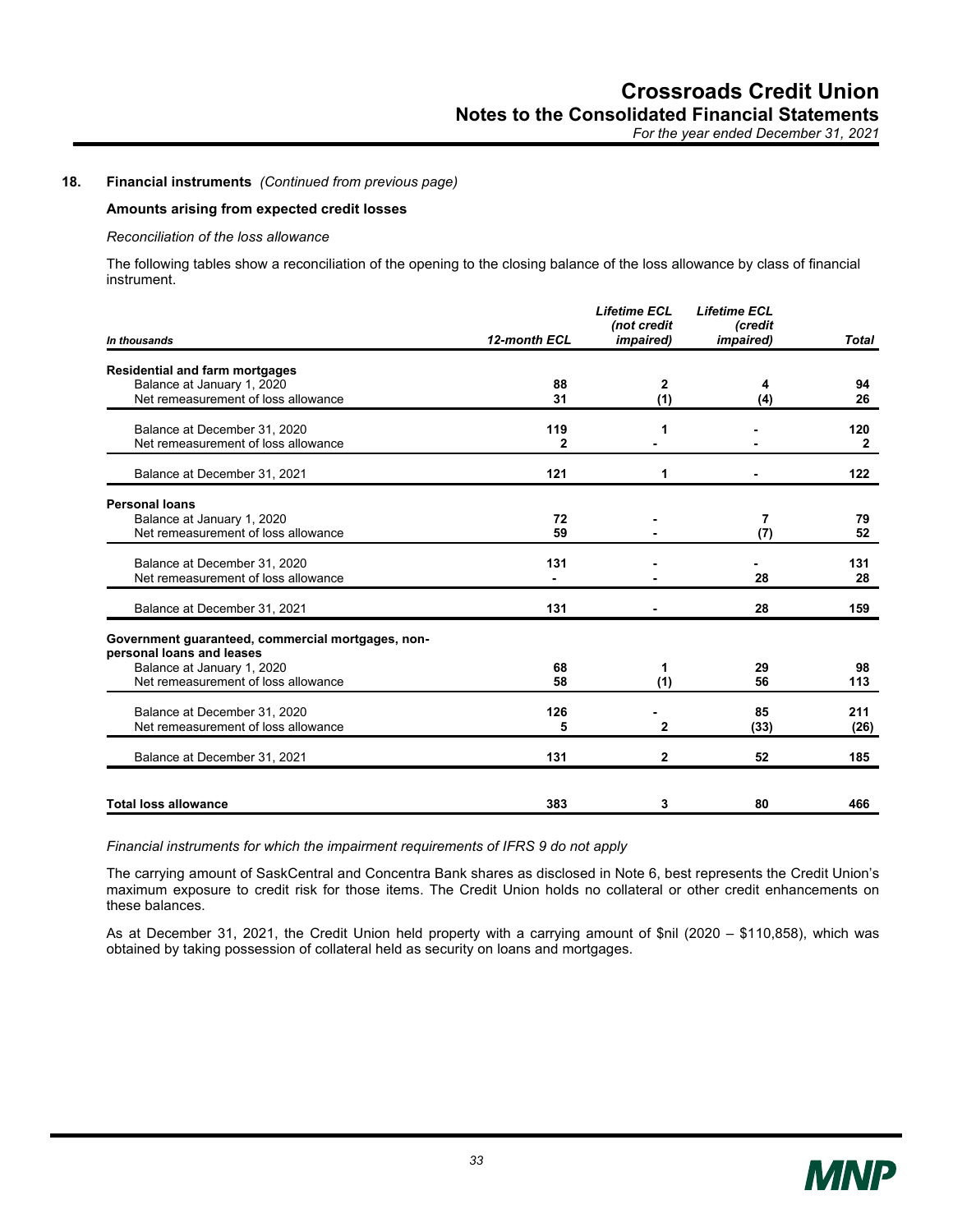## 18. Financial instruments *(Continued from previous page)*

### Amounts arising from expected credit losses

*Reconciliation of the loss allowance*

The following tables show a reconciliation of the opening to the closing balance of the loss allowance by class of financial instrument.

| *In thousands* | *12-month ECL* | *Lifetime ECL (not credit impaired)* | *Lifetime ECL (credit impaired)* | *Total* |
|---|---|---|---|---|
| **Residential and farm mortgages** | | | | |
| Balance at January 1, 2020 | 88 | 2 | 4 | 94 |
| Net remeasurement of loss allowance | 31 | (1) | (4) | 26 |
| Balance at December 31, 2020 | 119 | 1 | - | 120 |
| Net remeasurement of loss allowance | 2 | - | - | 2 |
| Balance at December 31, 2021 | 121 | 1 | - | 122 |
| **Personal loans** | | | | |
| Balance at January 1, 2020 | 72 | - | 7 | 79 |
| Net remeasurement of loss allowance | 59 | - | (7) | 52 |
| Balance at December 31, 2020 | 131 | - | - | 131 |
| Net remeasurement of loss allowance | - | - | 28 | 28 |
| Balance at December 31, 2021 | 131 | - | 28 | 159 |
| **Government guaranteed, commercial mortgages, non-personal loans and leases** | | | | |
| Balance at January 1, 2020 | 68 | 1 | 29 | 98 |
| Net remeasurement of loss allowance | 58 | (1) | 56 | 113 |
| Balance at December 31, 2020 | 126 | - | 85 | 211 |
| Net remeasurement of loss allowance | 5 | 2 | (33) | (26) |
| Balance at December 31, 2021 | 131 | 2 | 52 | 185 |
| **Total loss allowance** | 383 | 3 | 80 | 466 |

*Financial instruments for which the impairment requirements of IFRS 9 do not apply*

The carrying amount of SaskCentral and Concentra Bank shares as disclosed in Note 6, best represents the Credit Union's maximum exposure to credit risk for those items. The Credit Union holds no collateral or other credit enhancements on these balances.

As at December 31, 2021, the Credit Union held property with a carrying amount of $nil (2020 – $110,858), which was obtained by taking possession of collateral held as security on loans and mortgages.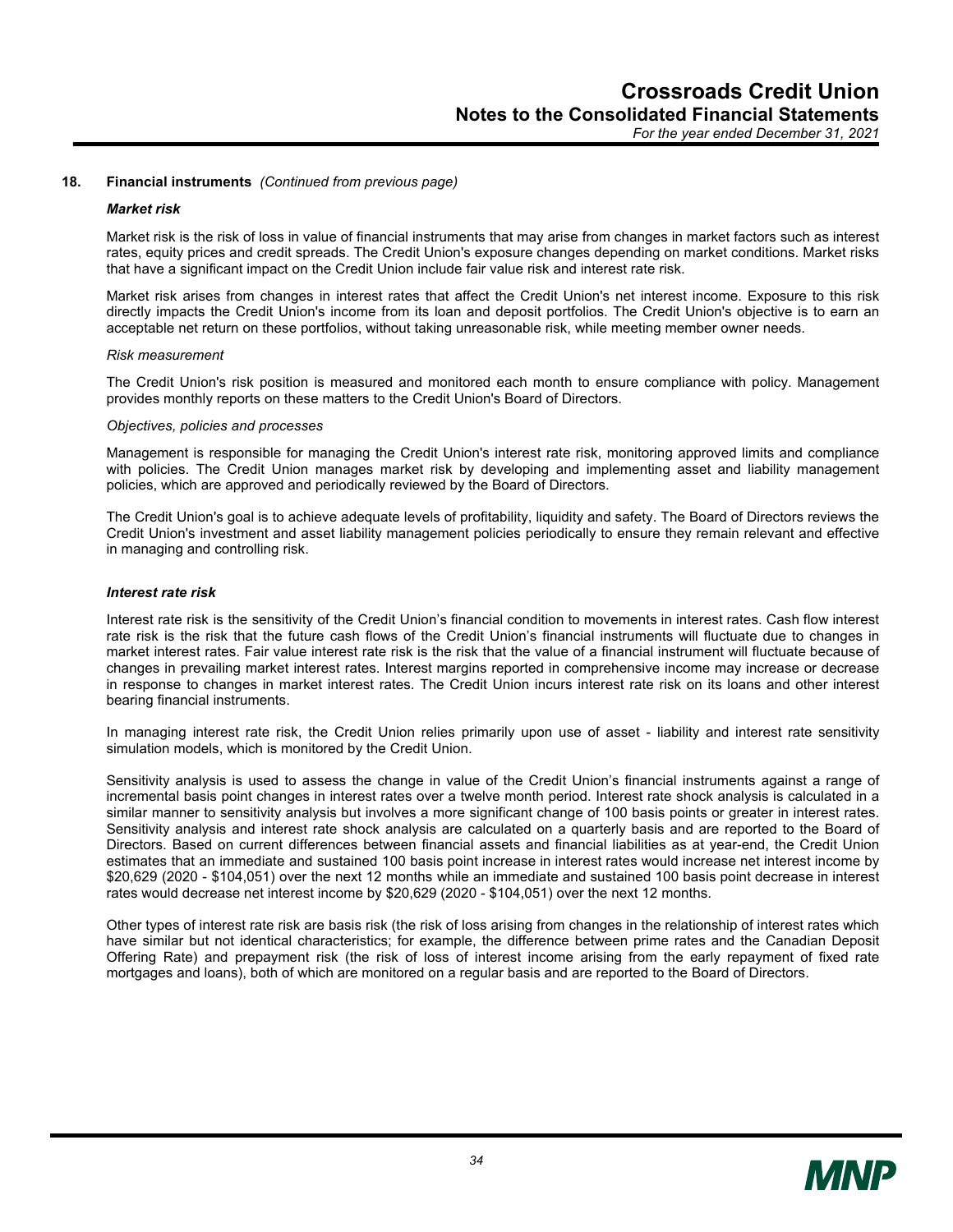## 18. Financial instruments *(Continued from previous page)*

***Market risk***

Market risk is the risk of loss in value of financial instruments that may arise from changes in market factors such as interest rates, equity prices and credit spreads. The Credit Union's exposure changes depending on market conditions. Market risks that have a significant impact on the Credit Union include fair value risk and interest rate risk.

Market risk arises from changes in interest rates that affect the Credit Union's net interest income. Exposure to this risk directly impacts the Credit Union's income from its loan and deposit portfolios. The Credit Union's objective is to earn an acceptable net return on these portfolios, without taking unreasonable risk, while meeting member owner needs.

*Risk measurement*

The Credit Union's risk position is measured and monitored each month to ensure compliance with policy. Management provides monthly reports on these matters to the Credit Union's Board of Directors.

*Objectives, policies and processes*

Management is responsible for managing the Credit Union's interest rate risk, monitoring approved limits and compliance with policies. The Credit Union manages market risk by developing and implementing asset and liability management policies, which are approved and periodically reviewed by the Board of Directors.

The Credit Union's goal is to achieve adequate levels of profitability, liquidity and safety. The Board of Directors reviews the Credit Union's investment and asset liability management policies periodically to ensure they remain relevant and effective in managing and controlling risk.

***Interest rate risk***

Interest rate risk is the sensitivity of the Credit Union's financial condition to movements in interest rates. Cash flow interest rate risk is the risk that the future cash flows of the Credit Union's financial instruments will fluctuate due to changes in market interest rates. Fair value interest rate risk is the risk that the value of a financial instrument will fluctuate because of changes in prevailing market interest rates. Interest margins reported in comprehensive income may increase or decrease in response to changes in market interest rates. The Credit Union incurs interest rate risk on its loans and other interest bearing financial instruments.

In managing interest rate risk, the Credit Union relies primarily upon use of asset - liability and interest rate sensitivity simulation models, which is monitored by the Credit Union.

Sensitivity analysis is used to assess the change in value of the Credit Union's financial instruments against a range of incremental basis point changes in interest rates over a twelve month period. Interest rate shock analysis is calculated in a similar manner to sensitivity analysis but involves a more significant change of 100 basis points or greater in interest rates. Sensitivity analysis and interest rate shock analysis are calculated on a quarterly basis and are reported to the Board of Directors. Based on current differences between financial assets and financial liabilities as at year-end, the Credit Union estimates that an immediate and sustained 100 basis point increase in interest rates would increase net interest income by $20,629 (2020 - $104,051) over the next 12 months while an immediate and sustained 100 basis point decrease in interest rates would decrease net interest income by $20,629 (2020 - $104,051) over the next 12 months.

Other types of interest rate risk are basis risk (the risk of loss arising from changes in the relationship of interest rates which have similar but not identical characteristics; for example, the difference between prime rates and the Canadian Deposit Offering Rate) and prepayment risk (the risk of loss of interest income arising from the early repayment of fixed rate mortgages and loans), both of which are monitored on a regular basis and are reported to the Board of Directors.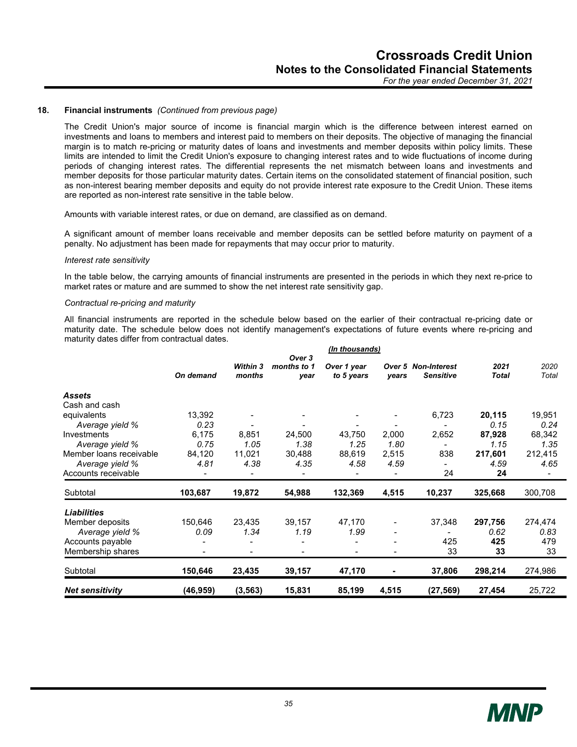### 18. Financial instruments *(Continued from previous page)*

The Credit Union's major source of income is financial margin which is the difference between interest earned on investments and loans to members and interest paid to members on their deposits. The objective of managing the financial margin is to match re-pricing or maturity dates of loans and investments and member deposits within policy limits. These limits are intended to limit the Credit Union's exposure to changing interest rates and to wide fluctuations of income during periods of changing interest rates. The differential represents the net mismatch between loans and investments and member deposits for those particular maturity dates. Certain items on the consolidated statement of financial position, such as non-interest bearing member deposits and equity do not provide interest rate exposure to the Credit Union. These items are reported as non-interest rate sensitive in the table below.

Amounts with variable interest rates, or due on demand, are classified as on demand.

A significant amount of member loans receivable and member deposits can be settled before maturity on payment of a penalty. No adjustment has been made for repayments that may occur prior to maturity.

*Interest rate sensitivity*

In the table below, the carrying amounts of financial instruments are presented in the periods in which they next re-price to market rates or mature and are summed to show the net interest rate sensitivity gap.

*Contractual re-pricing and maturity*

All financial instruments are reported in the schedule below based on the earlier of their contractual re-pricing date or maturity date. The schedule below does not identify management's expectations of future events where re-pricing and maturity dates differ from contractual dates.

*(In thousands)*

| | *On demand* | *Within 3 months* | *Over 3 months to 1 year* | *Over 1 year to 5 years* | *Over 5 years* | *Non-Interest Sensitive* | *2021 Total* | *2020 Total* |
|---|---|---|---|---|---|---|---|---|
| ***Assets*** | | | | | | | | |
| Cash and cash equivalents | 13,392 | - | - | - | - | 6,723 | **20,115** | 19,951 |
| *Average yield %* | *0.23* | - | - | - | - | - | *0.15* | *0.24* |
| Investments | 6,175 | 8,851 | 24,500 | 43,750 | 2,000 | 2,652 | **87,928** | 68,342 |
| *Average yield %* | *0.75* | *1.05* | *1.38* | *1.25* | *1.80* | - | *1.15* | *1.35* |
| Member loans receivable | 84,120 | 11,021 | 30,488 | 88,619 | 2,515 | 838 | **217,601** | 212,415 |
| *Average yield %* | *4.81* | *4.38* | *4.35* | *4.58* | *4.59* | - | *4.59* | *4.65* |
| Accounts receivable | - | - | - | - | - | 24 | **24** | - |
| Subtotal | **103,687** | **19,872** | **54,988** | **132,369** | **4,515** | **10,237** | **325,668** | 300,708 |
| ***Liabilities*** | | | | | | | | |
| Member deposits | 150,646 | 23,435 | 39,157 | 47,170 | - | 37,348 | **297,756** | 274,474 |
| *Average yield %* | *0.09* | *1.34* | *1.19* | *1.99* | - | - | *0.62* | *0.83* |
| Accounts payable | - | - | - | - | - | 425 | **425** | 479 |
| Membership shares | - | - | - | - | - | 33 | **33** | 33 |
| Subtotal | **150,646** | **23,435** | **39,157** | **47,170** | **-** | **37,806** | **298,214** | 274,986 |
| ***Net sensitivity*** | **(46,959)** | **(3,563)** | **15,831** | **85,199** | **4,515** | **(27,569)** | **27,454** | 25,722 |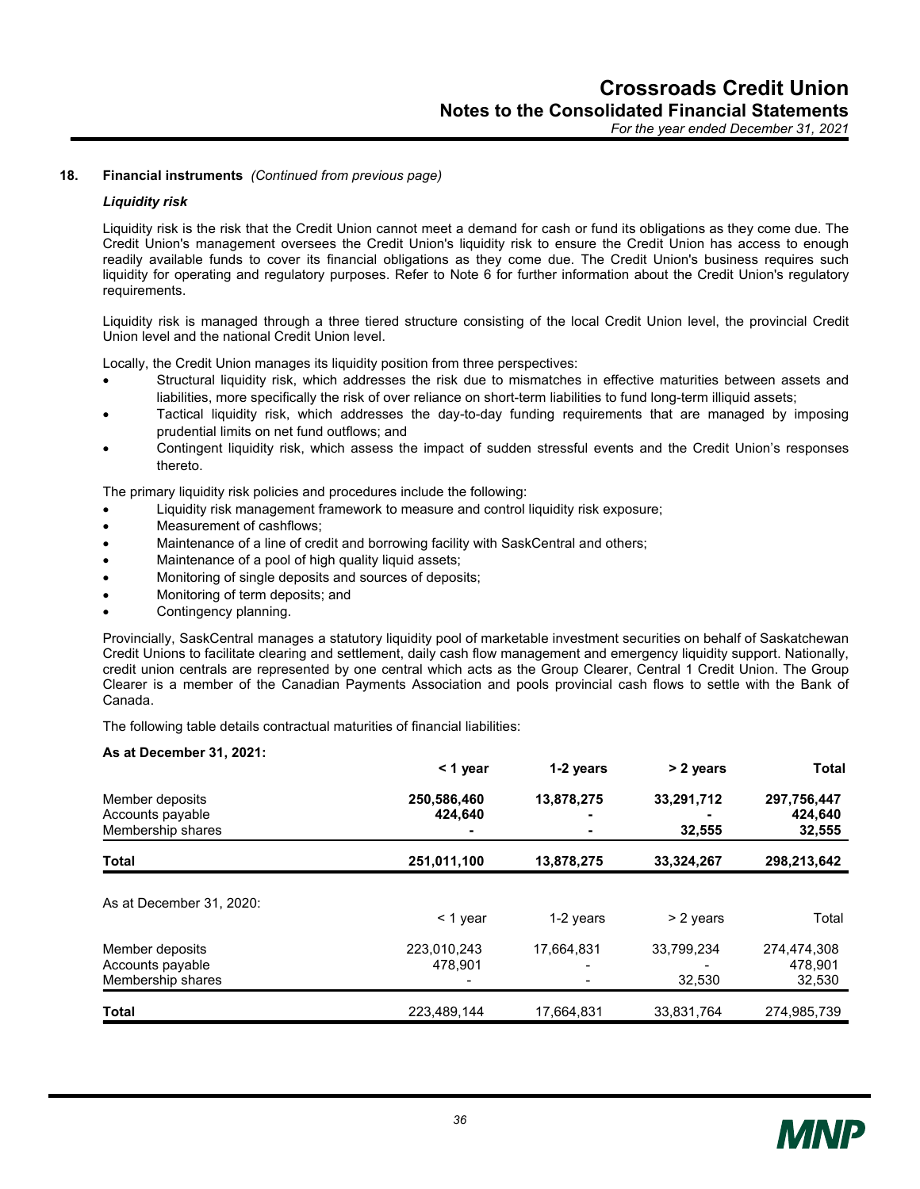## 18. Financial instruments *(Continued from previous page)*

### *Liquidity risk*

Liquidity risk is the risk that the Credit Union cannot meet a demand for cash or fund its obligations as they come due. The Credit Union's management oversees the Credit Union's liquidity risk to ensure the Credit Union has access to enough readily available funds to cover its financial obligations as they come due. The Credit Union's business requires such liquidity for operating and regulatory purposes. Refer to Note 6 for further information about the Credit Union's regulatory requirements.

Liquidity risk is managed through a three tiered structure consisting of the local Credit Union level, the provincial Credit Union level and the national Credit Union level.

Locally, the Credit Union manages its liquidity position from three perspectives:

- Structural liquidity risk, which addresses the risk due to mismatches in effective maturities between assets and liabilities, more specifically the risk of over reliance on short-term liabilities to fund long-term illiquid assets;
- Tactical liquidity risk, which addresses the day-to-day funding requirements that are managed by imposing prudential limits on net fund outflows; and
- Contingent liquidity risk, which assess the impact of sudden stressful events and the Credit Union's responses thereto.

The primary liquidity risk policies and procedures include the following:

- Liquidity risk management framework to measure and control liquidity risk exposure;
- Measurement of cashflows;
- Maintenance of a line of credit and borrowing facility with SaskCentral and others;
- Maintenance of a pool of high quality liquid assets;
- Monitoring of single deposits and sources of deposits;
- Monitoring of term deposits; and
- Contingency planning.

Provincially, SaskCentral manages a statutory liquidity pool of marketable investment securities on behalf of Saskatchewan Credit Unions to facilitate clearing and settlement, daily cash flow management and emergency liquidity support. Nationally, credit union centrals are represented by one central which acts as the Group Clearer, Central 1 Credit Union. The Group Clearer is a member of the Canadian Payments Association and pools provincial cash flows to settle with the Bank of Canada.

The following table details contractual maturities of financial liabilities:

**As at December 31, 2021:**

| | < 1 year | 1-2 years | > 2 years | Total |
|---|---|---|---|---|
| Member deposits | 250,586,460 | 13,878,275 | 33,291,712 | 297,756,447 |
| Accounts payable | 424,640 | - | - | 424,640 |
| Membership shares | - | - | 32,555 | 32,555 |
| **Total** | **251,011,100** | **13,878,275** | **33,324,267** | **298,213,642** |

As at December 31, 2020:

| | < 1 year | 1-2 years | > 2 years | Total |
|---|---|---|---|---|
| Member deposits | 223,010,243 | 17,664,831 | 33,799,234 | 274,474,308 |
| Accounts payable | 478,901 | - | - | 478,901 |
| Membership shares | - | - | 32,530 | 32,530 |
| **Total** | 223,489,144 | 17,664,831 | 33,831,764 | 274,985,739 |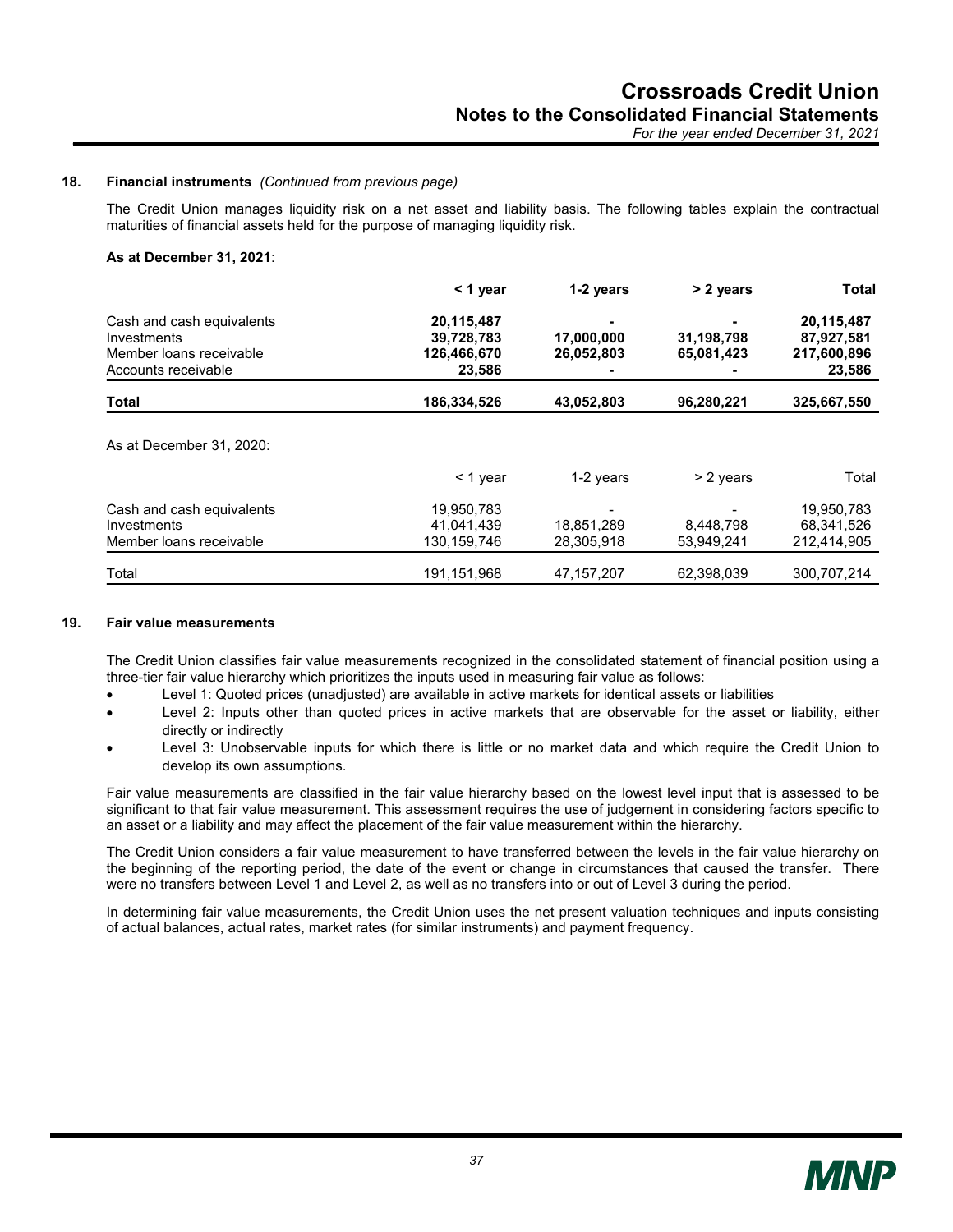**18. Financial instruments** *(Continued from previous page)*

The Credit Union manages liquidity risk on a net asset and liability basis. The following tables explain the contractual maturities of financial assets held for the purpose of managing liquidity risk.

**As at December 31, 2021**:

| | **< 1 year** | **1-2 years** | **> 2 years** | **Total** |
|---|---|---|---|---|
| Cash and cash equivalents | **20,115,487** | **-** | **-** | **20,115,487** |
| Investments | **39,728,783** | **17,000,000** | **31,198,798** | **87,927,581** |
| Member loans receivable | **126,466,670** | **26,052,803** | **65,081,423** | **217,600,896** |
| Accounts receivable | **23,586** | **-** | **-** | **23,586** |
| **Total** | **186,334,526** | **43,052,803** | **96,280,221** | **325,667,550** |

As at December 31, 2020:

| | < 1 year | 1-2 years | > 2 years | Total |
|---|---|---|---|---|
| Cash and cash equivalents | 19,950,783 | - | - | 19,950,783 |
| Investments | 41,041,439 | 18,851,289 | 8,448,798 | 68,341,526 |
| Member loans receivable | 130,159,746 | 28,305,918 | 53,949,241 | 212,414,905 |
| Total | 191,151,968 | 47,157,207 | 62,398,039 | 300,707,214 |

**19. Fair value measurements**

The Credit Union classifies fair value measurements recognized in the consolidated statement of financial position using a three-tier fair value hierarchy which prioritizes the inputs used in measuring fair value as follows:

- Level 1: Quoted prices (unadjusted) are available in active markets for identical assets or liabilities
- Level 2: Inputs other than quoted prices in active markets that are observable for the asset or liability, either directly or indirectly
- Level 3: Unobservable inputs for which there is little or no market data and which require the Credit Union to develop its own assumptions.

Fair value measurements are classified in the fair value hierarchy based on the lowest level input that is assessed to be significant to that fair value measurement. This assessment requires the use of judgement in considering factors specific to an asset or a liability and may affect the placement of the fair value measurement within the hierarchy.

The Credit Union considers a fair value measurement to have transferred between the levels in the fair value hierarchy on the beginning of the reporting period, the date of the event or change in circumstances that caused the transfer. There were no transfers between Level 1 and Level 2, as well as no transfers into or out of Level 3 during the period.

In determining fair value measurements, the Credit Union uses the net present valuation techniques and inputs consisting of actual balances, actual rates, market rates (for similar instruments) and payment frequency.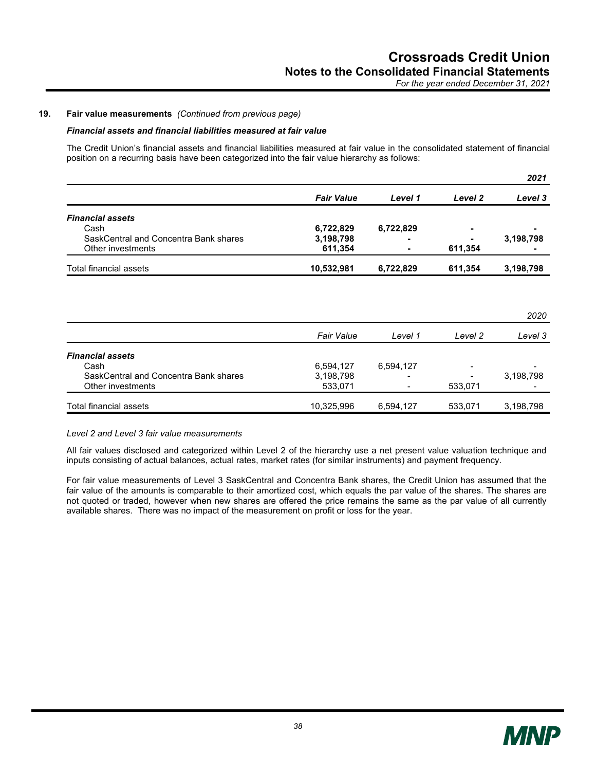## 19. Fair value measurements *(Continued from previous page)*

### *Financial assets and financial liabilities measured at fair value*

The Credit Union's financial assets and financial liabilities measured at fair value in the consolidated statement of financial position on a recurring basis have been categorized into the fair value hierarchy as follows:

| | | | | ***2021*** |
|---|---|---|---|---|
| | ***Fair Value*** | ***Level 1*** | ***Level 2*** | ***Level 3*** |
| ***Financial assets*** | | | | |
| Cash | **6,722,829** | **6,722,829** | **-** | **-** |
| SaskCentral and Concentra Bank shares | **3,198,798** | **-** | **-** | **3,198,798** |
| Other investments | **611,354** | **-** | **611,354** | **-** |
| Total financial assets | **10,532,981** | **6,722,829** | **611,354** | **3,198,798** |

| | | | | *2020* |
|---|---|---|---|---|
| | *Fair Value* | *Level 1* | *Level 2* | *Level 3* |
| ***Financial assets*** | | | | |
| Cash | 6,594,127 | 6,594,127 | - | - |
| SaskCentral and Concentra Bank shares | 3,198,798 | - | - | 3,198,798 |
| Other investments | 533,071 | - | 533,071 | - |
| Total financial assets | 10,325,996 | 6,594,127 | 533,071 | 3,198,798 |

*Level 2 and Level 3 fair value measurements*

All fair values disclosed and categorized within Level 2 of the hierarchy use a net present value valuation technique and inputs consisting of actual balances, actual rates, market rates (for similar instruments) and payment frequency.

For fair value measurements of Level 3 SaskCentral and Concentra Bank shares, the Credit Union has assumed that the fair value of the amounts is comparable to their amortized cost, which equals the par value of the shares. The shares are not quoted or traded, however when new shares are offered the price remains the same as the par value of all currently available shares. There was no impact of the measurement on profit or loss for the year.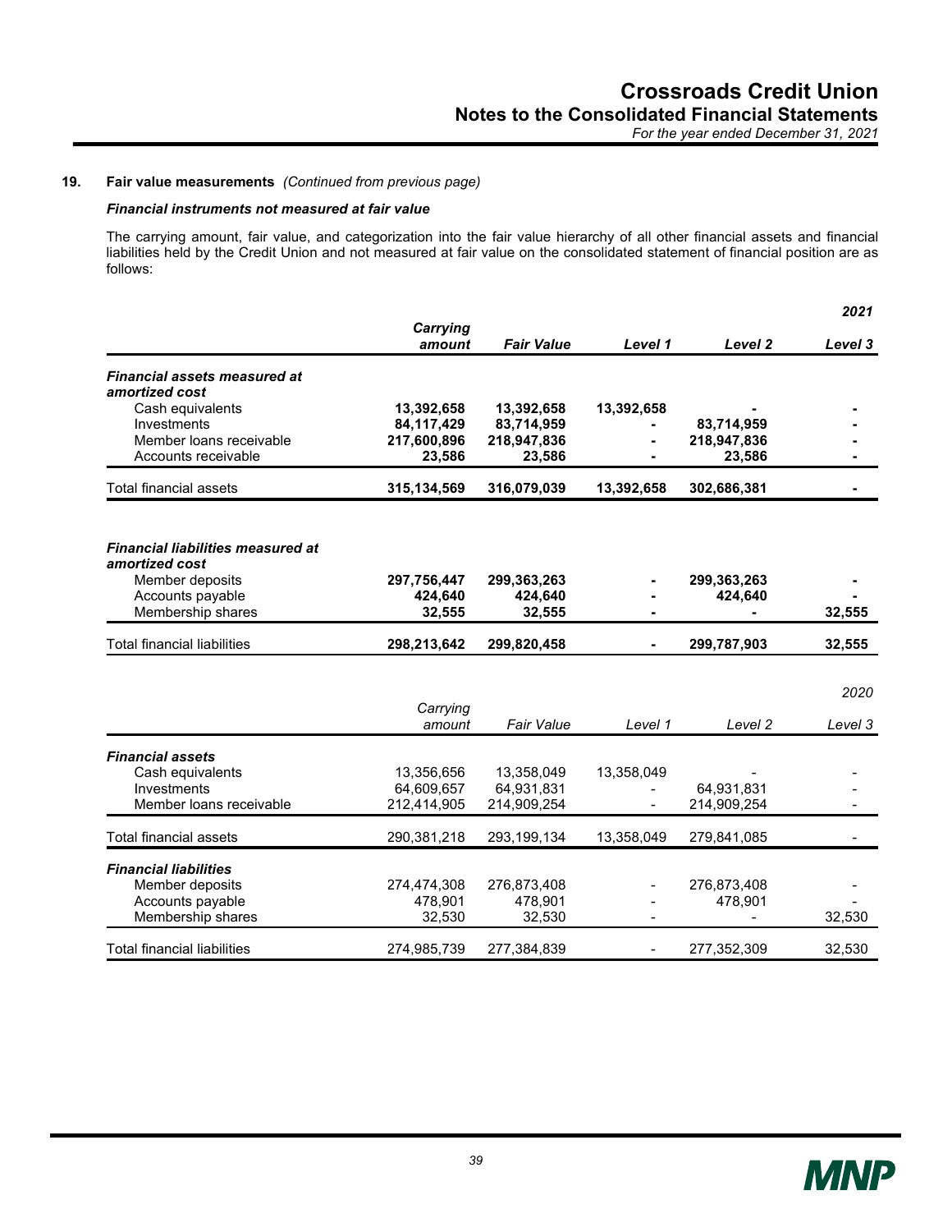## 19. Fair value measurements *(Continued from previous page)*

***Financial instruments not measured at fair value***

The carrying amount, fair value, and categorization into the fair value hierarchy of all other financial assets and financial liabilities held by the Credit Union and not measured at fair value on the consolidated statement of financial position are as follows:

| | | | | | ***2021*** |
|---|---|---|---|---|---|
| | ***Carrying amount*** | ***Fair Value*** | ***Level 1*** | ***Level 2*** | ***Level 3*** |
| ***Financial assets measured at amortized cost*** | | | | | |
| Cash equivalents | **13,392,658** | **13,392,658** | **13,392,658** | **-** | **-** |
| Investments | **84,117,429** | **83,714,959** | **-** | **83,714,959** | **-** |
| Member loans receivable | **217,600,896** | **218,947,836** | **-** | **218,947,836** | **-** |
| Accounts receivable | **23,586** | **23,586** | **-** | **23,586** | **-** |
| Total financial assets | **315,134,569** | **316,079,039** | **13,392,658** | **302,686,381** | **-** |
| ***Financial liabilities measured at amortized cost*** | | | | | |
| Member deposits | **297,756,447** | **299,363,263** | **-** | **299,363,263** | **-** |
| Accounts payable | **424,640** | **424,640** | **-** | **424,640** | **-** |
| Membership shares | **32,555** | **32,555** | **-** | **-** | **32,555** |
| Total financial liabilities | **298,213,642** | **299,820,458** | **-** | **299,787,903** | **32,555** |

| | | | | | *2020* |
|---|---|---|---|---|---|
| | *Carrying amount* | *Fair Value* | *Level 1* | *Level 2* | *Level 3* |
| ***Financial assets*** | | | | | |
| Cash equivalents | 13,356,656 | 13,358,049 | 13,358,049 | - | - |
| Investments | 64,609,657 | 64,931,831 | - | 64,931,831 | - |
| Member loans receivable | 212,414,905 | 214,909,254 | - | 214,909,254 | - |
| Total financial assets | 290,381,218 | 293,199,134 | 13,358,049 | 279,841,085 | - |
| ***Financial liabilities*** | | | | | |
| Member deposits | 274,474,308 | 276,873,408 | - | 276,873,408 | - |
| Accounts payable | 478,901 | 478,901 | - | 478,901 | - |
| Membership shares | 32,530 | 32,530 | - | - | 32,530 |
| Total financial liabilities | 274,985,739 | 277,384,839 | - | 277,352,309 | 32,530 |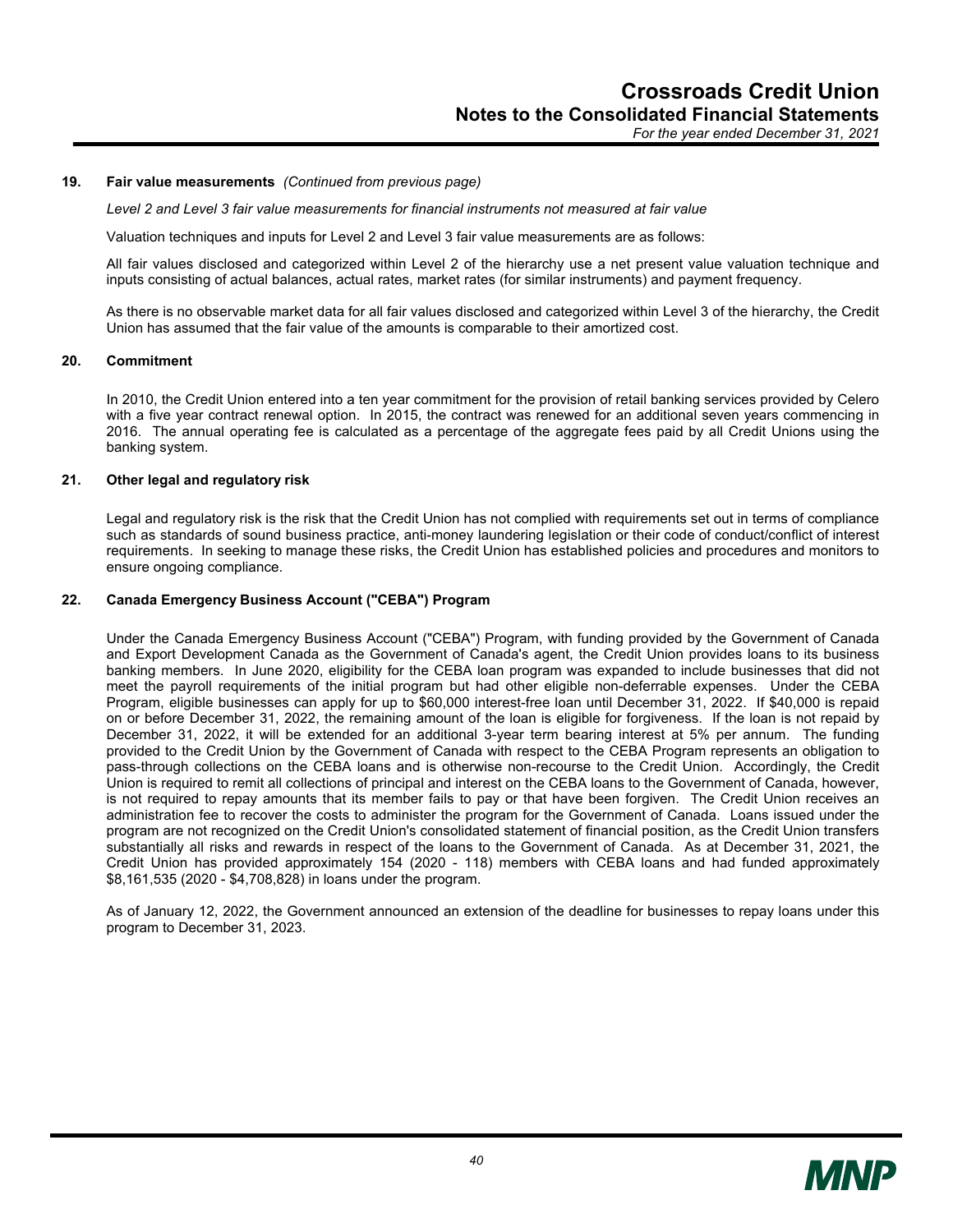## 19. Fair value measurements *(Continued from previous page)*

*Level 2 and Level 3 fair value measurements for financial instruments not measured at fair value*

Valuation techniques and inputs for Level 2 and Level 3 fair value measurements are as follows:

All fair values disclosed and categorized within Level 2 of the hierarchy use a net present value valuation technique and inputs consisting of actual balances, actual rates, market rates (for similar instruments) and payment frequency.

As there is no observable market data for all fair values disclosed and categorized within Level 3 of the hierarchy, the Credit Union has assumed that the fair value of the amounts is comparable to their amortized cost.

## 20. Commitment

In 2010, the Credit Union entered into a ten year commitment for the provision of retail banking services provided by Celero with a five year contract renewal option. In 2015, the contract was renewed for an additional seven years commencing in 2016. The annual operating fee is calculated as a percentage of the aggregate fees paid by all Credit Unions using the banking system.

## 21. Other legal and regulatory risk

Legal and regulatory risk is the risk that the Credit Union has not complied with requirements set out in terms of compliance such as standards of sound business practice, anti-money laundering legislation or their code of conduct/conflict of interest requirements. In seeking to manage these risks, the Credit Union has established policies and procedures and monitors to ensure ongoing compliance.

## 22. Canada Emergency Business Account ("CEBA") Program

Under the Canada Emergency Business Account ("CEBA") Program, with funding provided by the Government of Canada and Export Development Canada as the Government of Canada's agent, the Credit Union provides loans to its business banking members. In June 2020, eligibility for the CEBA loan program was expanded to include businesses that did not meet the payroll requirements of the initial program but had other eligible non-deferrable expenses. Under the CEBA Program, eligible businesses can apply for up to $60,000 interest-free loan until December 31, 2022. If $40,000 is repaid on or before December 31, 2022, the remaining amount of the loan is eligible for forgiveness. If the loan is not repaid by December 31, 2022, it will be extended for an additional 3-year term bearing interest at 5% per annum. The funding provided to the Credit Union by the Government of Canada with respect to the CEBA Program represents an obligation to pass-through collections on the CEBA loans and is otherwise non-recourse to the Credit Union. Accordingly, the Credit Union is required to remit all collections of principal and interest on the CEBA loans to the Government of Canada, however, is not required to repay amounts that its member fails to pay or that have been forgiven. The Credit Union receives an administration fee to recover the costs to administer the program for the Government of Canada. Loans issued under the program are not recognized on the Credit Union's consolidated statement of financial position, as the Credit Union transfers substantially all risks and rewards in respect of the loans to the Government of Canada. As at December 31, 2021, the Credit Union has provided approximately 154 (2020 - 118) members with CEBA loans and had funded approximately $8,161,535 (2020 - $4,708,828) in loans under the program.

As of January 12, 2022, the Government announced an extension of the deadline for businesses to repay loans under this program to December 31, 2023.